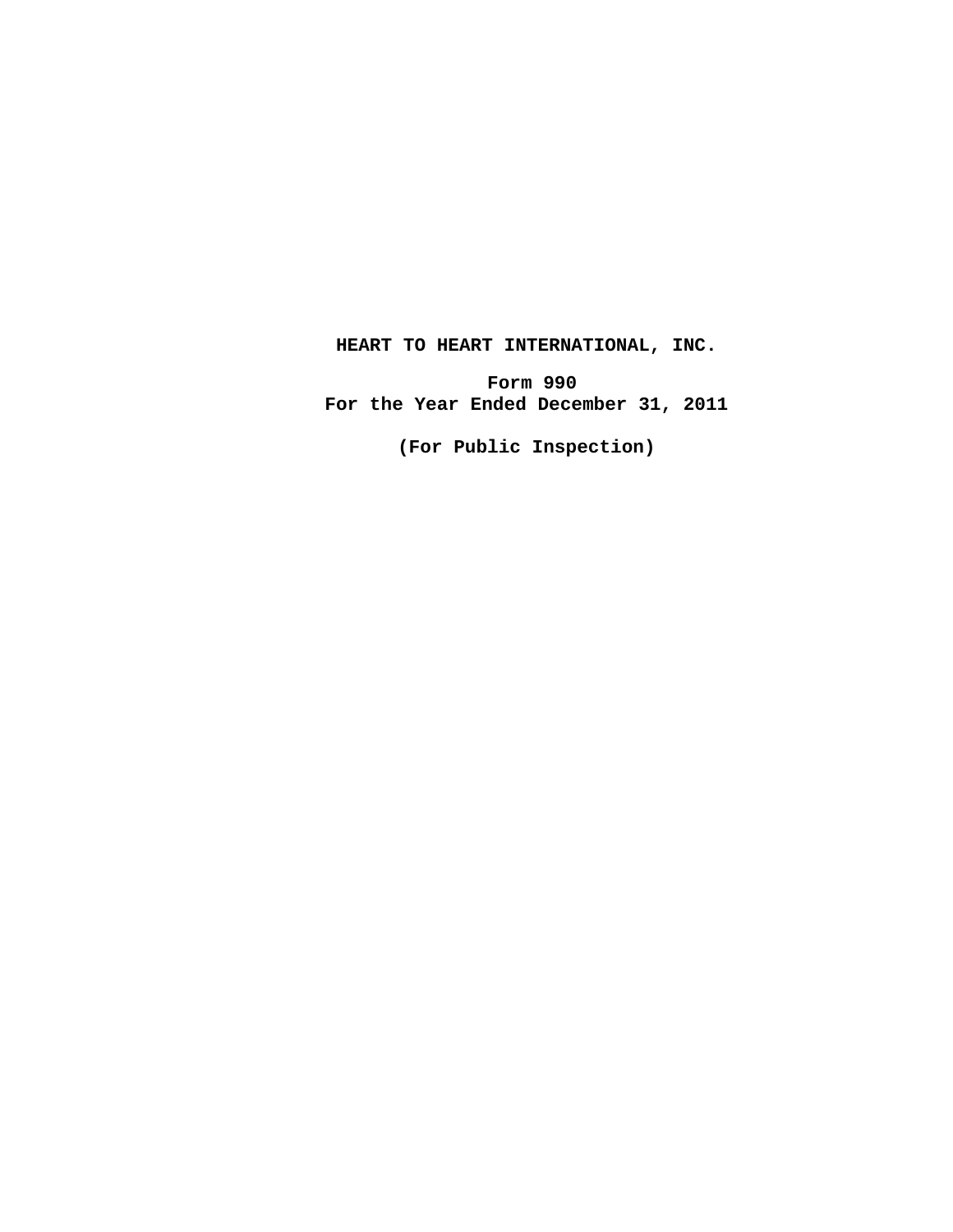**HEART TO HEART INTERNATIONAL, INC.**

**Form 990**
**For the Year Ended December 31, 2011**

**(For Public Inspection)**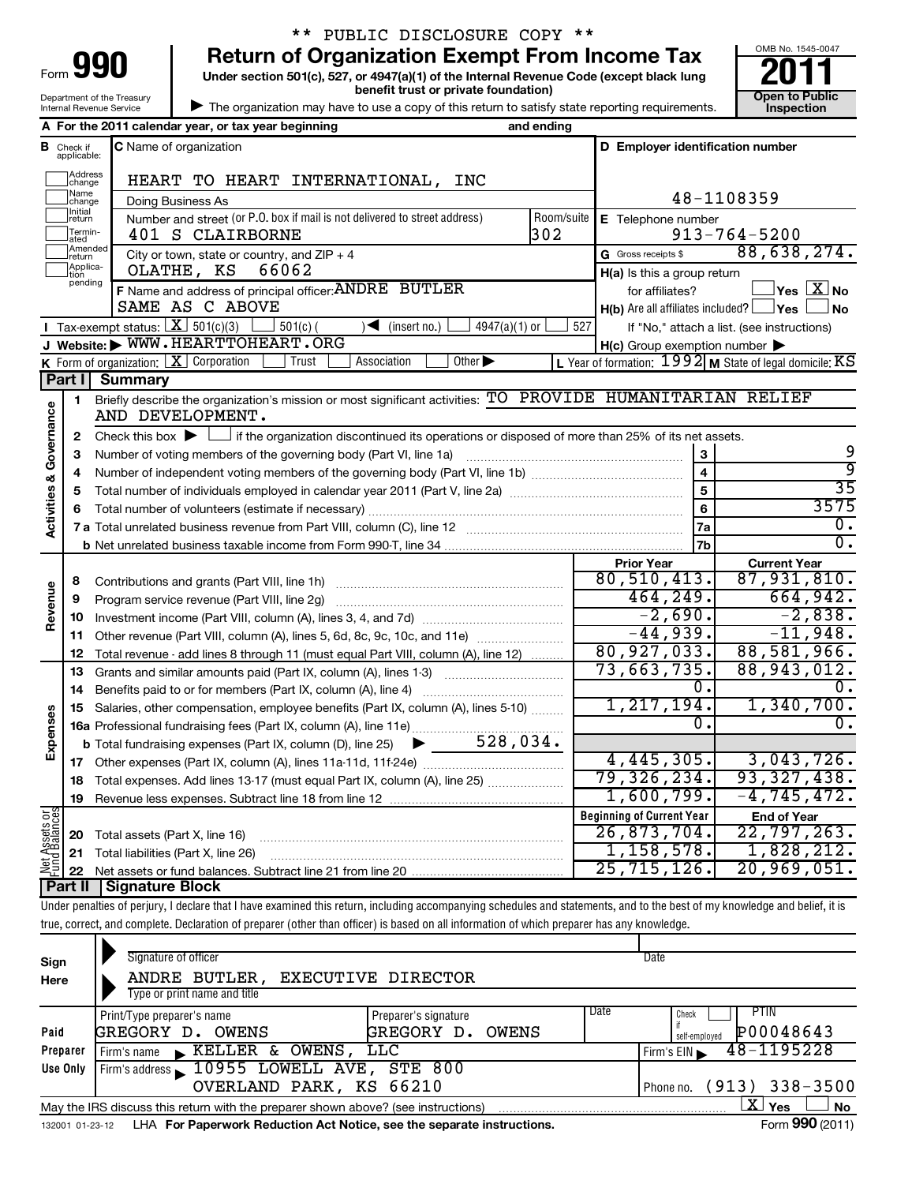\*\* PUBLIC DISCLOSURE COPY \*\*

# Form 990 — Return of Organization Exempt From Income Tax

Under section 501(c), 527, or 4947(a)(1) of the Internal Revenue Code (except black lung benefit trust or private foundation)

Department of the Treasury, Internal Revenue Service

▶ The organization may have to use a copy of this return to satisfy state reporting requirements.

OMB No. 1545-0047 | **2011** | Open to Public Inspection

**A** For the 2011 calendar year, or tax year beginning and ending

| | |
|---|---|
| **B** Check if applicable: Address change, Name change, Initial return, Terminated, Amended return, Application pending | |
| **C** Name of organization: HEART TO HEART INTERNATIONAL, INC | **D** Employer identification number: 48-1108359 |
| Doing Business As | |
| Number and street (or P.O. box if mail is not delivered to street address): 401 S CLAIRBORNE — Room/suite: 302 | **E** Telephone number: 913-764-5200 |
| City or town, state or country, and ZIP + 4: OLATHE, KS 66062 | **G** Gross receipts $ 88,638,274. |
| **F** Name and address of principal officer: ANDRE BUTLER, SAME AS C ABOVE | **H(a)** Is this a group return for affiliates? ☐ Yes ☒ No |
| | **H(b)** Are all affiliates included? ☐ Yes ☐ No — If "No," attach a list. (see instructions) |
| **I** Tax-exempt status: ☒ 501(c)(3) ☐ 501(c) ( ) ◀ (insert no.) ☐ 4947(a)(1) or ☐ 527 | |
| **J** Website: ▶ WWW.HEARTTOHEART.ORG | **H(c)** Group exemption number ▶ |
| **K** Form of organization: ☒ Corporation ☐ Trust ☐ Association ☐ Other ▶ | **L** Year of formation: 1992 **M** State of legal domicile: KS |

## Part I Summary

**Activities & Governance**

1. Briefly describe the organization's mission or most significant activities: TO PROVIDE HUMANITARIAN RELIEF AND DEVELOPMENT.
2. Check this box ▶ ☐ if the organization discontinued its operations or disposed of more than 25% of its net assets.

| | | | |
|---|---|---|---|
| 3 | Number of voting members of the governing body (Part VI, line 1a) | 3 | 9 |
| 4 | Number of independent voting members of the governing body (Part VI, line 1b) | 4 | 9 |
| 5 | Total number of individuals employed in calendar year 2011 (Part V, line 2a) | 5 | 35 |
| 6 | Total number of volunteers (estimate if necessary) | 6 | 3575 |
| 7a | Total unrelated business revenue from Part VIII, column (C), line 12 | 7a | 0. |
| b | Net unrelated business taxable income from Form 990-T, line 34 | 7b | 0. |

| | | Prior Year | Current Year |
|---|---|---|---|
| **Revenue** | | | |
| 8 | Contributions and grants (Part VIII, line 1h) | 80,510,413. | 87,931,810. |
| 9 | Program service revenue (Part VIII, line 2g) | 464,249. | 664,942. |
| 10 | Investment income (Part VIII, column (A), lines 3, 4, and 7d) | -2,690. | -2,838. |
| 11 | Other revenue (Part VIII, column (A), lines 5, 6d, 8c, 9c, 10c, and 11e) | -44,939. | -11,948. |
| 12 | Total revenue - add lines 8 through 11 (must equal Part VIII, column (A), line 12) | 80,927,033. | 88,581,966. |
| **Expenses** | | | |
| 13 | Grants and similar amounts paid (Part IX, column (A), lines 1-3) | 73,663,735. | 88,943,012. |
| 14 | Benefits paid to or for members (Part IX, column (A), line 4) | 0. | 0. |
| 15 | Salaries, other compensation, employee benefits (Part IX, column (A), lines 5-10) | 1,217,194. | 1,340,700. |
| 16a | Professional fundraising fees (Part IX, column (A), line 11e) | 0. | 0. |
| b | Total fundraising expenses (Part IX, column (D), line 25) ▶ 528,034. | | |
| 17 | Other expenses (Part IX, column (A), lines 11a-11d, 11f-24e) | 4,445,305. | 3,043,726. |
| 18 | Total expenses. Add lines 13-17 (must equal Part IX, column (A), line 25) | 79,326,234. | 93,327,438. |
| 19 | Revenue less expenses. Subtract line 18 from line 12 | 1,600,799. | -4,745,472. |

| **Net Assets or Fund Balances** | | Beginning of Current Year | End of Year |
|---|---|---|---|
| 20 | Total assets (Part X, line 16) | 26,873,704. | 22,797,263. |
| 21 | Total liabilities (Part X, line 26) | 1,158,578. | 1,828,212. |
| 22 | Net assets or fund balances. Subtract line 21 from line 20 | 25,715,126. | 20,969,051. |

## Part II Signature Block

Under penalties of perjury, I declare that I have examined this return, including accompanying schedules and statements, and to the best of my knowledge and belief, it is true, correct, and complete. Declaration of preparer (other than officer) is based on all information of which preparer has any knowledge.

**Sign Here**

Signature of officer — Date

ANDRE BUTLER, EXECUTIVE DIRECTOR
Type or print name and title

| **Paid Preparer Use Only** | | | | |
|---|---|---|---|---|
| Print/Type preparer's name: GREGORY D. OWENS | Preparer's signature: GREGORY D. OWENS | Date | Check ☐ if self-employed | PTIN: P00048643 |
| Firm's name ▶ KELLER & OWENS, LLC | | | Firm's EIN ▶ 48-1195228 | |
| Firm's address ▶ 10955 LOWELL AVE, STE 800, OVERLAND PARK, KS 66210 | | | Phone no. (913) 338-3500 | |

May the IRS discuss this return with the preparer shown above? (see instructions) ☒ Yes ☐ No

132001 01-23-12 LHA For Paperwork Reduction Act Notice, see the separate instructions. Form 990 (2011)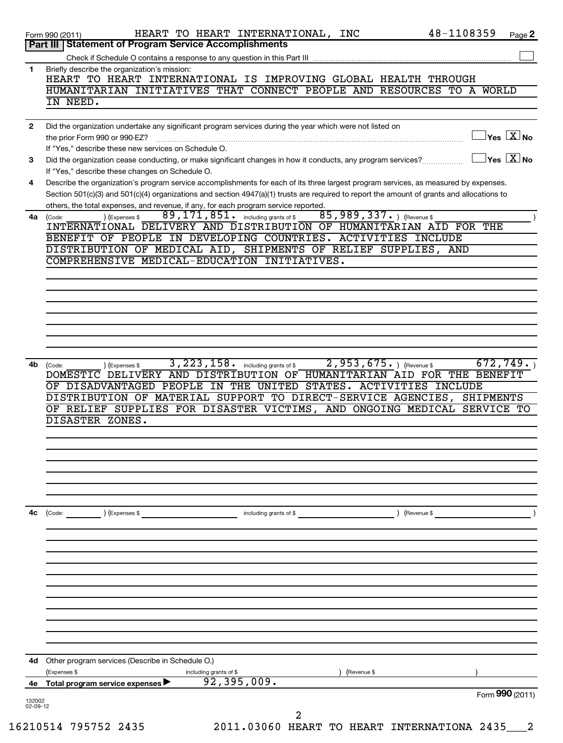Form 990 (2011) HEART TO HEART INTERNATIONAL, INC 48-1108359 Page **2**

**Part III | Statement of Program Service Accomplishments**

Check if Schedule O contains a response to any question in this Part III ☐

**1** Briefly describe the organization's mission:

HEART TO HEART INTERNATIONAL IS IMPROVING GLOBAL HEALTH THROUGH HUMANITARIAN INITIATIVES THAT CONNECT PEOPLE AND RESOURCES TO A WORLD IN NEED.

**2** Did the organization undertake any significant program services during the year which were not listed on the prior Form 990 or 990-EZ? ☐ Yes ☒ No

If "Yes," describe these new services on Schedule O.

**3** Did the organization cease conducting, or make significant changes in how it conducts, any program services? ☐ Yes ☒ No

If "Yes," describe these changes on Schedule O.

**4** Describe the organization's program service accomplishments for each of its three largest program services, as measured by expenses. Section 501(c)(3) and 501(c)(4) organizations and section 4947(a)(1) trusts are required to report the amount of grants and allocations to others, the total expenses, and revenue, if any, for each program service reported.

**4a** (Code: ) (Expenses $ 89,171,851. including grants of $ 85,989,337. ) (Revenue $ )

INTERNATIONAL DELIVERY AND DISTRIBUTION OF HUMANITARIAN AID FOR THE BENEFIT OF PEOPLE IN DEVELOPING COUNTRIES. ACTIVITIES INCLUDE DISTRIBUTION OF MEDICAL AID, SHIPMENTS OF RELIEF SUPPLIES, AND COMPREHENSIVE MEDICAL-EDUCATION INITIATIVES.

**4b** (Code: ) (Expenses $ 3,223,158. including grants of $ 2,953,675. ) (Revenue $ 672,749. )

DOMESTIC DELIVERY AND DISTRIBUTION OF HUMANITARIAN AID FOR THE BENEFIT OF DISADVANTAGED PEOPLE IN THE UNITED STATES. ACTIVITIES INCLUDE DISTRIBUTION OF MATERIAL SUPPORT TO DIRECT-SERVICE AGENCIES, SHIPMENTS OF RELIEF SUPPLIES FOR DISASTER VICTIMS, AND ONGOING MEDICAL SERVICE TO DISASTER ZONES.

**4c** (Code: ) (Expenses $ including grants of $ ) (Revenue $ )

**4d** Other program services (Describe in Schedule O.)

(Expenses $ including grants of $ ) (Revenue $ )

**4e** **Total program service expenses** ▶ 92,395,009.

Form **990** (2011)

132002 02-09-12

16210514 795752 2435 2011.03060 HEART TO HEART INTERNATIONA 2435___2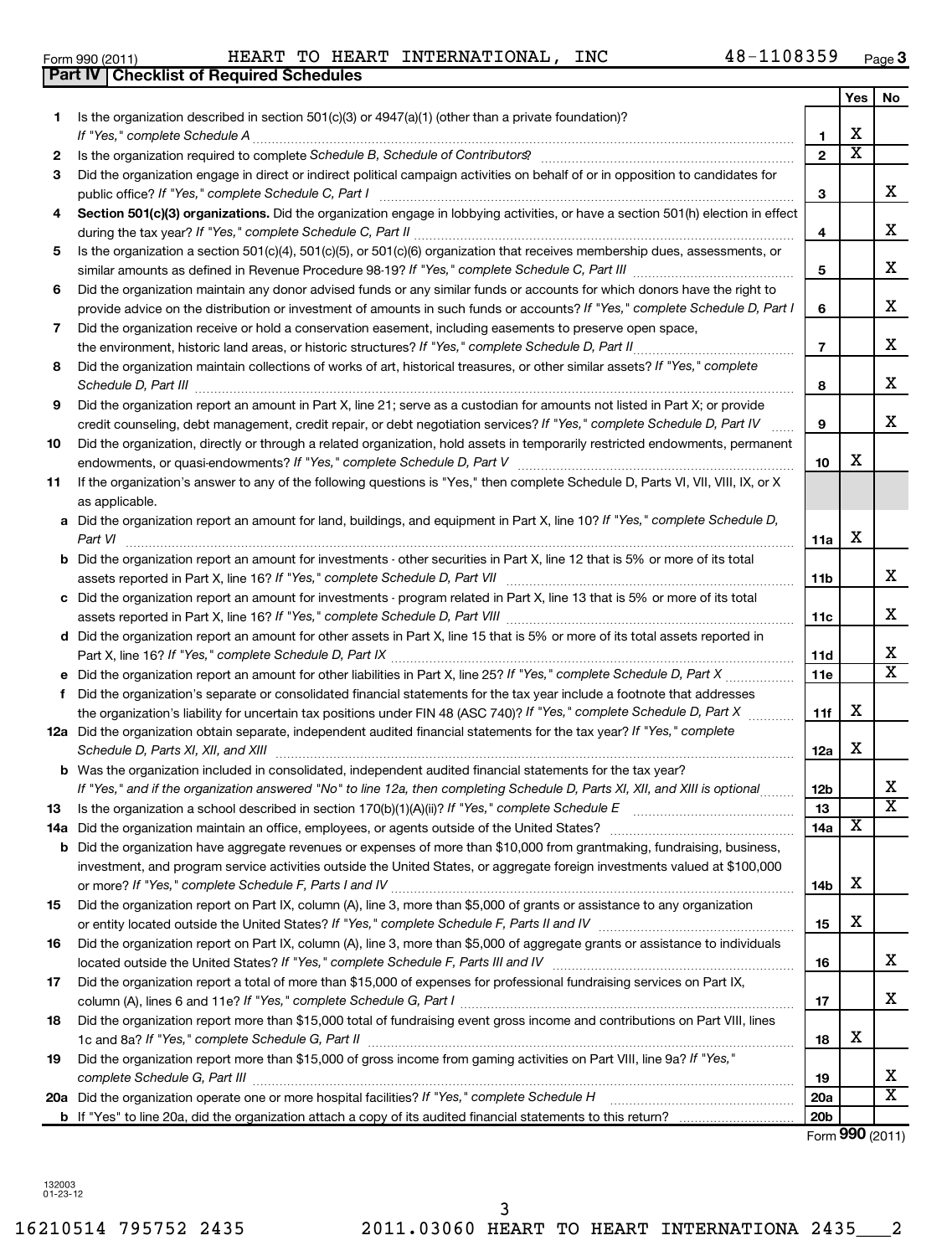Form 990 (2011) HEART TO HEART INTERNATIONAL, INC 48-1108359

## Part IV Checklist of Required Schedules

| | | | Yes | No |
|---|---|---|---|---|
| 1 | Is the organization described in section 501(c)(3) or 4947(a)(1) (other than a private foundation)? *If "Yes," complete Schedule A* | 1 | X | |
| 2 | Is the organization required to complete *Schedule B, Schedule of Contributors*? | 2 | X | |
| 3 | Did the organization engage in direct or indirect political campaign activities on behalf of or in opposition to candidates for public office? *If "Yes," complete Schedule C, Part I* | 3 | | X |
| 4 | **Section 501(c)(3) organizations.** Did the organization engage in lobbying activities, or have a section 501(h) election in effect during the tax year? *If "Yes," complete Schedule C, Part II* | 4 | | X |
| 5 | Is the organization a section 501(c)(4), 501(c)(5), or 501(c)(6) organization that receives membership dues, assessments, or similar amounts as defined in Revenue Procedure 98-19? *If "Yes," complete Schedule C, Part III* | 5 | | X |
| 6 | Did the organization maintain any donor advised funds or any similar funds or accounts for which donors have the right to provide advice on the distribution or investment of amounts in such funds or accounts? *If "Yes," complete Schedule D, Part I* | 6 | | X |
| 7 | Did the organization receive or hold a conservation easement, including easements to preserve open space, the environment, historic land areas, or historic structures? *If "Yes," complete Schedule D, Part II* | 7 | | X |
| 8 | Did the organization maintain collections of works of art, historical treasures, or other similar assets? *If "Yes," complete Schedule D, Part III* | 8 | | X |
| 9 | Did the organization report an amount in Part X, line 21; serve as a custodian for amounts not listed in Part X; or provide credit counseling, debt management, credit repair, or debt negotiation services? *If "Yes," complete Schedule D, Part IV* | 9 | | X |
| 10 | Did the organization, directly or through a related organization, hold assets in temporarily restricted endowments, permanent endowments, or quasi-endowments? *If "Yes," complete Schedule D, Part V* | 10 | X | |
| 11 | If the organization's answer to any of the following questions is "Yes," then complete Schedule D, Parts VI, VII, VIII, IX, or X as applicable. | | | |
| a | Did the organization report an amount for land, buildings, and equipment in Part X, line 10? *If "Yes," complete Schedule D, Part VI* | 11a | X | |
| b | Did the organization report an amount for investments - other securities in Part X, line 12 that is 5% or more of its total assets reported in Part X, line 16? *If "Yes," complete Schedule D, Part VII* | 11b | | X |
| c | Did the organization report an amount for investments - program related in Part X, line 13 that is 5% or more of its total assets reported in Part X, line 16? *If "Yes," complete Schedule D, Part VIII* | 11c | | X |
| d | Did the organization report an amount for other assets in Part X, line 15 that is 5% or more of its total assets reported in Part X, line 16? *If "Yes," complete Schedule D, Part IX* | 11d | | X |
| e | Did the organization report an amount for other liabilities in Part X, line 25? *If "Yes," complete Schedule D, Part X* | 11e | | X |
| f | Did the organization's separate or consolidated financial statements for the tax year include a footnote that addresses the organization's liability for uncertain tax positions under FIN 48 (ASC 740)? *If "Yes," complete Schedule D, Part X* | 11f | X | |
| 12a | Did the organization obtain separate, independent audited financial statements for the tax year? *If "Yes," complete Schedule D, Parts XI, XII, and XIII* | 12a | X | |
| b | Was the organization included in consolidated, independent audited financial statements for the tax year? *If "Yes," and if the organization answered "No" to line 12a, then completing Schedule D, Parts XI, XII, and XIII is optional* | 12b | | X |
| 13 | Is the organization a school described in section 170(b)(1)(A)(ii)? *If "Yes," complete Schedule E* | 13 | | X |
| 14a | Did the organization maintain an office, employees, or agents outside of the United States? | 14a | X | |
| b | Did the organization have aggregate revenues or expenses of more than $10,000 from grantmaking, fundraising, business, investment, and program service activities outside the United States, or aggregate foreign investments valued at $100,000 or more? *If "Yes," complete Schedule F, Parts I and IV* | 14b | X | |
| 15 | Did the organization report on Part IX, column (A), line 3, more than $5,000 of grants or assistance to any organization or entity located outside the United States? *If "Yes," complete Schedule F, Parts II and IV* | 15 | X | |
| 16 | Did the organization report on Part IX, column (A), line 3, more than $5,000 of aggregate grants or assistance to individuals located outside the United States? *If "Yes," complete Schedule F, Parts III and IV* | 16 | | X |
| 17 | Did the organization report a total of more than $15,000 of expenses for professional fundraising services on Part IX, column (A), lines 6 and 11e? *If "Yes," complete Schedule G, Part I* | 17 | | X |
| 18 | Did the organization report more than $15,000 total of fundraising event gross income and contributions on Part VIII, lines 1c and 8a? *If "Yes," complete Schedule G, Part II* | 18 | X | |
| 19 | Did the organization report more than $15,000 of gross income from gaming activities on Part VIII, line 9a? *If "Yes," complete Schedule G, Part III* | 19 | | X |
| 20a | Did the organization operate one or more hospital facilities? *If "Yes," complete Schedule H* | 20a | | X |
| b | If "Yes" to line 20a, did the organization attach a copy of its audited financial statements to this return? | 20b | | |

Form **990** (2011)

132003
01-23-12

16210514 795752 2435 2011.03060 HEART TO HEART INTERNATIONA 2435___2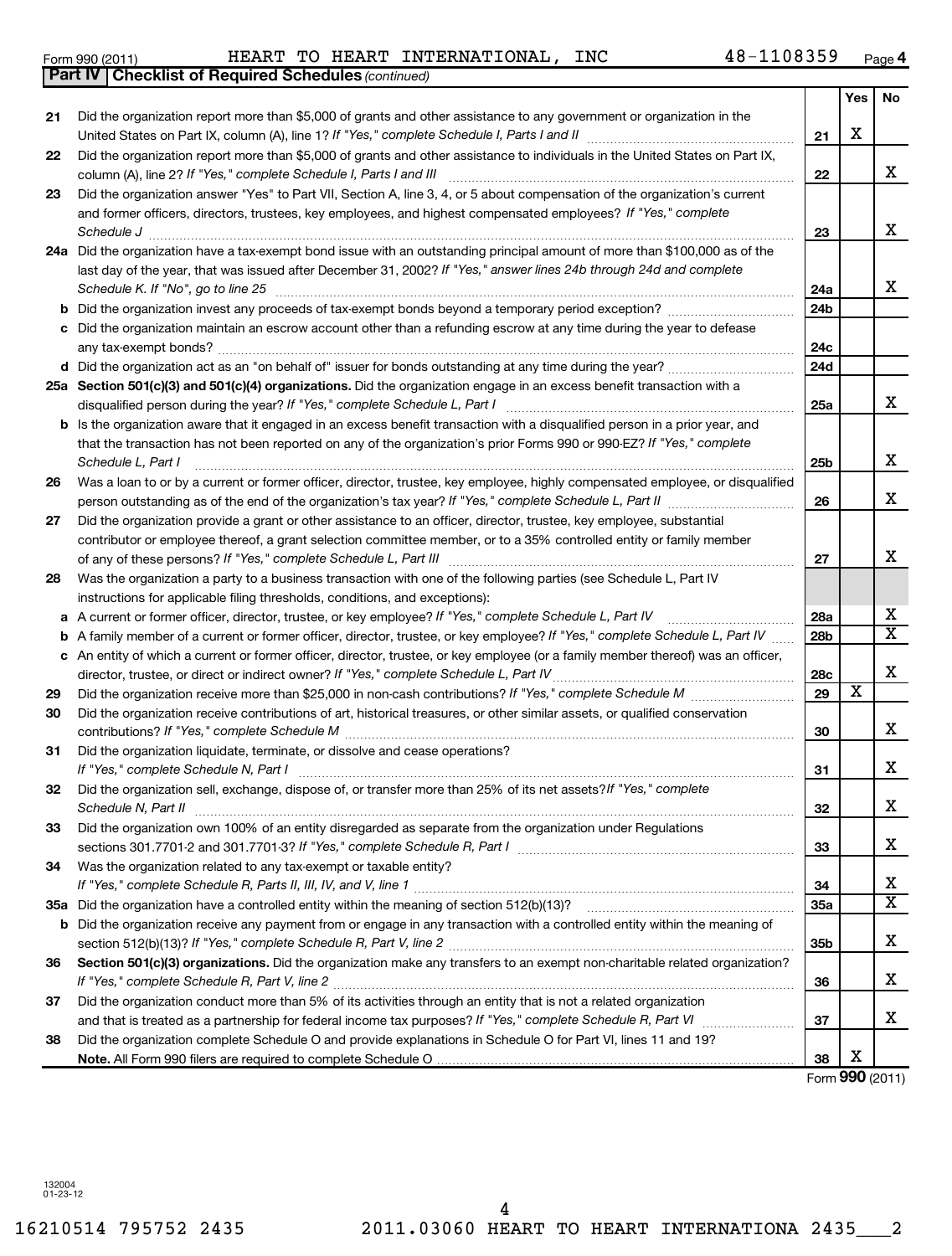Form 990 (2011) HEART TO HEART INTERNATIONAL, INC 48-1108359 Page 4

**Part IV Checklist of Required Schedules** *(continued)*

| | | | Yes | No |
|---|---|---|---|---|
| 21 | Did the organization report more than $5,000 of grants and other assistance to any government or organization in the United States on Part IX, column (A), line 1? *If "Yes," complete Schedule I, Parts I and II* | 21 | X | |
| 22 | Did the organization report more than $5,000 of grants and other assistance to individuals in the United States on Part IX, column (A), line 2? *If "Yes," complete Schedule I, Parts I and III* | 22 | | X |
| 23 | Did the organization answer "Yes" to Part VII, Section A, line 3, 4, or 5 about compensation of the organization's current and former officers, directors, trustees, key employees, and highest compensated employees? *If "Yes," complete Schedule J* | 23 | | X |
| 24a | Did the organization have a tax-exempt bond issue with an outstanding principal amount of more than $100,000 as of the last day of the year, that was issued after December 31, 2002? *If "Yes," answer lines 24b through 24d and complete Schedule K. If "No", go to line 25* | 24a | | X |
| b | Did the organization invest any proceeds of tax-exempt bonds beyond a temporary period exception? | 24b | | |
| c | Did the organization maintain an escrow account other than a refunding escrow at any time during the year to defease any tax-exempt bonds? | 24c | | |
| d | Did the organization act as an "on behalf of" issuer for bonds outstanding at any time during the year? | 24d | | |
| 25a | **Section 501(c)(3) and 501(c)(4) organizations.** Did the organization engage in an excess benefit transaction with a disqualified person during the year? *If "Yes," complete Schedule L, Part I* | 25a | | X |
| b | Is the organization aware that it engaged in an excess benefit transaction with a disqualified person in a prior year, and that the transaction has not been reported on any of the organization's prior Forms 990 or 990-EZ? *If "Yes," complete Schedule L, Part I* | 25b | | X |
| 26 | Was a loan to or by a current or former officer, director, trustee, key employee, highly compensated employee, or disqualified person outstanding as of the end of the organization's tax year? *If "Yes," complete Schedule L, Part II* | 26 | | X |
| 27 | Did the organization provide a grant or other assistance to an officer, director, trustee, key employee, substantial contributor or employee thereof, a grant selection committee member, or to a 35% controlled entity or family member of any of these persons? *If "Yes," complete Schedule L, Part III* | 27 | | X |
| 28 | Was the organization a party to a business transaction with one of the following parties (see Schedule L, Part IV instructions for applicable filing thresholds, conditions, and exceptions): | | | |
| a | A current or former officer, director, trustee, or key employee? *If "Yes," complete Schedule L, Part IV* | 28a | | X |
| b | A family member of a current or former officer, director, trustee, or key employee? *If "Yes," complete Schedule L, Part IV* | 28b | | X |
| c | An entity of which a current or former officer, director, trustee, or key employee (or a family member thereof) was an officer, director, trustee, or direct or indirect owner? *If "Yes," complete Schedule L, Part IV* | 28c | | X |
| 29 | Did the organization receive more than $25,000 in non-cash contributions? *If "Yes," complete Schedule M* | 29 | X | |
| 30 | Did the organization receive contributions of art, historical treasures, or other similar assets, or qualified conservation contributions? *If "Yes," complete Schedule M* | 30 | | X |
| 31 | Did the organization liquidate, terminate, or dissolve and cease operations? *If "Yes," complete Schedule N, Part I* | 31 | | X |
| 32 | Did the organization sell, exchange, dispose of, or transfer more than 25% of its net assets? *If "Yes," complete Schedule N, Part II* | 32 | | X |
| 33 | Did the organization own 100% of an entity disregarded as separate from the organization under Regulations sections 301.7701-2 and 301.7701-3? *If "Yes," complete Schedule R, Part I* | 33 | | X |
| 34 | Was the organization related to any tax-exempt or taxable entity? *If "Yes," complete Schedule R, Parts II, III, IV, and V, line 1* | 34 | | X |
| 35a | Did the organization have a controlled entity within the meaning of section 512(b)(13)? | 35a | | X |
| b | Did the organization receive any payment from or engage in any transaction with a controlled entity within the meaning of section 512(b)(13)? *If "Yes," complete Schedule R, Part V, line 2* | 35b | | X |
| 36 | **Section 501(c)(3) organizations.** Did the organization make any transfers to an exempt non-charitable related organization? *If "Yes," complete Schedule R, Part V, line 2* | 36 | | X |
| 37 | Did the organization conduct more than 5% of its activities through an entity that is not a related organization and that is treated as a partnership for federal income tax purposes? *If "Yes," complete Schedule R, Part VI* | 37 | | X |
| 38 | Did the organization complete Schedule O and provide explanations in Schedule O for Part VI, lines 11 and 19? **Note.** All Form 990 filers are required to complete Schedule O | 38 | X | |

Form **990** (2011)

132004
01-23-12

16210514 795752 2435 2011.03060 HEART TO HEART INTERNATIONA 2435___2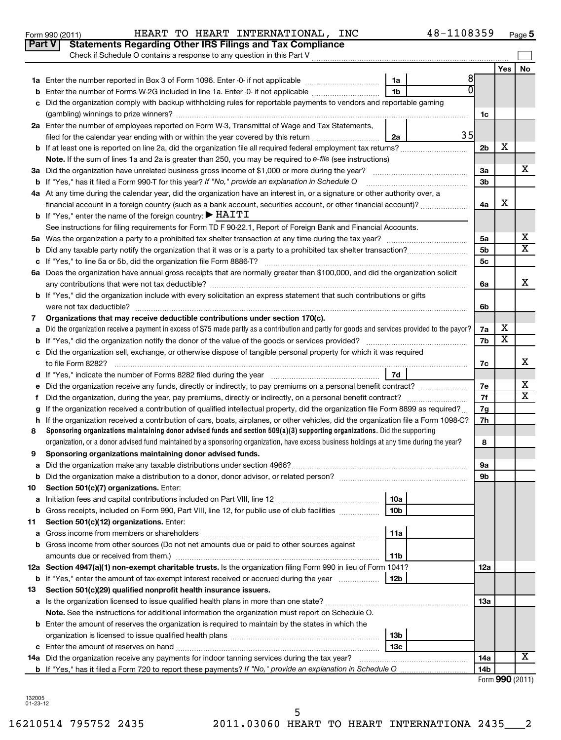Form 990 (2011) HEART TO HEART INTERNATIONAL, INC 48-1108359 Page 5

**Part V Statements Regarding Other IRS Filings and Tax Compliance**

Check if Schedule O contains a response to any question in this Part V

| | | | | | Yes | No |
|---|---|---|---|---|---|---|
| 1a | Enter the number reported in Box 3 of Form 1096. Enter -0- if not applicable | 1a | 8 | | | |
| b | Enter the number of Forms W-2G included in line 1a. Enter -0- if not applicable | 1b | 0 | | | |
| c | Did the organization comply with backup withholding rules for reportable payments to vendors and reportable gaming (gambling) winnings to prize winners? | | | 1c | | |
| 2a | Enter the number of employees reported on Form W-3, Transmittal of Wage and Tax Statements, filed for the calendar year ending with or within the year covered by this return | 2a | 35 | | | |
| b | If at least one is reported on line 2a, did the organization file all required federal employment tax returns? | | | 2b | X | |
| | **Note.** If the sum of lines 1a and 2a is greater than 250, you may be required to *e-file* (see instructions) | | | | | |
| 3a | Did the organization have unrelated business gross income of $1,000 or more during the year? | | | 3a | | X |
| b | If "Yes," has it filed a Form 990-T for this year? *If "No," provide an explanation in Schedule O* | | | 3b | | |
| 4a | At any time during the calendar year, did the organization have an interest in, or a signature or other authority over, a financial account in a foreign country (such as a bank account, securities account, or other financial account)? | | | 4a | X | |
| b | If "Yes," enter the name of the foreign country: ▶ HAITI | | | | | |
| | See instructions for filing requirements for Form TD F 90-22.1, Report of Foreign Bank and Financial Accounts. | | | | | |
| 5a | Was the organization a party to a prohibited tax shelter transaction at any time during the tax year? | | | 5a | | X |
| b | Did any taxable party notify the organization that it was or is a party to a prohibited tax shelter transaction? | | | 5b | | X |
| c | If "Yes," to line 5a or 5b, did the organization file Form 8886-T? | | | 5c | | |
| 6a | Does the organization have annual gross receipts that are normally greater than $100,000, and did the organization solicit any contributions that were not tax deductible? | | | 6a | | X |
| b | If "Yes," did the organization include with every solicitation an express statement that such contributions or gifts were not tax deductible? | | | 6b | | |
| 7 | **Organizations that may receive deductible contributions under section 170(c).** | | | | | |
| a | Did the organization receive a payment in excess of $75 made partly as a contribution and partly for goods and services provided to the payor? | | | 7a | X | |
| b | If "Yes," did the organization notify the donor of the value of the goods or services provided? | | | 7b | X | |
| c | Did the organization sell, exchange, or otherwise dispose of tangible personal property for which it was required to file Form 8282? | | | 7c | | X |
| d | If "Yes," indicate the number of Forms 8282 filed during the year | 7d | | | | |
| e | Did the organization receive any funds, directly or indirectly, to pay premiums on a personal benefit contract? | | | 7e | | X |
| f | Did the organization, during the year, pay premiums, directly or indirectly, on a personal benefit contract? | | | 7f | | X |
| g | If the organization received a contribution of qualified intellectual property, did the organization file Form 8899 as required? | | | 7g | | |
| h | If the organization received a contribution of cars, boats, airplanes, or other vehicles, did the organization file a Form 1098-C? | | | 7h | | |
| 8 | **Sponsoring organizations maintaining donor advised funds and section 509(a)(3) supporting organizations.** Did the supporting organization, or a donor advised fund maintained by a sponsoring organization, have excess business holdings at any time during the year? | | | 8 | | |
| 9 | **Sponsoring organizations maintaining donor advised funds.** | | | | | |
| a | Did the organization make any taxable distributions under section 4966? | | | 9a | | |
| b | Did the organization make a distribution to a donor, donor advisor, or related person? | | | 9b | | |
| 10 | **Section 501(c)(7) organizations.** Enter: | | | | | |
| a | Initiation fees and capital contributions included on Part VIII, line 12 | 10a | | | | |
| b | Gross receipts, included on Form 990, Part VIII, line 12, for public use of club facilities | 10b | | | | |
| 11 | **Section 501(c)(12) organizations.** Enter: | | | | | |
| a | Gross income from members or shareholders | 11a | | | | |
| b | Gross income from other sources (Do not net amounts due or paid to other sources against amounts due or received from them.) | 11b | | | | |
| 12a | **Section 4947(a)(1) non-exempt charitable trusts.** Is the organization filing Form 990 in lieu of Form 1041? | | | 12a | | |
| b | If "Yes," enter the amount of tax-exempt interest received or accrued during the year | 12b | | | | |
| 13 | **Section 501(c)(29) qualified nonprofit health insurance issuers.** | | | | | |
| a | Is the organization licensed to issue qualified health plans in more than one state? | | | 13a | | |
| | **Note.** See the instructions for additional information the organization must report on Schedule O. | | | | | |
| b | Enter the amount of reserves the organization is required to maintain by the states in which the organization is licensed to issue qualified health plans | 13b | | | | |
| c | Enter the amount of reserves on hand | 13c | | | | |
| 14a | Did the organization receive any payments for indoor tanning services during the tax year? | | | 14a | | X |
| b | If "Yes," has it filed a Form 720 to report these payments? *If "No," provide an explanation in Schedule O* | | | 14b | | |

Form **990** (2011)

132005 01-23-12

16210514 795752 2435 2011.03060 HEART TO HEART INTERNATIONA 2435___2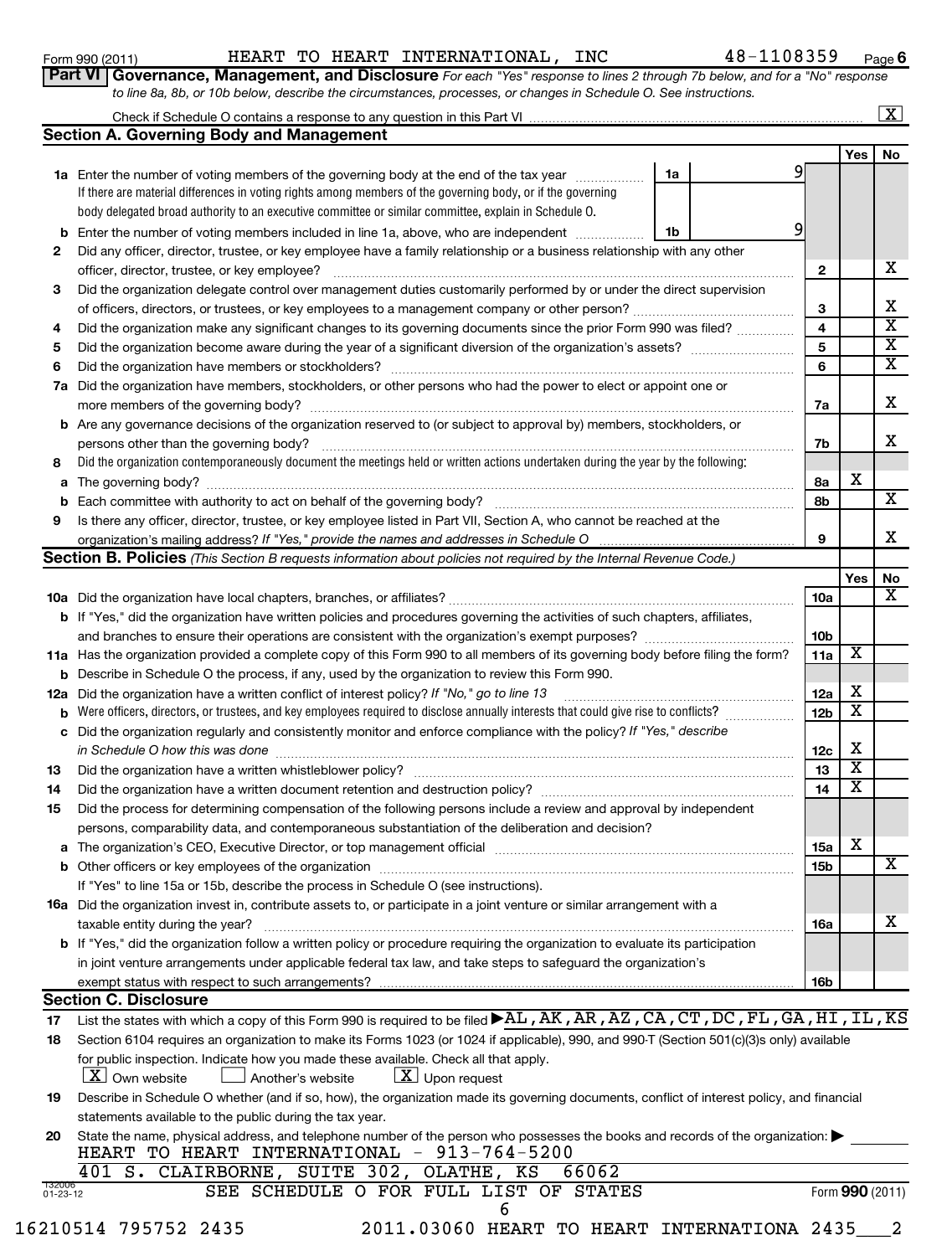Form 990 (2011) HEART TO HEART INTERNATIONAL, INC 48-1108359 Page 6

**Part VI Governance, Management, and Disclosure** *For each "Yes" response to lines 2 through 7b below, and for a "No" response to line 8a, 8b, or 10b below, describe the circumstances, processes, or changes in Schedule O. See instructions.*

Check if Schedule O contains a response to any question in this Part VI .......... [X]

## Section A. Governing Body and Management

| | | | | Yes | No |
|---|---|---|---|---|---|
| **1a** | Enter the number of voting members of the governing body at the end of the tax year ..... If there are material differences in voting rights among members of the governing body, or if the governing body delegated broad authority to an executive committee or similar committee, explain in Schedule O. | 1a | 9 | | |
| **b** | Enter the number of voting members included in line 1a, above, who are independent ..... | 1b | 9 | | |
| **2** | Did any officer, director, trustee, or key employee have a family relationship or a business relationship with any other officer, director, trustee, or key employee? | 2 | | | X |
| **3** | Did the organization delegate control over management duties customarily performed by or under the direct supervision of officers, directors, or trustees, or key employees to a management company or other person? | 3 | | | X |
| **4** | Did the organization make any significant changes to its governing documents since the prior Form 990 was filed? | 4 | | | X |
| **5** | Did the organization become aware during the year of a significant diversion of the organization's assets? | 5 | | | X |
| **6** | Did the organization have members or stockholders? | 6 | | | X |
| **7a** | Did the organization have members, stockholders, or other persons who had the power to elect or appoint one or more members of the governing body? | 7a | | | X |
| **b** | Are any governance decisions of the organization reserved to (or subject to approval by) members, stockholders, or persons other than the governing body? | 7b | | | X |
| **8** | Did the organization contemporaneously document the meetings held or written actions undertaken during the year by the following: | | | | |
| **a** | The governing body? | 8a | | X | |
| **b** | Each committee with authority to act on behalf of the governing body? | 8b | | | X |
| **9** | Is there any officer, director, trustee, or key employee listed in Part VII, Section A, who cannot be reached at the organization's mailing address? *If "Yes," provide the names and addresses in Schedule O* | 9 | | | X |

## Section B. Policies *(This Section B requests information about policies not required by the Internal Revenue Code.)*

| | | | Yes | No |
|---|---|---|---|---|
| **10a** | Did the organization have local chapters, branches, or affiliates? | 10a | | X |
| **b** | If "Yes," did the organization have written policies and procedures governing the activities of such chapters, affiliates, and branches to ensure their operations are consistent with the organization's exempt purposes? | 10b | | |
| **11a** | Has the organization provided a complete copy of this Form 990 to all members of its governing body before filing the form? | 11a | X | |
| **b** | Describe in Schedule O the process, if any, used by the organization to review this Form 990. | | | |
| **12a** | Did the organization have a written conflict of interest policy? *If "No," go to line 13* | 12a | X | |
| **b** | Were officers, directors, or trustees, and key employees required to disclose annually interests that could give rise to conflicts? | 12b | X | |
| **c** | Did the organization regularly and consistently monitor and enforce compliance with the policy? *If "Yes," describe in Schedule O how this was done* | 12c | X | |
| **13** | Did the organization have a written whistleblower policy? | 13 | X | |
| **14** | Did the organization have a written document retention and destruction policy? | 14 | X | |
| **15** | Did the process for determining compensation of the following persons include a review and approval by independent persons, comparability data, and contemporaneous substantiation of the deliberation and decision? | | | |
| **a** | The organization's CEO, Executive Director, or top management official | 15a | X | |
| **b** | Other officers or key employees of the organization | 15b | | X |
| | If "Yes" to line 15a or 15b, describe the process in Schedule O (see instructions). | | | |
| **16a** | Did the organization invest in, contribute assets to, or participate in a joint venture or similar arrangement with a taxable entity during the year? | 16a | | X |
| **b** | If "Yes," did the organization follow a written policy or procedure requiring the organization to evaluate its participation in joint venture arrangements under applicable federal tax law, and take steps to safeguard the organization's exempt status with respect to such arrangements? | 16b | | |

## Section C. Disclosure

**17** List the states with which a copy of this Form 990 is required to be filed ▶ AL,AK,AR,AZ,CA,CT,DC,FL,GA,HI,IL,KS

**18** Section 6104 requires an organization to make its Forms 1023 (or 1024 if applicable), 990, and 990-T (Section 501(c)(3)s only) available for public inspection. Indicate how you made these available. Check all that apply.

[X] Own website [ ] Another's website [X] Upon request

**19** Describe in Schedule O whether (and if so, how), the organization made its governing documents, conflict of interest policy, and financial statements available to the public during the tax year.

**20** State the name, physical address, and telephone number of the person who possesses the books and records of the organization: ▶

HEART TO HEART INTERNATIONAL - 913-764-5200
401 S. CLAIRBORNE, SUITE 302, OLATHE, KS 66062

SEE SCHEDULE O FOR FULL LIST OF STATES

Form **990** (2011)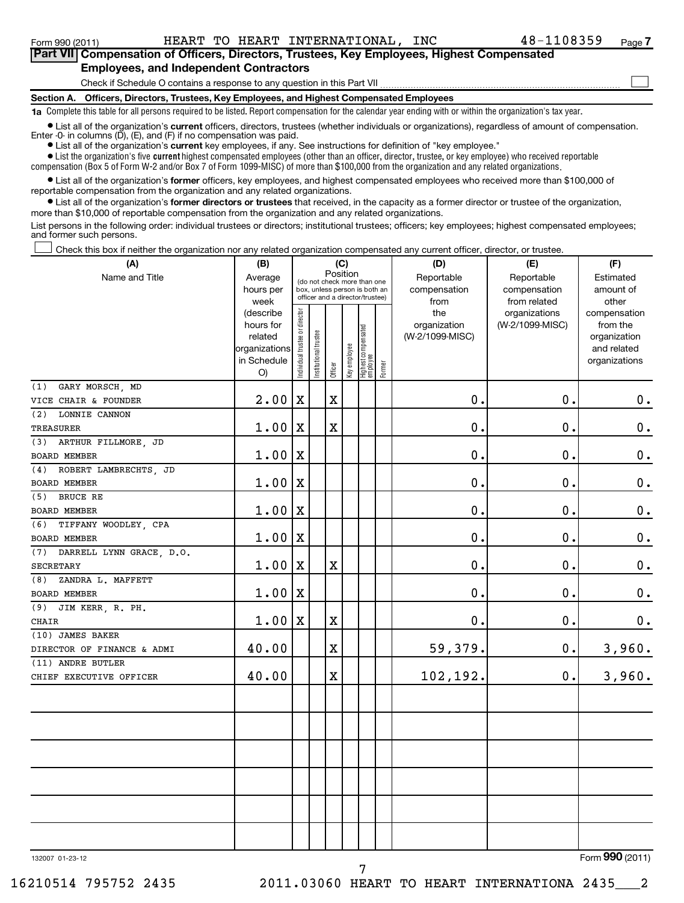Form 990 (2011) HEART TO HEART INTERNATIONAL, INC 48-1108359

## Part VII Compensation of Officers, Directors, Trustees, Key Employees, Highest Compensated Employees, and Independent Contractors

Check if Schedule O contains a response to any question in this Part VII ☐

### Section A. Officers, Directors, Trustees, Key Employees, and Highest Compensated Employees

**1a** Complete this table for all persons required to be listed. Report compensation for the calendar year ending with or within the organization's tax year.

- List all of the organization's **current** officers, directors, trustees (whether individuals or organizations), regardless of amount of compensation. Enter -0- in columns (D), (E), and (F) if no compensation was paid.
- List all of the organization's **current** key employees, if any. See instructions for definition of "key employee."
- List the organization's five **current** highest compensated employees (other than an officer, director, trustee, or key employee) who received reportable compensation (Box 5 of Form W-2 and/or Box 7 of Form 1099-MISC) of more than $100,000 from the organization and any related organizations.
- List all of the organization's **former** officers, key employees, and highest compensated employees who received more than $100,000 of reportable compensation from the organization and any related organizations.
- List all of the organization's **former directors or trustees** that received, in the capacity as a former director or trustee of the organization, more than $10,000 of reportable compensation from the organization and any related organizations.

List persons in the following order: individual trustees or directors; institutional trustees; officers; key employees; highest compensated employees; and former such persons.

☐ Check this box if neither the organization nor any related organization compensated any current officer, director, or trustee.

| (A) Name and Title | (B) Average hours per week (describe hours for related organizations in Schedule O) | (C) Position: Individual trustee or director | Institutional trustee | Officer | Key employee | Highest compensated employee | Former | (D) Reportable compensation from the organization (W-2/1099-MISC) | (E) Reportable compensation from related organizations (W-2/1099-MISC) | (F) Estimated amount of other compensation from the organization and related organizations |
|---|---|---|---|---|---|---|---|---|---|---|
| (1) GARY MORSCH, MD<br>VICE CHAIR & FOUNDER | 2.00 | X | | X | | | | 0. | 0. | 0. |
| (2) LONNIE CANNON<br>TREASURER | 1.00 | X | | X | | | | 0. | 0. | 0. |
| (3) ARTHUR FILLMORE, JD<br>BOARD MEMBER | 1.00 | X | | | | | | 0. | 0. | 0. |
| (4) ROBERT LAMBRECHTS, JD<br>BOARD MEMBER | 1.00 | X | | | | | | 0. | 0. | 0. |
| (5) BRUCE RE<br>BOARD MEMBER | 1.00 | X | | | | | | 0. | 0. | 0. |
| (6) TIFFANY WOODLEY, CPA<br>BOARD MEMBER | 1.00 | X | | | | | | 0. | 0. | 0. |
| (7) DARRELL LYNN GRACE, D.O.<br>SECRETARY | 1.00 | X | | X | | | | 0. | 0. | 0. |
| (8) ZANDRA L. MAFFETT<br>BOARD MEMBER | 1.00 | X | | | | | | 0. | 0. | 0. |
| (9) JIM KERR, R. PH.<br>CHAIR | 1.00 | X | | X | | | | 0. | 0. | 0. |
| (10) JAMES BAKER<br>DIRECTOR OF FINANCE & ADMI | 40.00 | | | X | | | | 59,379. | 0. | 3,960. |
| (11) ANDRE BUTLER<br>CHIEF EXECUTIVE OFFICER | 40.00 | | | X | | | | 102,192. | 0. | 3,960. |
| | | | | | | | | | | |
| | | | | | | | | | | |
| | | | | | | | | | | |
| | | | | | | | | | | |
| | | | | | | | | | | |
| | | | | | | | | | | |

132007 01-23-12

Form **990** (2011)

16210514 795752 2435 2011.03060 HEART TO HEART INTERNATIONA 2435___2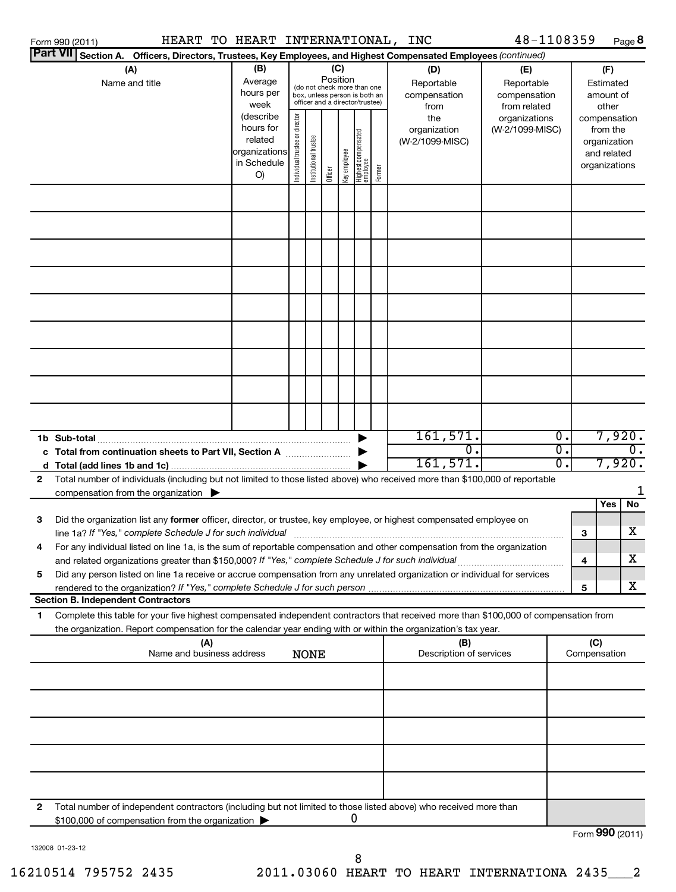Form 990 (2011) HEART TO HEART INTERNATIONAL, INC 48-1108359 Page **8**

**Part VII** **Section A. Officers, Directors, Trustees, Key Employees, and Highest Compensated Employees** *(continued)*

| (A) Name and title | (B) Average hours per week (describe hours for related organizations in Schedule O) | (C) Position (do not check more than one box, unless person is both an officer and a director/trustee) Individual trustee or director | Institutional trustee | Officer | Key employee | Highest compensated employee | Former | (D) Reportable compensation from the organization (W-2/1099-MISC) | (E) Reportable compensation from related organizations (W-2/1099-MISC) | (F) Estimated amount of other compensation from the organization and related organizations |
|---|---|---|---|---|---|---|---|---|---|---|
| | | | | | | | | | | |
| | | | | | | | | | | |
| | | | | | | | | | | |
| | | | | | | | | | | |
| | | | | | | | | | | |
| | | | | | | | | | | |
| | | | | | | | | | | |
| | | | | | | | | | | |
| | | | | | | | | | | |
| **1b Sub-total** | | | | | | | | 161,571. | 0. | 7,920. |
| **c Total from continuation sheets to Part VII, Section A** | | | | | | | | 0. | 0. | 0. |
| **d Total (add lines 1b and 1c)** | | | | | | | | 161,571. | 0. | 7,920. |

**2** Total number of individuals (including but not limited to those listed above) who received more than $100,000 of reportable compensation from the organization ▶ 1

| | | | Yes | No |
|---|---|---|---|---|
| **3** | Did the organization list any **former** officer, director, or trustee, key employee, or highest compensated employee on line 1a? *If "Yes," complete Schedule J for such individual* | 3 | | X |
| **4** | For any individual listed on line 1a, is the sum of reportable compensation and other compensation from the organization and related organizations greater than $150,000? *If "Yes," complete Schedule J for such individual* | 4 | | X |
| **5** | Did any person listed on line 1a receive or accrue compensation from any unrelated organization or individual for services rendered to the organization? *If "Yes," complete Schedule J for such person* | 5 | | X |

**Section B. Independent Contractors**

**1** Complete this table for your five highest compensated independent contractors that received more than $100,000 of compensation from the organization. Report compensation for the calendar year ending with or within the organization's tax year.

| (A) Name and business address | (B) Description of services | (C) Compensation |
|---|---|---|
| NONE | | |
| | | |
| | | |
| | | |
| | | |

**2** Total number of independent contractors (including but not limited to those listed above) who received more than $100,000 of compensation from the organization ▶ 0

Form **990** (2011)

132008 01-23-12

16210514 795752 2435 2011.03060 HEART TO HEART INTERNATIONA 2435___2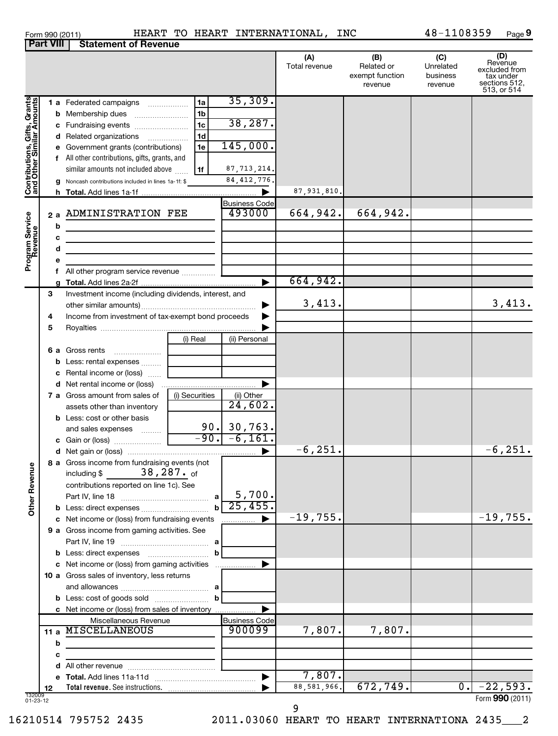Form 990 (2011) HEART TO HEART INTERNATIONAL, INC 48-1108359

## Part VIII Statement of Revenue

| | | | (A) Total revenue | (B) Related or exempt function revenue | (C) Unrelated business revenue | (D) Revenue excluded from tax under sections 512, 513, or 514 |
|---|---|---|---|---|---|---|
| **Contributions, Gifts, Grants and Other Similar Amounts** | | | | | | |
| 1 a Federated campaigns | 1a | 35,309. | | | | |
| b Membership dues | 1b | | | | | |
| c Fundraising events | 1c | 38,287. | | | | |
| d Related organizations | 1d | | | | | |
| e Government grants (contributions) | 1e | 145,000. | | | | |
| f All other contributions, gifts, grants, and similar amounts not included above | 1f | 87,713,214. | | | | |
| g Noncash contributions included in lines 1a-1f: $ | | 84,412,776. | | | | |
| h **Total.** Add lines 1a-1f | | ▶ | 87,931,810. | | | |
| **Program Service Revenue** | | Business Code | | | | |
| 2 a ADMINISTRATION FEE | | 493000 | 664,942. | 664,942. | | |
| b | | | | | | |
| c | | | | | | |
| d | | | | | | |
| e | | | | | | |
| f All other program service revenue | | | | | | |
| g **Total.** Add lines 2a-2f | | ▶ | 664,942. | | | |
| 3 Investment income (including dividends, interest, and other similar amounts) | | ▶ | 3,413. | | | 3,413. |
| 4 Income from investment of tax-exempt bond proceeds | | ▶ | | | | |
| 5 Royalties | | ▶ | | | | |
| | (i) Real | (ii) Personal | | | | |
| 6 a Gross rents | | | | | | |
| b Less: rental expenses | | | | | | |
| c Rental income or (loss) | | | | | | |
| d Net rental income or (loss) | | ▶ | | | | |
| 7 a Gross amount from sales of assets other than inventory | (i) Securities | (ii) Other 24,602. | | | | |
| b Less: cost or other basis and sales expenses | 90. | 30,763. | | | | |
| c Gain or (loss) | -90. | -6,161. | | | | |
| d Net gain or (loss) | | ▶ | -6,251. | | | -6,251. |
| **Other Revenue** | | | | | | |
| 8 a Gross income from fundraising events (not including $ 38,287. of contributions reported on line 1c). See Part IV, line 18 | a | 5,700. | | | | |
| b Less: direct expenses | b | 25,455. | | | | |
| c Net income or (loss) from fundraising events | | ▶ | -19,755. | | | -19,755. |
| 9 a Gross income from gaming activities. See Part IV, line 19 | a | | | | | |
| b Less: direct expenses | b | | | | | |
| c Net income or (loss) from gaming activities | | ▶ | | | | |
| 10 a Gross sales of inventory, less returns and allowances | a | | | | | |
| b Less: cost of goods sold | b | | | | | |
| c Net income or (loss) from sales of inventory | | ▶ | | | | |
| Miscellaneous Revenue | | Business Code | | | | |
| 11 a MISCELLANEOUS | | 900099 | 7,807. | 7,807. | | |
| b | | | | | | |
| c | | | | | | |
| d All other revenue | | | | | | |
| e **Total.** Add lines 11a-11d | | ▶ | 7,807. | | | |
| 12 **Total revenue.** See instructions. | | ▶ | 88,581,966. | 672,749. | 0. | -22,593. |

132009 01-23-12

Form **990** (2011)

16210514 795752 2435 2011.03060 HEART TO HEART INTERNATIONA 2435___2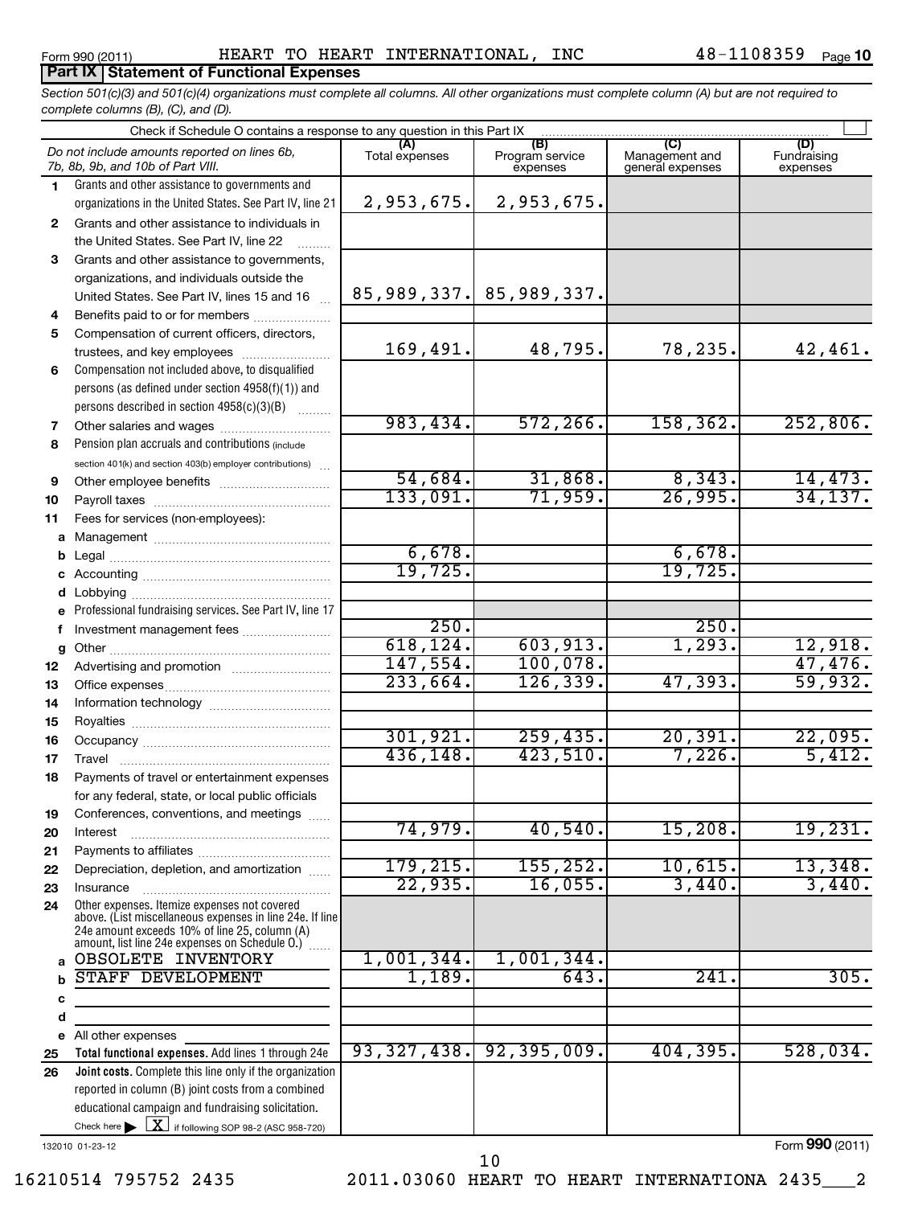Form 990 (2011) HEART TO HEART INTERNATIONAL, INC 48-1108359 Page 10

## Part IX Statement of Functional Expenses

*Section 501(c)(3) and 501(c)(4) organizations must complete all columns. All other organizations must complete column (A) but are not required to complete columns (B), (C), and (D).*

Check if Schedule O contains a response to any question in this Part IX

| | *Do not include amounts reported on lines 6b, 7b, 8b, 9b, and 10b of Part VIII.* | (A) Total expenses | (B) Program service expenses | (C) Management and general expenses | (D) Fundraising expenses |
|---|---|---|---|---|---|
| 1 | Grants and other assistance to governments and organizations in the United States. See Part IV, line 21 | 2,953,675. | 2,953,675. | | |
| 2 | Grants and other assistance to individuals in the United States. See Part IV, line 22 | | | | |
| 3 | Grants and other assistance to governments, organizations, and individuals outside the United States. See Part IV, lines 15 and 16 | 85,989,337. | 85,989,337. | | |
| 4 | Benefits paid to or for members | | | | |
| 5 | Compensation of current officers, directors, trustees, and key employees | 169,491. | 48,795. | 78,235. | 42,461. |
| 6 | Compensation not included above, to disqualified persons (as defined under section 4958(f)(1)) and persons described in section 4958(c)(3)(B) | | | | |
| 7 | Other salaries and wages | 983,434. | 572,266. | 158,362. | 252,806. |
| 8 | Pension plan accruals and contributions (include section 401(k) and section 403(b) employer contributions) | | | | |
| 9 | Other employee benefits | 54,684. | 31,868. | 8,343. | 14,473. |
| 10 | Payroll taxes | 133,091. | 71,959. | 26,995. | 34,137. |
| 11 | Fees for services (non-employees): | | | | |
| a | Management | | | | |
| b | Legal | 6,678. | | 6,678. | |
| c | Accounting | 19,725. | | 19,725. | |
| d | Lobbying | | | | |
| e | Professional fundraising services. See Part IV, line 17 | | | | |
| f | Investment management fees | 250. | | 250. | |
| g | Other | 618,124. | 603,913. | 1,293. | 12,918. |
| 12 | Advertising and promotion | 147,554. | 100,078. | | 47,476. |
| 13 | Office expenses | 233,664. | 126,339. | 47,393. | 59,932. |
| 14 | Information technology | | | | |
| 15 | Royalties | | | | |
| 16 | Occupancy | 301,921. | 259,435. | 20,391. | 22,095. |
| 17 | Travel | 436,148. | 423,510. | 7,226. | 5,412. |
| 18 | Payments of travel or entertainment expenses for any federal, state, or local public officials | | | | |
| 19 | Conferences, conventions, and meetings | | | | |
| 20 | Interest | 74,979. | 40,540. | 15,208. | 19,231. |
| 21 | Payments to affiliates | | | | |
| 22 | Depreciation, depletion, and amortization | 179,215. | 155,252. | 10,615. | 13,348. |
| 23 | Insurance | 22,935. | 16,055. | 3,440. | 3,440. |
| 24 | Other expenses. Itemize expenses not covered above. (List miscellaneous expenses in line 24e. If line 24e amount exceeds 10% of line 25, column (A) amount, list line 24e expenses on Schedule O.) | | | | |
| a | OBSOLETE INVENTORY | 1,001,344. | 1,001,344. | | |
| b | STAFF DEVELOPMENT | 1,189. | 643. | 241. | 305. |
| c | | | | | |
| d | | | | | |
| e | All other expenses | | | | |
| 25 | **Total functional expenses.** Add lines 1 through 24e | 93,327,438. | 92,395,009. | 404,395. | 528,034. |
| 26 | **Joint costs.** Complete this line only if the organization reported in column (B) joint costs from a combined educational campaign and fundraising solicitation. Check here ▶ [X] if following SOP 98-2 (ASC 958-720) | | | | |

132010 01-23-12

Form **990** (2011)

16210514 795752 2435 2011.03060 HEART TO HEART INTERNATIONA 2435___2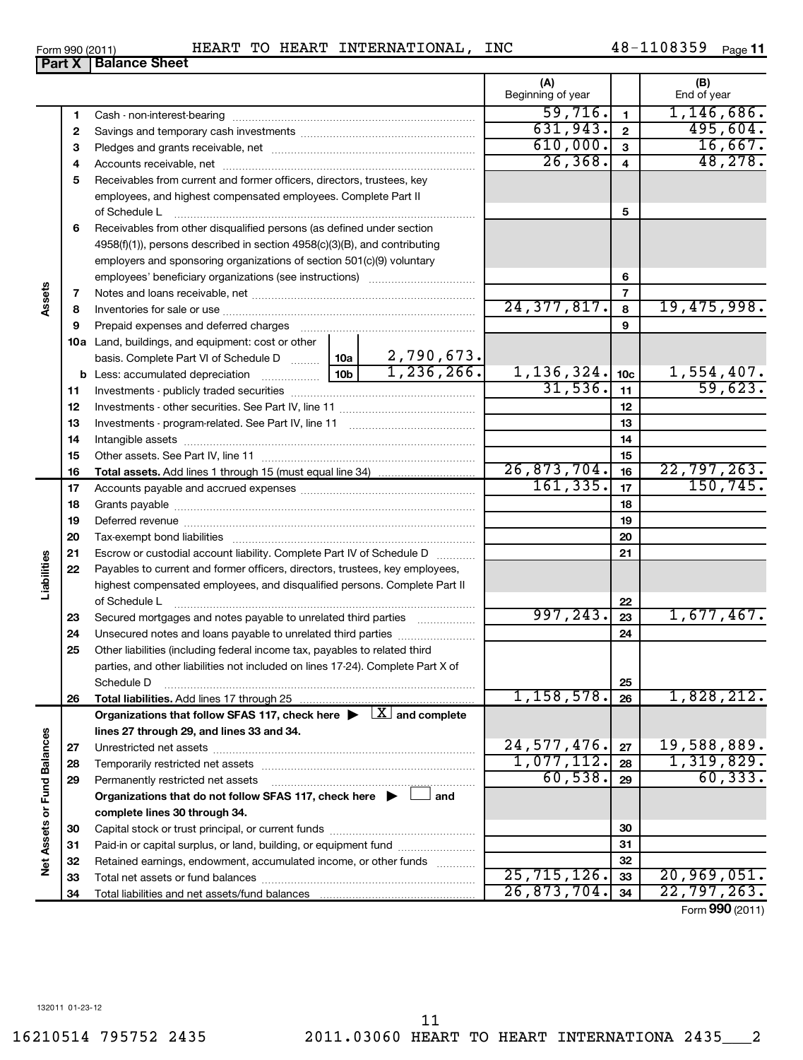Form 990 (2011) HEART TO HEART INTERNATIONAL, INC 48-1108359

## Part X Balance Sheet

| | | | (A) Beginning of year | | (B) End of year |
|---|---|---|---|---|---|
| **Assets** | 1 | Cash - non-interest-bearing | 59,716. | 1 | 1,146,686. |
| | 2 | Savings and temporary cash investments | 631,943. | 2 | 495,604. |
| | 3 | Pledges and grants receivable, net | 610,000. | 3 | 16,667. |
| | 4 | Accounts receivable, net | 26,368. | 4 | 48,278. |
| | 5 | Receivables from current and former officers, directors, trustees, key employees, and highest compensated employees. Complete Part II of Schedule L | | 5 | |
| | 6 | Receivables from other disqualified persons (as defined under section 4958(f)(1)), persons described in section 4958(c)(3)(B), and contributing employers and sponsoring organizations of section 501(c)(9) voluntary employees' beneficiary organizations (see instructions) | | 6 | |
| | 7 | Notes and loans receivable, net | | 7 | |
| | 8 | Inventories for sale or use | 24,377,817. | 8 | 19,475,998. |
| | 9 | Prepaid expenses and deferred charges | | 9 | |
| | 10a | Land, buildings, and equipment: cost or other basis. Complete Part VI of Schedule D — 10a: 2,790,673. | | | |
| | b | Less: accumulated depreciation — 10b: 1,236,266. | 1,136,324. | 10c | 1,554,407. |
| | 11 | Investments - publicly traded securities | 31,536. | 11 | 59,623. |
| | 12 | Investments - other securities. See Part IV, line 11 | | 12 | |
| | 13 | Investments - program-related. See Part IV, line 11 | | 13 | |
| | 14 | Intangible assets | | 14 | |
| | 15 | Other assets. See Part IV, line 11 | | 15 | |
| | 16 | **Total assets.** Add lines 1 through 15 (must equal line 34) | 26,873,704. | 16 | 22,797,263. |
| **Liabilities** | 17 | Accounts payable and accrued expenses | 161,335. | 17 | 150,745. |
| | 18 | Grants payable | | 18 | |
| | 19 | Deferred revenue | | 19 | |
| | 20 | Tax-exempt bond liabilities | | 20 | |
| | 21 | Escrow or custodial account liability. Complete Part IV of Schedule D | | 21 | |
| | 22 | Payables to current and former officers, directors, trustees, key employees, highest compensated employees, and disqualified persons. Complete Part II of Schedule L | | 22 | |
| | 23 | Secured mortgages and notes payable to unrelated third parties | 997,243. | 23 | 1,677,467. |
| | 24 | Unsecured notes and loans payable to unrelated third parties | | 24 | |
| | 25 | Other liabilities (including federal income tax, payables to related third parties, and other liabilities not included on lines 17-24). Complete Part X of Schedule D | | 25 | |
| | 26 | **Total liabilities.** Add lines 17 through 25 | 1,158,578. | 26 | 1,828,212. |
| **Net Assets or Fund Balances** | | **Organizations that follow SFAS 117, check here ▶ [X] and complete lines 27 through 29, and lines 33 and 34.** | | | |
| | 27 | Unrestricted net assets | 24,577,476. | 27 | 19,588,889. |
| | 28 | Temporarily restricted net assets | 1,077,112. | 28 | 1,319,829. |
| | 29 | Permanently restricted net assets | 60,538. | 29 | 60,333. |
| | | **Organizations that do not follow SFAS 117, check here ▶ [ ] and complete lines 30 through 34.** | | | |
| | 30 | Capital stock or trust principal, or current funds | | 30 | |
| | 31 | Paid-in or capital surplus, or land, building, or equipment fund | | 31 | |
| | 32 | Retained earnings, endowment, accumulated income, or other funds | | 32 | |
| | 33 | Total net assets or fund balances | 25,715,126. | 33 | 20,969,051. |
| | 34 | Total liabilities and net assets/fund balances | 26,873,704. | 34 | 22,797,263. |

Form **990** (2011)

132011 01-23-12

16210514 795752 2435 2011.03060 HEART TO HEART INTERNATIONA 2435___2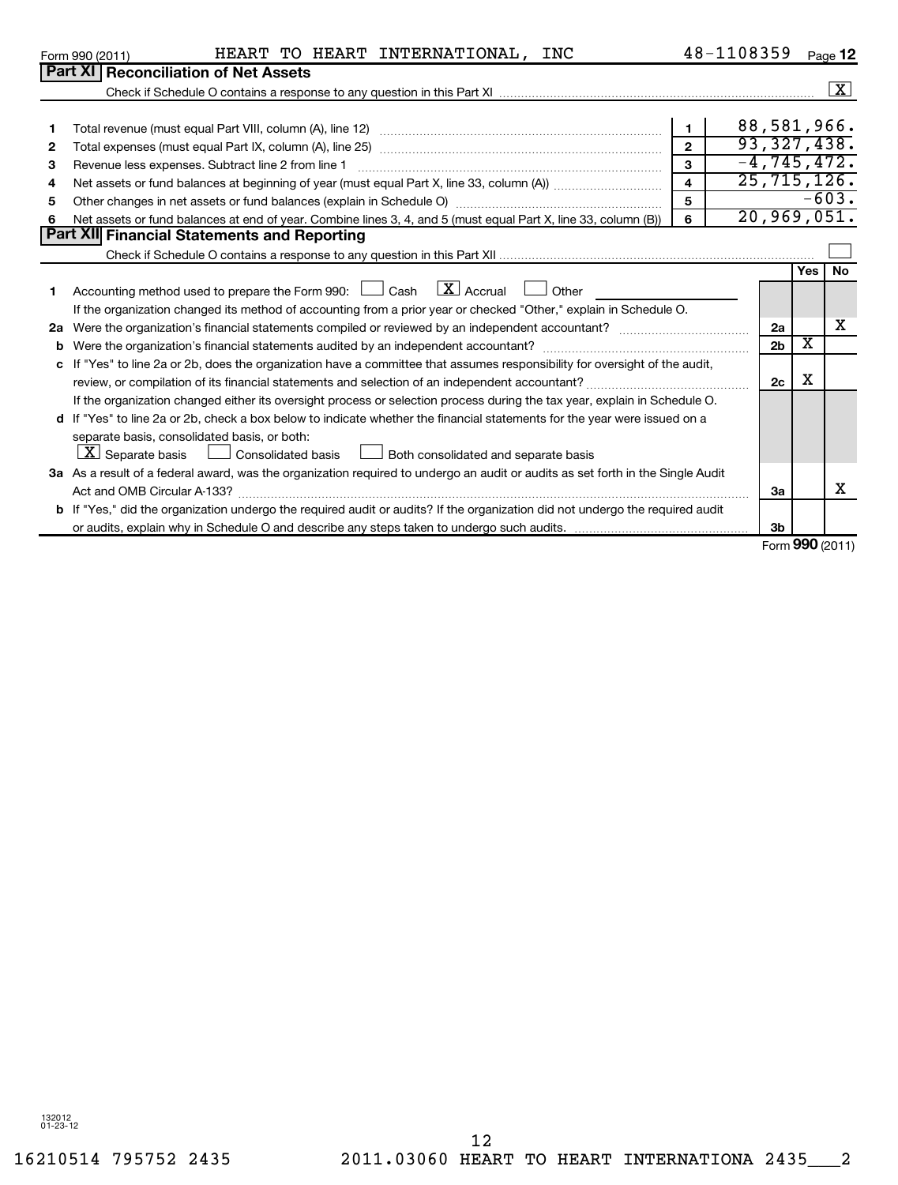Form 990 (2011) HEART TO HEART INTERNATIONAL, INC 48-1108359 Page 12

## Part XI Reconciliation of Net Assets

Check if Schedule O contains a response to any question in this Part XI ..... [X]

| | | | |
|---|---|---|---|
| 1 | Total revenue (must equal Part VIII, column (A), line 12) | 1 | 88,581,966. |
| 2 | Total expenses (must equal Part IX, column (A), line 25) | 2 | 93,327,438. |
| 3 | Revenue less expenses. Subtract line 2 from line 1 | 3 | -4,745,472. |
| 4 | Net assets or fund balances at beginning of year (must equal Part X, line 33, column (A)) | 4 | 25,715,126. |
| 5 | Other changes in net assets or fund balances (explain in Schedule O) | 5 | -603. |
| 6 | Net assets or fund balances at end of year. Combine lines 3, 4, and 5 (must equal Part X, line 33, column (B)) | 6 | 20,969,051. |

## Part XII Financial Statements and Reporting

Check if Schedule O contains a response to any question in this Part XII ..... [ ]

| | | | Yes | No |
|---|---|---|---|---|
| 1 | Accounting method used to prepare the Form 990: [ ] Cash [X] Accrual [ ] Other ______ If the organization changed its method of accounting from a prior year or checked "Other," explain in Schedule O. | | | |
| 2a | Were the organization's financial statements compiled or reviewed by an independent accountant? | 2a | | X |
| b | Were the organization's financial statements audited by an independent accountant? | 2b | X | |
| c | If "Yes" to line 2a or 2b, does the organization have a committee that assumes responsibility for oversight of the audit, review, or compilation of its financial statements and selection of an independent accountant? | 2c | X | |
| | If the organization changed either its oversight process or selection process during the tax year, explain in Schedule O. | | | |
| d | If "Yes" to line 2a or 2b, check a box below to indicate whether the financial statements for the year were issued on a separate basis, consolidated basis, or both: [X] Separate basis [ ] Consolidated basis [ ] Both consolidated and separate basis | | | |
| 3a | As a result of a federal award, was the organization required to undergo an audit or audits as set forth in the Single Audit Act and OMB Circular A-133? | 3a | | X |
| b | If "Yes," did the organization undergo the required audit or audits? If the organization did not undergo the required audit or audits, explain why in Schedule O and describe any steps taken to undergo such audits. | 3b | | |

Form **990** (2011)

132012 01-23-12

16210514 795752 2435 2011.03060 HEART TO HEART INTERNATIONA 2435___2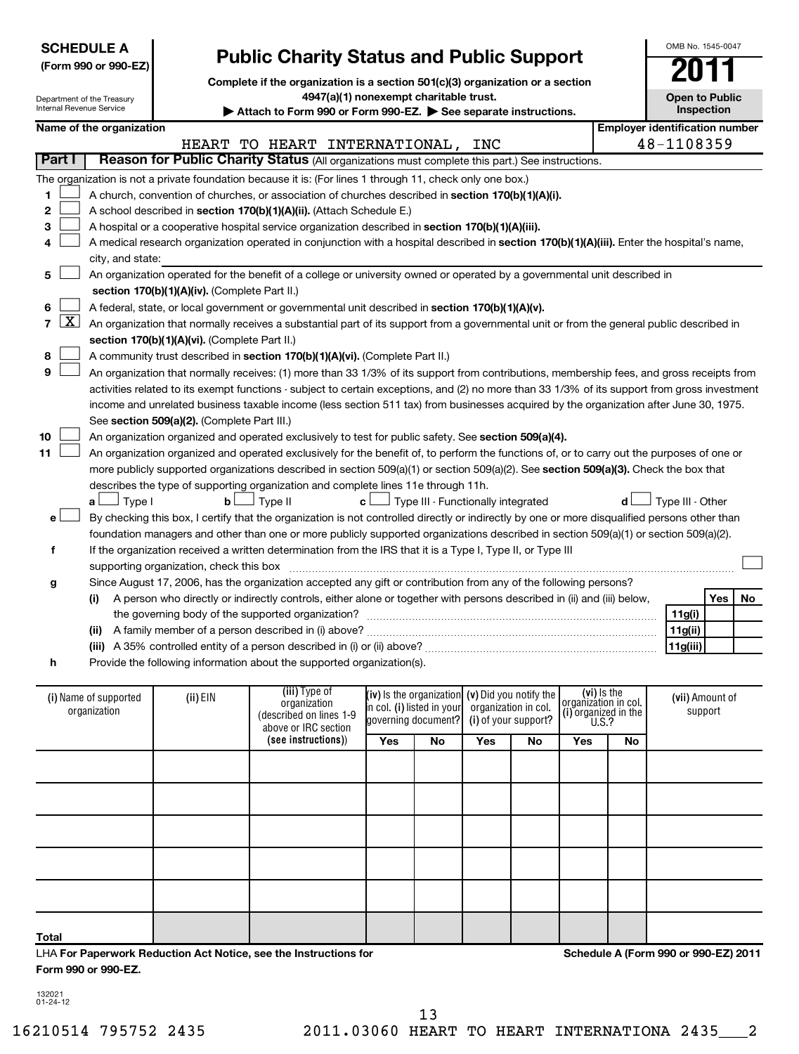**SCHEDULE A**
**(Form 990 or 990-EZ)**

Department of the Treasury
Internal Revenue Service

# Public Charity Status and Public Support

**Complete if the organization is a section 501(c)(3) organization or a section 4947(a)(1) nonexempt charitable trust.**

**▶ Attach to Form 990 or Form 990-EZ. ▶ See separate instructions.**

OMB No. 1545-0047

**2011**

**Open to Public Inspection**

**Name of the organization:** HEART TO HEART INTERNATIONAL, INC

**Employer identification number:** 48-1108359

## Part I Reason for Public Charity Status (All organizations must complete this part.) See instructions.

The organization is not a private foundation because it is: (For lines 1 through 11, check only one box.)

1 ☐ A church, convention of churches, or association of churches described in **section 170(b)(1)(A)(i).**

2 ☐ A school described in **section 170(b)(1)(A)(ii).** (Attach Schedule E.)

3 ☐ A hospital or a cooperative hospital service organization described in **section 170(b)(1)(A)(iii).**

4 ☐ A medical research organization operated in conjunction with a hospital described in **section 170(b)(1)(A)(iii).** Enter the hospital's name, city, and state:

5 ☐ An organization operated for the benefit of a college or university owned or operated by a governmental unit described in **section 170(b)(1)(A)(iv).** (Complete Part II.)

6 ☐ A federal, state, or local government or governmental unit described in **section 170(b)(1)(A)(v).**

7 ☒ An organization that normally receives a substantial part of its support from a governmental unit or from the general public described in **section 170(b)(1)(A)(vi).** (Complete Part II.)

8 ☐ A community trust described in **section 170(b)(1)(A)(vi).** (Complete Part II.)

9 ☐ An organization that normally receives: (1) more than 33 1/3% of its support from contributions, membership fees, and gross receipts from activities related to its exempt functions - subject to certain exceptions, and (2) no more than 33 1/3% of its support from gross investment income and unrelated business taxable income (less section 511 tax) from businesses acquired by the organization after June 30, 1975. See **section 509(a)(2).** (Complete Part III.)

10 ☐ An organization organized and operated exclusively to test for public safety. See **section 509(a)(4).**

11 ☐ An organization organized and operated exclusively for the benefit of, to perform the functions of, or to carry out the purposes of one or more publicly supported organizations described in section 509(a)(1) or section 509(a)(2). See **section 509(a)(3).** Check the box that describes the type of supporting organization and complete lines 11e through 11h.

a ☐ Type I   b ☐ Type II   c ☐ Type III - Functionally integrated   d ☐ Type III - Other

e ☐ By checking this box, I certify that the organization is not controlled directly or indirectly by one or more disqualified persons other than foundation managers and other than one or more publicly supported organizations described in section 509(a)(1) or section 509(a)(2).

f If the organization received a written determination from the IRS that it is a Type I, Type II, or Type III supporting organization, check this box ☐

g Since August 17, 2006, has the organization accepted any gift or contribution from any of the following persons?

| | | | Yes | No |
|---|---|---|---|---|
| (i) | A person who directly or indirectly controls, either alone or together with persons described in (ii) and (iii) below, the governing body of the supported organization? | 11g(i) | | |
| (ii) | A family member of a person described in (i) above? | 11g(ii) | | |
| (iii) | A 35% controlled entity of a person described in (i) or (ii) above? | 11g(iii) | | |

h Provide the following information about the supported organization(s).

| (i) Name of supported organization | (ii) EIN | (iii) Type of organization (described on lines 1-9 above or IRC section (see instructions)) | (iv) Is the organization in col. (i) listed in your governing document? Yes | No | (v) Did you notify the organization in col. (i) of your support? Yes | No | (vi) Is the organization in col. (i) organized in the U.S.? Yes | No | (vii) Amount of support |
|---|---|---|---|---|---|---|---|---|---|
| | | | | | | | | | |
| | | | | | | | | | |
| | | | | | | | | | |
| | | | | | | | | | |
| | | | | | | | | | |
| **Total** | | | | | | | | | |

LHA **For Paperwork Reduction Act Notice, see the Instructions for Form 990 or 990-EZ.**

**Schedule A (Form 990 or 990-EZ) 2011**

132021
01-24-12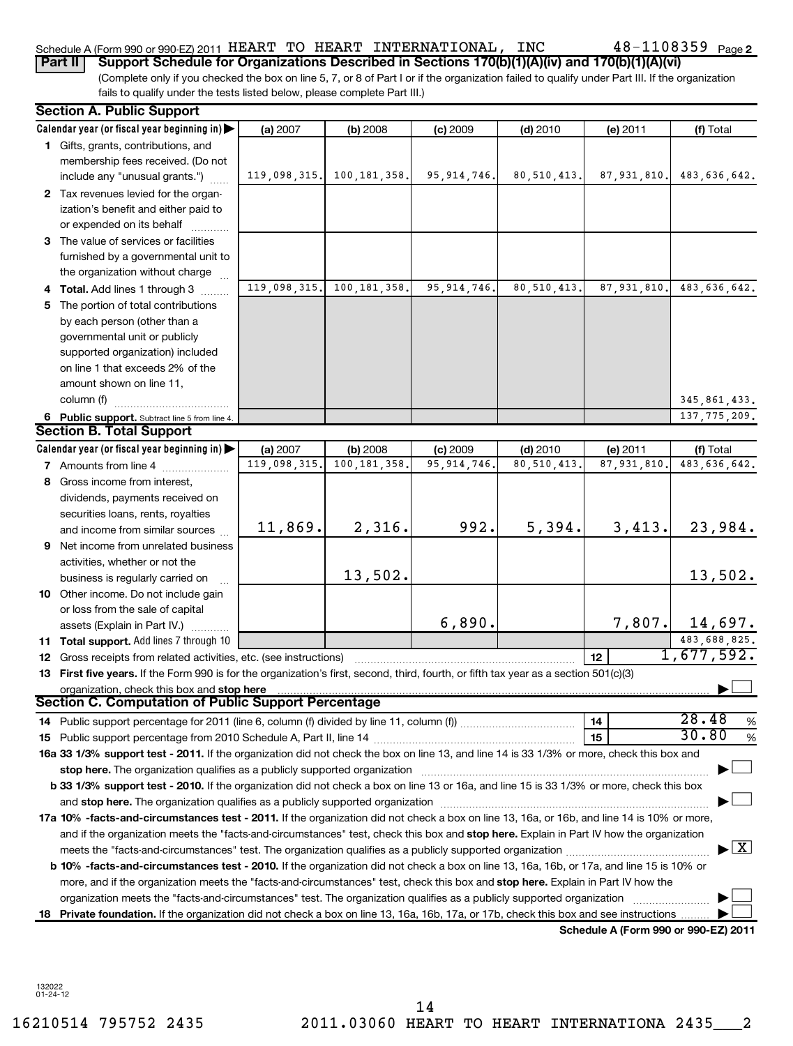Schedule A (Form 990 or 990-EZ) 2011 HEART TO HEART INTERNATIONAL, INC 48-1108359 Page 2

**Part II** **Support Schedule for Organizations Described in Sections 170(b)(1)(A)(iv) and 170(b)(1)(A)(vi)**

(Complete only if you checked the box on line 5, 7, or 8 of Part I or if the organization failed to qualify under Part III. If the organization fails to qualify under the tests listed below, please complete Part III.)

## Section A. Public Support

| Calendar year (or fiscal year beginning in) ▶ | (a) 2007 | (b) 2008 | (c) 2009 | (d) 2010 | (e) 2011 | (f) Total |
|---|---|---|---|---|---|---|
| **1** Gifts, grants, contributions, and membership fees received. (Do not include any "unusual grants.") | 119,098,315. | 100,181,358. | 95,914,746. | 80,510,413. | 87,931,810. | 483,636,642. |
| **2** Tax revenues levied for the organization's benefit and either paid to or expended on its behalf | | | | | | |
| **3** The value of services or facilities furnished by a governmental unit to the organization without charge | | | | | | |
| **4 Total.** Add lines 1 through 3 | 119,098,315. | 100,181,358. | 95,914,746. | 80,510,413. | 87,931,810. | 483,636,642. |
| **5** The portion of total contributions by each person (other than a governmental unit or publicly supported organization) included on line 1 that exceeds 2% of the amount shown on line 11, column (f) | | | | | | 345,861,433. |
| **6 Public support.** Subtract line 5 from line 4. | | | | | | 137,775,209. |

## Section B. Total Support

| Calendar year (or fiscal year beginning in) ▶ | (a) 2007 | (b) 2008 | (c) 2009 | (d) 2010 | (e) 2011 | (f) Total |
|---|---|---|---|---|---|---|
| **7** Amounts from line 4 | 119,098,315. | 100,181,358. | 95,914,746. | 80,510,413. | 87,931,810. | 483,636,642. |
| **8** Gross income from interest, dividends, payments received on securities loans, rents, royalties and income from similar sources | 11,869. | 2,316. | 992. | 5,394. | 3,413. | 23,984. |
| **9** Net income from unrelated business activities, whether or not the business is regularly carried on | | 13,502. | | | | 13,502. |
| **10** Other income. Do not include gain or loss from the sale of capital assets (Explain in Part IV.) | | | 6,890. | | 7,807. | 14,697. |
| **11 Total support.** Add lines 7 through 10 | | | | | | 483,688,825. |

**12** Gross receipts from related activities, etc. (see instructions) ..... **12** 1,677,592.

**13 First five years.** If the Form 990 is for the organization's first, second, third, fourth, or fifth tax year as a section 501(c)(3) organization, check this box and **stop here** ▶ ☐

## Section C. Computation of Public Support Percentage

**14** Public support percentage for 2011 (line 6, column (f) divided by line 11, column (f)) ..... **14** 28.48 %

**15** Public support percentage from 2010 Schedule A, Part II, line 14 ..... **15** 30.80 %

**16a 33 1/3% support test - 2011.** If the organization did not check the box on line 13, and line 14 is 33 1/3% or more, check this box and **stop here.** The organization qualifies as a publicly supported organization ▶ ☐

**b 33 1/3% support test - 2010.** If the organization did not check a box on line 13 or 16a, and line 15 is 33 1/3% or more, check this box and **stop here.** The organization qualifies as a publicly supported organization ▶ ☐

**17a 10% -facts-and-circumstances test - 2011.** If the organization did not check a box on line 13, 16a, or 16b, and line 14 is 10% or more, and if the organization meets the "facts-and-circumstances" test, check this box and **stop here.** Explain in Part IV how the organization meets the "facts-and-circumstances" test. The organization qualifies as a publicly supported organization ▶ ☒

**b 10% -facts-and-circumstances test - 2010.** If the organization did not check a box on line 13, 16a, 16b, or 17a, and line 15 is 10% or more, and if the organization meets the "facts-and-circumstances" test, check this box and **stop here.** Explain in Part IV how the organization meets the "facts-and-circumstances" test. The organization qualifies as a publicly supported organization ▶ ☐

**18 Private foundation.** If the organization did not check a box on line 13, 16a, 16b, 17a, or 17b, check this box and see instructions ▶ ☐

**Schedule A (Form 990 or 990-EZ) 2011**

132022
01-24-12

16210514 795752 2435 2011.03060 HEART TO HEART INTERNATIONA 2435___2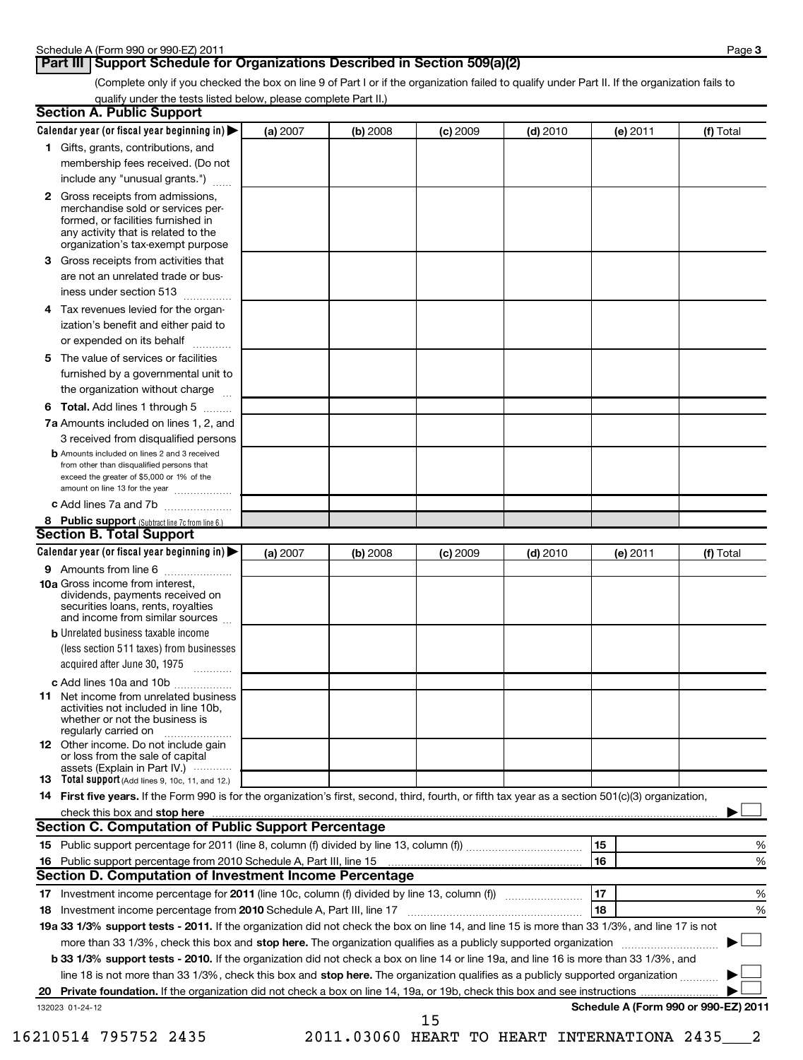## Part III Support Schedule for Organizations Described in Section 509(a)(2)

(Complete only if you checked the box on line 9 of Part I or if the organization failed to qualify under Part II. If the organization fails to qualify under the tests listed below, please complete Part II.)

### Section A. Public Support

| Calendar year (or fiscal year beginning in) ▶ | (a) 2007 | (b) 2008 | (c) 2009 | (d) 2010 | (e) 2011 | (f) Total |
|---|---|---|---|---|---|---|
| **1** Gifts, grants, contributions, and membership fees received. (Do not include any "unusual grants.") | | | | | | |
| **2** Gross receipts from admissions, merchandise sold or services performed, or facilities furnished in any activity that is related to the organization's tax-exempt purpose | | | | | | |
| **3** Gross receipts from activities that are not an unrelated trade or business under section 513 | | | | | | |
| **4** Tax revenues levied for the organization's benefit and either paid to or expended on its behalf | | | | | | |
| **5** The value of services or facilities furnished by a governmental unit to the organization without charge | | | | | | |
| **6 Total.** Add lines 1 through 5 | | | | | | |
| **7a** Amounts included on lines 1, 2, and 3 received from disqualified persons | | | | | | |
| **b** Amounts included on lines 2 and 3 received from other than disqualified persons that exceed the greater of $5,000 or 1% of the amount on line 13 for the year | | | | | | |
| **c** Add lines 7a and 7b | | | | | | |
| **8 Public support** (Subtract line 7c from line 6.) | | | | | | |

### Section B. Total Support

| Calendar year (or fiscal year beginning in) ▶ | (a) 2007 | (b) 2008 | (c) 2009 | (d) 2010 | (e) 2011 | (f) Total |
|---|---|---|---|---|---|---|
| **9** Amounts from line 6 | | | | | | |
| **10a** Gross income from interest, dividends, payments received on securities loans, rents, royalties and income from similar sources | | | | | | |
| **b** Unrelated business taxable income (less section 511 taxes) from businesses acquired after June 30, 1975 | | | | | | |
| **c** Add lines 10a and 10b | | | | | | |
| **11** Net income from unrelated business activities not included in line 10b, whether or not the business is regularly carried on | | | | | | |
| **12** Other income. Do not include gain or loss from the sale of capital assets (Explain in Part IV.) | | | | | | |
| **13 Total support** (Add lines 9, 10c, 11, and 12.) | | | | | | |

**14 First five years.** If the Form 990 is for the organization's first, second, third, fourth, or fifth tax year as a section 501(c)(3) organization, check this box and **stop here** ▶ ☐

### Section C. Computation of Public Support Percentage

**15** Public support percentage for 2011 (line 8, column (f) divided by line 13, column (f)) | 15 | %

**16** Public support percentage from 2010 Schedule A, Part III, line 15 | 16 | %

### Section D. Computation of Investment Income Percentage

**17** Investment income percentage for **2011** (line 10c, column (f) divided by line 13, column (f)) | 17 | %

**18** Investment income percentage from **2010** Schedule A, Part III, line 17 | 18 | %

**19a 33 1/3% support tests - 2011.** If the organization did not check the box on line 14, and line 15 is more than 33 1/3%, and line 17 is not more than 33 1/3%, check this box and **stop here.** The organization qualifies as a publicly supported organization ▶ ☐

**b 33 1/3% support tests - 2010.** If the organization did not check a box on line 14 or line 19a, and line 16 is more than 33 1/3%, and line 18 is not more than 33 1/3%, check this box and **stop here.** The organization qualifies as a publicly supported organization ▶ ☐

**20 Private foundation.** If the organization did not check a box on line 14, 19a, or 19b, check this box and see instructions ▶ ☐

132023 01-24-12 **Schedule A (Form 990 or 990-EZ) 2011**

16210514 795752 2435 2011.03060 HEART TO HEART INTERNATIONA 2435___2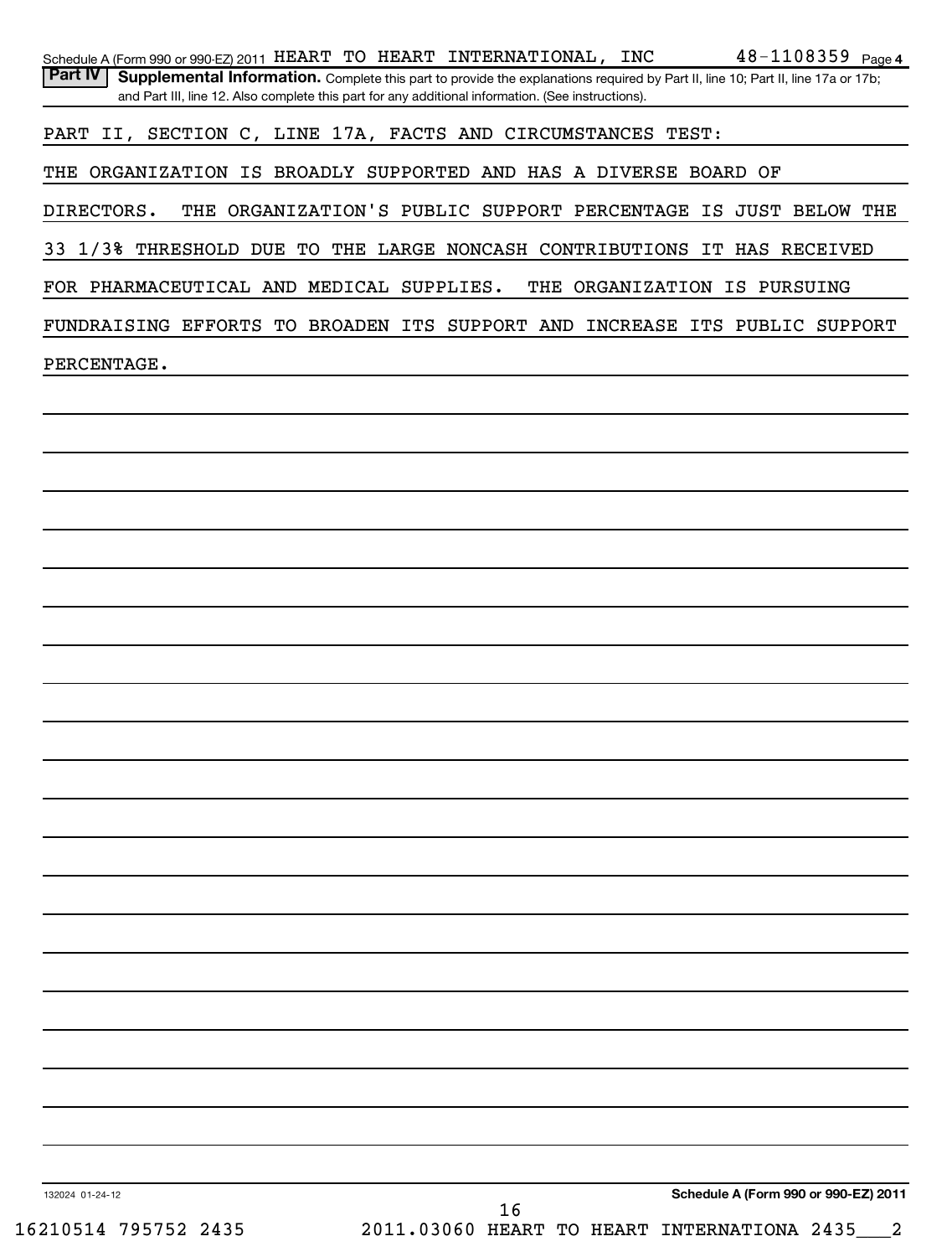Schedule A (Form 990 or 990-EZ) 2011 HEART TO HEART INTERNATIONAL, INC 48-1108359 Page 4

**Part IV Supplemental Information.** Complete this part to provide the explanations required by Part II, line 10; Part II, line 17a or 17b; and Part III, line 12. Also complete this part for any additional information. (See instructions).

PART II, SECTION C, LINE 17A, FACTS AND CIRCUMSTANCES TEST:

THE ORGANIZATION IS BROADLY SUPPORTED AND HAS A DIVERSE BOARD OF DIRECTORS. THE ORGANIZATION'S PUBLIC SUPPORT PERCENTAGE IS JUST BELOW THE 33 1/3% THRESHOLD DUE TO THE LARGE NONCASH CONTRIBUTIONS IT HAS RECEIVED FOR PHARMACEUTICAL AND MEDICAL SUPPLIES. THE ORGANIZATION IS PURSUING FUNDRAISING EFFORTS TO BROADEN ITS SUPPORT AND INCREASE ITS PUBLIC SUPPORT PERCENTAGE.

132024 01-24-12

**Schedule A (Form 990 or 990-EZ) 2011**

16210514 795752 2435 2011.03060 HEART TO HEART INTERNATIONA 2435___2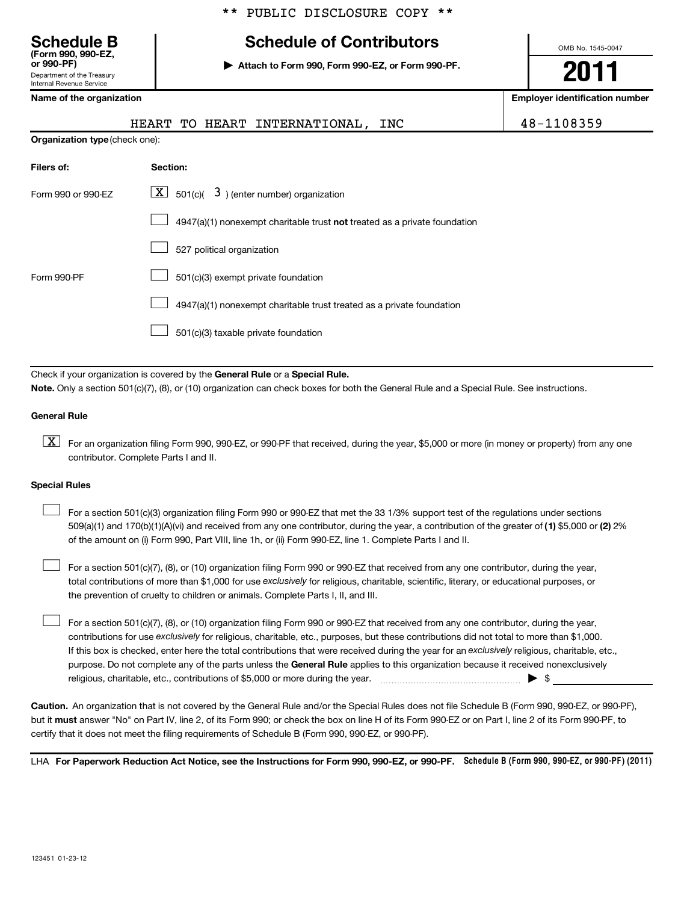** PUBLIC DISCLOSURE COPY **

**Schedule B**
**(Form 990, 990-EZ, or 990-PF)**
Department of the Treasury
Internal Revenue Service

# Schedule of Contributors

▶ **Attach to Form 990, Form 990-EZ, or Form 990-PF.**

OMB No. 1545-0047

**2011**

| **Name of the organization** | **Employer identification number** |
|---|---|
| HEART TO HEART INTERNATIONAL, INC | 48-1108359 |

**Organization type** (check one):

| **Filers of:** | **Section:** |
|---|---|
| Form 990 or 990-EZ | [X] 501(c)( 3 ) (enter number) organization |
| | [ ] 4947(a)(1) nonexempt charitable trust **not** treated as a private foundation |
| | [ ] 527 political organization |
| Form 990-PF | [ ] 501(c)(3) exempt private foundation |
| | [ ] 4947(a)(1) nonexempt charitable trust treated as a private foundation |
| | [ ] 501(c)(3) taxable private foundation |

Check if your organization is covered by the **General Rule** or a **Special Rule.**

**Note.** Only a section 501(c)(7), (8), or (10) organization can check boxes for both the General Rule and a Special Rule. See instructions.

**General Rule**

[X] For an organization filing Form 990, 990-EZ, or 990-PF that received, during the year, $5,000 or more (in money or property) from any one contributor. Complete Parts I and II.

**Special Rules**

[ ] For a section 501(c)(3) organization filing Form 990 or 990-EZ that met the 33 1/3% support test of the regulations under sections 509(a)(1) and 170(b)(1)(A)(vi) and received from any one contributor, during the year, a contribution of the greater of **(1)** $5,000 or **(2)** 2% of the amount on (i) Form 990, Part VIII, line 1h, or (ii) Form 990-EZ, line 1. Complete Parts I and II.

[ ] For a section 501(c)(7), (8), or (10) organization filing Form 990 or 990-EZ that received from any one contributor, during the year, total contributions of more than $1,000 for use *exclusively* for religious, charitable, scientific, literary, or educational purposes, or the prevention of cruelty to children or animals. Complete Parts I, II, and III.

[ ] For a section 501(c)(7), (8), or (10) organization filing Form 990 or 990-EZ that received from any one contributor, during the year, contributions for use *exclusively* for religious, charitable, etc., purposes, but these contributions did not total to more than $1,000. If this box is checked, enter here the total contributions that were received during the year for an *exclusively* religious, charitable, etc., purpose. Do not complete any of the parts unless the **General Rule** applies to this organization because it received nonexclusively religious, charitable, etc., contributions of $5,000 or more during the year. ▶ $ ____________

**Caution.** An organization that is not covered by the General Rule and/or the Special Rules does not file Schedule B (Form 990, 990-EZ, or 990-PF), but it **must** answer "No" on Part IV, line 2, of its Form 990; or check the box on line H of its Form 990-EZ or on Part I, line 2 of its Form 990-PF, to certify that it does not meet the filing requirements of Schedule B (Form 990, 990-EZ, or 990-PF).

LHA **For Paperwork Reduction Act Notice, see the Instructions for Form 990, 990-EZ, or 990-PF.** **Schedule B (Form 990, 990-EZ, or 990-PF) (2011)**

123451 01-23-12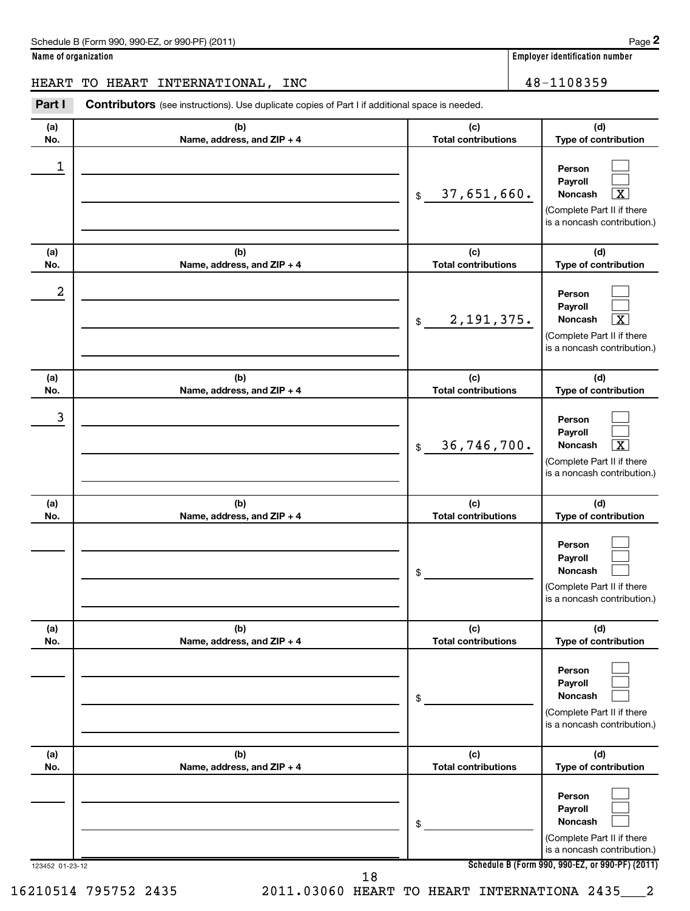Schedule B (Form 990, 990-EZ, or 990-PF) (2011)

**Name of organization**

HEART TO HEART INTERNATIONAL, INC

**Employer identification number**

48-1108359

**Part I** **Contributors** (see instructions). Use duplicate copies of Part I if additional space is needed.

| (a) No. | (b) Name, address, and ZIP + 4 | (c) Total contributions | (d) Type of contribution |
|---|---|---|---|
| 1 | | $ 37,651,660. | Person [ ] Payroll [ ] Noncash [X] (Complete Part II if there is a noncash contribution.) |
| 2 | | $ 2,191,375. | Person [ ] Payroll [ ] Noncash [X] (Complete Part II if there is a noncash contribution.) |
| 3 | | $ 36,746,700. | Person [ ] Payroll [ ] Noncash [X] (Complete Part II if there is a noncash contribution.) |
| | | $ | Person [ ] Payroll [ ] Noncash [ ] (Complete Part II if there is a noncash contribution.) |
| | | $ | Person [ ] Payroll [ ] Noncash [ ] (Complete Part II if there is a noncash contribution.) |
| | | $ | Person [ ] Payroll [ ] Noncash [ ] (Complete Part II if there is a noncash contribution.) |

123452 01-23-12

**Schedule B (Form 990, 990-EZ, or 990-PF) (2011)**

16210514 795752 2435 2011.03060 HEART TO HEART INTERNATIONA 2435___2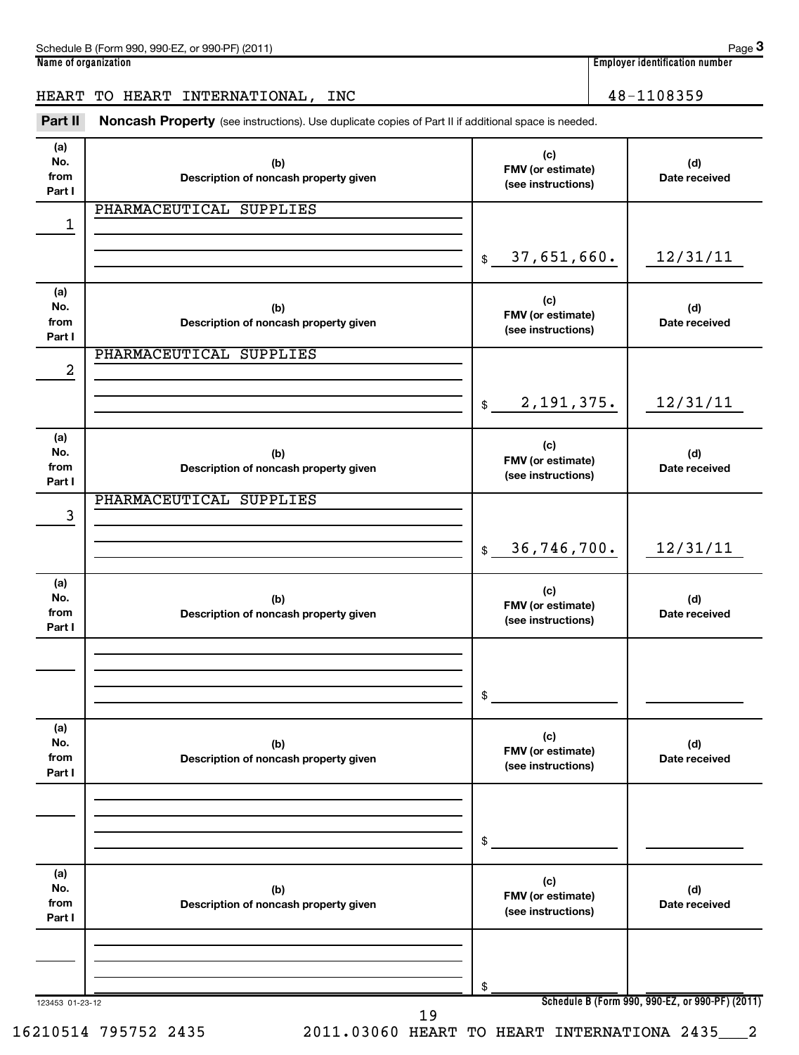Schedule B (Form 990, 990-EZ, or 990-PF) (2011) Page **3**

**Name of organization**

HEART TO HEART INTERNATIONAL, INC

**Employer identification number**

48-1108359

**Part II** **Noncash Property** (see instructions). Use duplicate copies of Part II if additional space is needed.

| (a) No. from Part I | (b) Description of noncash property given | (c) FMV (or estimate) (see instructions) | (d) Date received |
|---|---|---|---|
| 1 | PHARMACEUTICAL SUPPLIES | $ 37,651,660. | 12/31/11 |
| 2 | PHARMACEUTICAL SUPPLIES | $ 2,191,375. | 12/31/11 |
| 3 | PHARMACEUTICAL SUPPLIES | $ 36,746,700. | 12/31/11 |
| | | $ | |
| | | $ | |
| | | $ | |

123453 01-23-12

**Schedule B (Form 990, 990-EZ, or 990-PF) (2011)**

16210514 795752 2435 2011.03060 HEART TO HEART INTERNATIONA 2435___2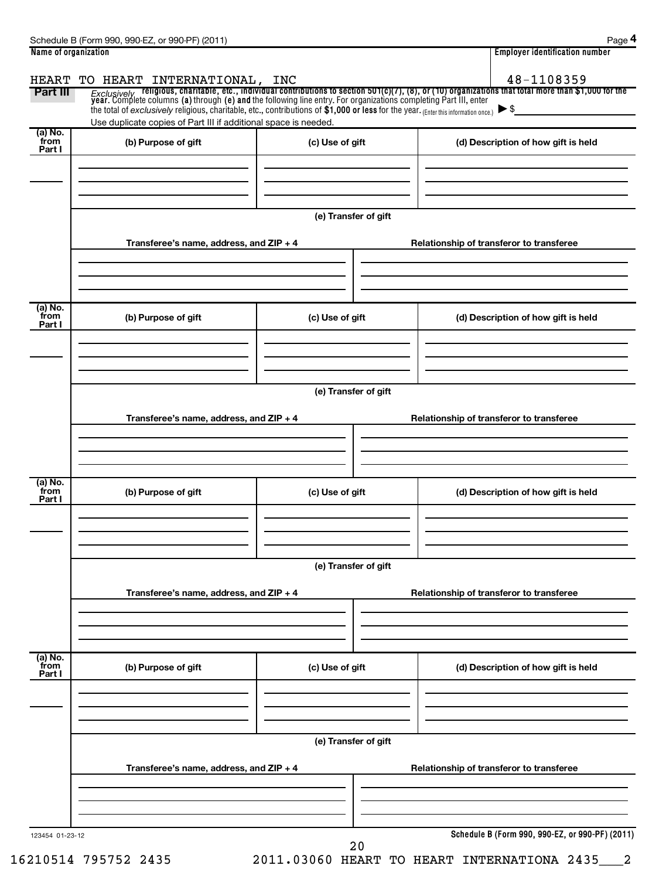Schedule B (Form 990, 990-EZ, or 990-PF) (2011) Page **4**

| Name of organization | Employer identification number |
|---|---|
| HEART TO HEART INTERNATIONAL, INC | 48-1108359 |

**Part III** *Exclusively* **religious, charitable, etc., individual contributions to section 501(c)(7), (8), or (10) organizations that total more than $1,000 for the year.** Complete columns **(a)** through **(e) and** the following line entry. For organizations completing Part III, enter the total of *exclusively* religious, charitable, etc., contributions of **$1,000 or less** for the year. (Enter this information once.) ▶ $

Use duplicate copies of Part III if additional space is needed.

| (a) No. from Part I | (b) Purpose of gift | (c) Use of gift | (d) Description of how gift is held |
|---|---|---|---|
| | | | |

**(e) Transfer of gift**

| Transferee's name, address, and ZIP + 4 | Relationship of transferor to transferee |
|---|---|
| | |

| (a) No. from Part I | (b) Purpose of gift | (c) Use of gift | (d) Description of how gift is held |
|---|---|---|---|
| | | | |

**(e) Transfer of gift**

| Transferee's name, address, and ZIP + 4 | Relationship of transferor to transferee |
|---|---|
| | |

| (a) No. from Part I | (b) Purpose of gift | (c) Use of gift | (d) Description of how gift is held |
|---|---|---|---|
| | | | |

**(e) Transfer of gift**

| Transferee's name, address, and ZIP + 4 | Relationship of transferor to transferee |
|---|---|
| | |

| (a) No. from Part I | (b) Purpose of gift | (c) Use of gift | (d) Description of how gift is held |
|---|---|---|---|
| | | | |

**(e) Transfer of gift**

| Transferee's name, address, and ZIP + 4 | Relationship of transferor to transferee |
|---|---|
| | |

123454 01-23-12

**Schedule B (Form 990, 990-EZ, or 990-PF) (2011)**

16210514 795752 2435 2011.03060 HEART TO HEART INTERNATIONA 2435___2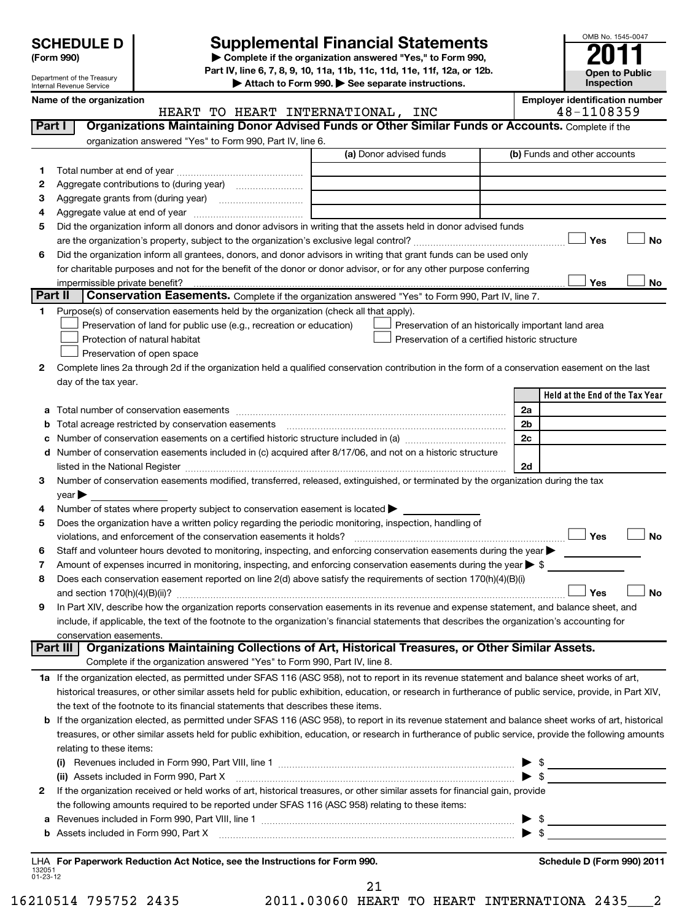**SCHEDULE D (Form 990)**

Department of the Treasury
Internal Revenue Service

# Supplemental Financial Statements

▶ Complete if the organization answered "Yes," to Form 990, Part IV, line 6, 7, 8, 9, 10, 11a, 11b, 11c, 11d, 11e, 11f, 12a, or 12b.
▶ Attach to Form 990. ▶ See separate instructions.

OMB No. 1545-0047
**2011**
**Open to Public Inspection**

**Name of the organization:** HEART TO HEART INTERNATIONAL, INC
**Employer identification number:** 48-1108359

## Part I — Organizations Maintaining Donor Advised Funds or Other Similar Funds or Accounts.
Complete if the organization answered "Yes" to Form 990, Part IV, line 6.

| | | (a) Donor advised funds | (b) Funds and other accounts |
|---|---|---|---|
| 1 | Total number at end of year | | |
| 2 | Aggregate contributions to (during year) | | |
| 3 | Aggregate grants from (during year) | | |
| 4 | Aggregate value at end of year | | |

5 Did the organization inform all donors and donor advisors in writing that the assets held in donor advised funds are the organization's property, subject to the organization's exclusive legal control? ☐ Yes ☐ No

6 Did the organization inform all grantees, donors, and donor advisors in writing that grant funds can be used only for charitable purposes and not for the benefit of the donor or donor advisor, or for any other purpose conferring impermissible private benefit? ☐ Yes ☐ No

## Part II — Conservation Easements.
Complete if the organization answered "Yes" to Form 990, Part IV, line 7.

1 Purpose(s) of conservation easements held by the organization (check all that apply).
- ☐ Preservation of land for public use (e.g., recreation or education)
- ☐ Preservation of an historically important land area
- ☐ Protection of natural habitat
- ☐ Preservation of a certified historic structure
- ☐ Preservation of open space

2 Complete lines 2a through 2d if the organization held a qualified conservation contribution in the form of a conservation easement on the last day of the tax year.

| | | | Held at the End of the Tax Year |
|---|---|---|---|
| a | Total number of conservation easements | 2a | |
| b | Total acreage restricted by conservation easements | 2b | |
| c | Number of conservation easements on a certified historic structure included in (a) | 2c | |
| d | Number of conservation easements included in (c) acquired after 8/17/06, and not on a historic structure listed in the National Register | 2d | |

3 Number of conservation easements modified, transferred, released, extinguished, or terminated by the organization during the tax year ▶

4 Number of states where property subject to conservation easement is located ▶

5 Does the organization have a written policy regarding the periodic monitoring, inspection, handling of violations, and enforcement of the conservation easements it holds? ☐ Yes ☐ No

6 Staff and volunteer hours devoted to monitoring, inspecting, and enforcing conservation easements during the year ▶

7 Amount of expenses incurred in monitoring, inspecting, and enforcing conservation easements during the year ▶ $

8 Does each conservation easement reported on line 2(d) above satisfy the requirements of section 170(h)(4)(B)(i) and section 170(h)(4)(B)(ii)? ☐ Yes ☐ No

9 In Part XIV, describe how the organization reports conservation easements in its revenue and expense statement, and balance sheet, and include, if applicable, the text of the footnote to the organization's financial statements that describes the organization's accounting for conservation easements.

## Part III — Organizations Maintaining Collections of Art, Historical Treasures, or Other Similar Assets.
Complete if the organization answered "Yes" to Form 990, Part IV, line 8.

1a If the organization elected, as permitted under SFAS 116 (ASC 958), not to report in its revenue statement and balance sheet works of art, historical treasures, or other similar assets held for public exhibition, education, or research in furtherance of public service, provide, in Part XIV, the text of the footnote to its financial statements that describes these items.

b If the organization elected, as permitted under SFAS 116 (ASC 958), to report in its revenue statement and balance sheet works of art, historical treasures, or other similar assets held for public exhibition, education, or research in furtherance of public service, provide the following amounts relating to these items:

(i) Revenues included in Form 990, Part VIII, line 1 ▶ $

(ii) Assets included in Form 990, Part X ▶ $

2 If the organization received or held works of art, historical treasures, or other similar assets for financial gain, provide the following amounts required to be reported under SFAS 116 (ASC 958) relating to these items:

a Revenues included in Form 990, Part VIII, line 1 ▶ $

b Assets included in Form 990, Part X ▶ $

LHA For Paperwork Reduction Act Notice, see the Instructions for Form 990. — Schedule D (Form 990) 2011

132051 01-23-12

16210514 795752 2435 — 2011.03060 HEART TO HEART INTERNATIONA 2435___2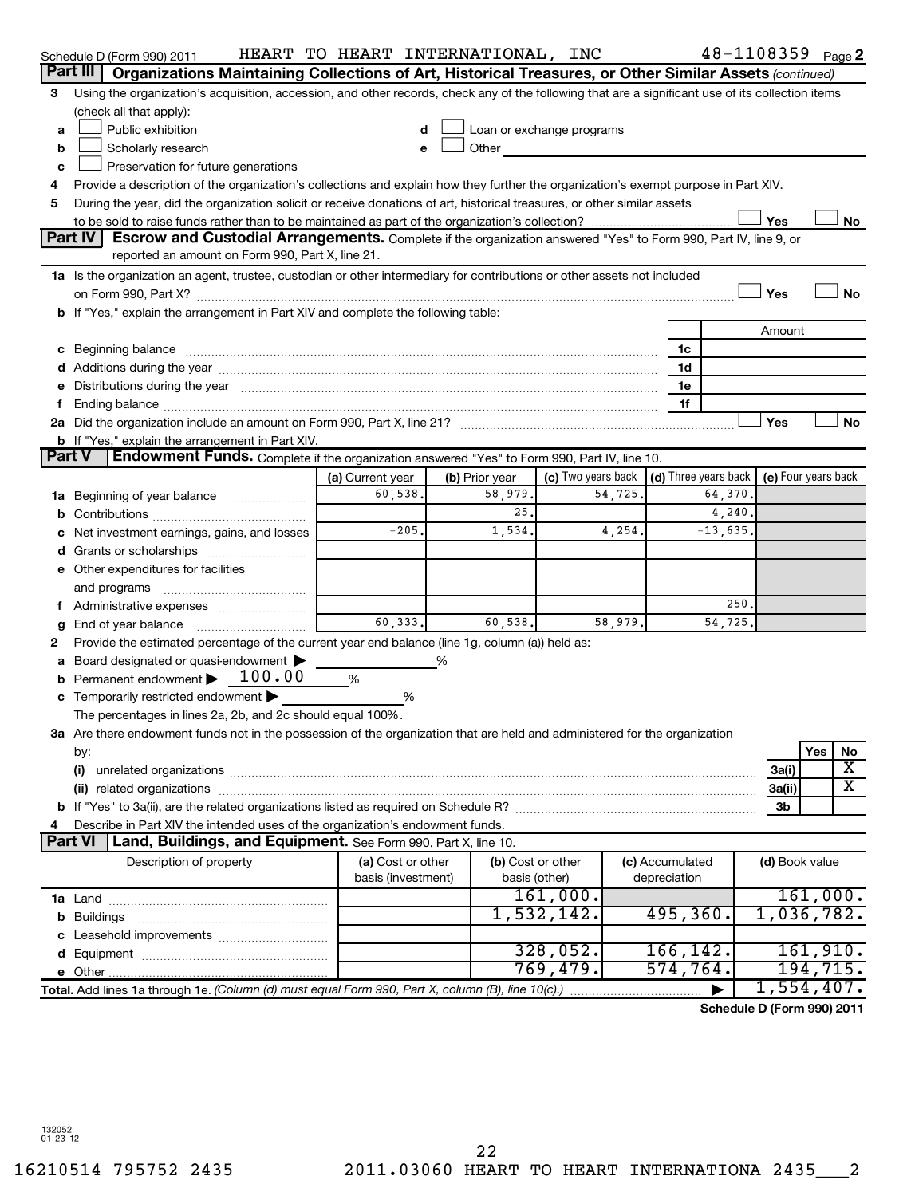Schedule D (Form 990) 2011 HEART TO HEART INTERNATIONAL, INC 48-1108359 Page 2

## Part III Organizations Maintaining Collections of Art, Historical Treasures, or Other Similar Assets (continued)

3 Using the organization's acquisition, accession, and other records, check any of the following that are a significant use of its collection items (check all that apply):

a ☐ Public exhibition
b ☐ Scholarly research
c ☐ Preservation for future generations
d ☐ Loan or exchange programs
e ☐ Other

4 Provide a description of the organization's collections and explain how they further the organization's exempt purpose in Part XIV.

5 During the year, did the organization solicit or receive donations of art, historical treasures, or other similar assets to be sold to raise funds rather than to be maintained as part of the organization's collection? ☐ Yes ☐ No

## Part IV Escrow and Custodial Arrangements.

Complete if the organization answered "Yes" to Form 990, Part IV, line 9, or reported an amount on Form 990, Part X, line 21.

1a Is the organization an agent, trustee, custodian or other intermediary for contributions or other assets not included on Form 990, Part X? ☐ Yes ☐ No

b If "Yes," explain the arrangement in Part XIV and complete the following table:

| | | Amount |
|---|---|---|
| c Beginning balance | 1c | |
| d Additions during the year | 1d | |
| e Distributions during the year | 1e | |
| f Ending balance | 1f | |

2a Did the organization include an amount on Form 990, Part X, line 21? ☐ Yes ☐ No

b If "Yes," explain the arrangement in Part XIV.

## Part V Endowment Funds.

Complete if the organization answered "Yes" to Form 990, Part IV, line 10.

| | (a) Current year | (b) Prior year | (c) Two years back | (d) Three years back | (e) Four years back |
|---|---|---|---|---|---|
| 1a Beginning of year balance | 60,538. | 58,979. | 54,725. | 64,370. | |
| b Contributions | | 25. | | 4,240. | |
| c Net investment earnings, gains, and losses | -205. | 1,534. | 4,254. | -13,635. | |
| d Grants or scholarships | | | | | |
| e Other expenditures for facilities and programs | | | | | |
| f Administrative expenses | | | | 250. | |
| g End of year balance | 60,333. | 60,538. | 58,979. | 54,725. | |

2 Provide the estimated percentage of the current year end balance (line 1g, column (a)) held as:

a Board designated or quasi-endowment ▶ %

b Permanent endowment ▶ 100.00 %

c Temporarily restricted endowment ▶ %

The percentages in lines 2a, 2b, and 2c should equal 100%.

3a Are there endowment funds not in the possession of the organization that are held and administered for the organization by:

| | | Yes | No |
|---|---|---|---|
| (i) unrelated organizations | 3a(i) | | X |
| (ii) related organizations | 3a(ii) | | X |
| b If "Yes" to 3a(ii), are the related organizations listed as required on Schedule R? | 3b | | |

4 Describe in Part XIV the intended uses of the organization's endowment funds.

## Part VI Land, Buildings, and Equipment.

See Form 990, Part X, line 10.

| Description of property | (a) Cost or other basis (investment) | (b) Cost or other basis (other) | (c) Accumulated depreciation | (d) Book value |
|---|---|---|---|---|
| 1a Land | | 161,000. | | 161,000. |
| b Buildings | | 1,532,142. | 495,360. | 1,036,782. |
| c Leasehold improvements | | | | |
| d Equipment | | 328,052. | 166,142. | 161,910. |
| e Other | | 769,479. | 574,764. | 194,715. |
| **Total.** Add lines 1a through 1e. *(Column (d) must equal Form 990, Part X, column (B), line 10(c).)* | | | ▶ | 1,554,407. |

Schedule D (Form 990) 2011

132052 01-23-12

16210514 795752 2435 2011.03060 HEART TO HEART INTERNATIONA 2435___2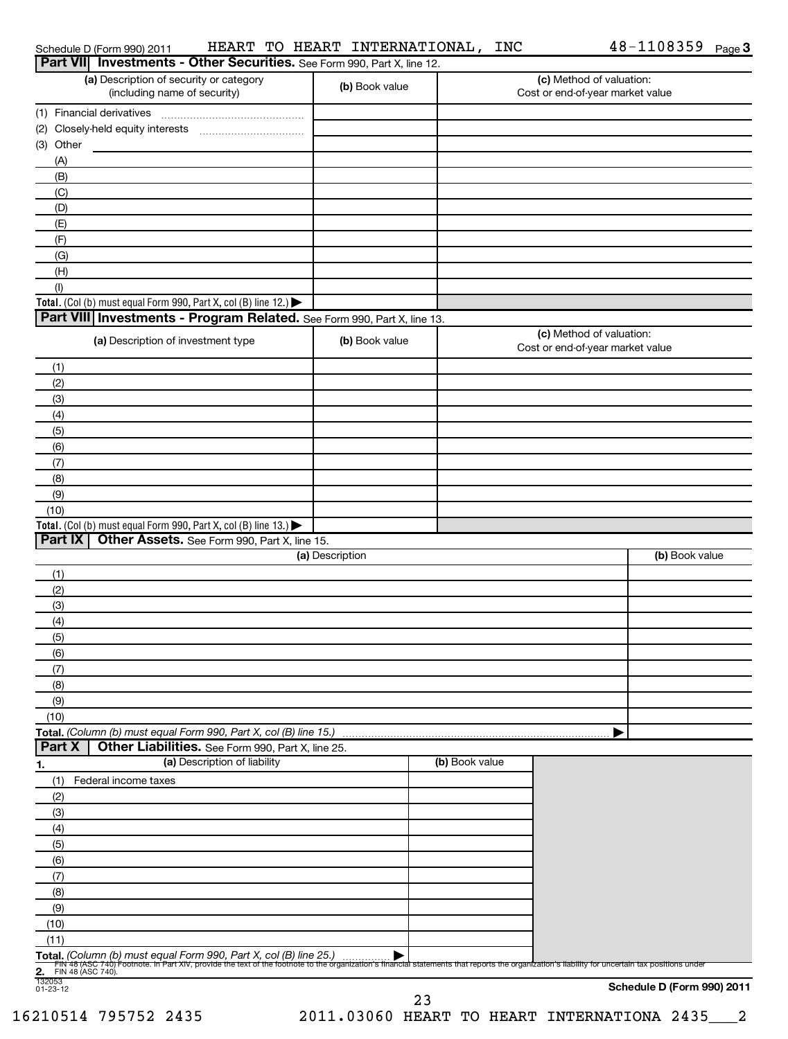Schedule D (Form 990) 2011 HEART TO HEART INTERNATIONAL, INC 48-1108359 Page 3

## Part VII Investments - Other Securities. See Form 990, Part X, line 12.

| (a) Description of security or category (including name of security) | (b) Book value | (c) Method of valuation: Cost or end-of-year market value |
|---|---|---|
| (1) Financial derivatives | | |
| (2) Closely-held equity interests | | |
| (3) Other | | |
| (A) | | |
| (B) | | |
| (C) | | |
| (D) | | |
| (E) | | |
| (F) | | |
| (G) | | |
| (H) | | |
| (I) | | |
| **Total.** (Col (b) must equal Form 990, Part X, col (B) line 12.) ▶ | | |

## Part VIII Investments - Program Related. See Form 990, Part X, line 13.

| (a) Description of investment type | (b) Book value | (c) Method of valuation: Cost or end-of-year market value |
|---|---|---|
| (1) | | |
| (2) | | |
| (3) | | |
| (4) | | |
| (5) | | |
| (6) | | |
| (7) | | |
| (8) | | |
| (9) | | |
| (10) | | |
| **Total.** (Col (b) must equal Form 990, Part X, col (B) line 13.) ▶ | | |

## Part IX Other Assets. See Form 990, Part X, line 15.

| (a) Description | (b) Book value |
|---|---|
| (1) | |
| (2) | |
| (3) | |
| (4) | |
| (5) | |
| (6) | |
| (7) | |
| (8) | |
| (9) | |
| (10) | |
| **Total.** *(Column (b) must equal Form 990, Part X, col (B) line 15.)* ▶ | |

## Part X Other Liabilities. See Form 990, Part X, line 25.

| 1. (a) Description of liability | (b) Book value |
|---|---|
| (1) Federal income taxes | |
| (2) | |
| (3) | |
| (4) | |
| (5) | |
| (6) | |
| (7) | |
| (8) | |
| (9) | |
| (10) | |
| (11) | |
| **Total.** *(Column (b) must equal Form 990, Part X, col (B) line 25.)* ▶ | |

**2.** FIN 48 (ASC 740) Footnote. In Part XIV, provide the text of the footnote to the organization's financial statements that reports the organization's liability for uncertain tax positions under FIN 48 (ASC 740).

132053
01-23-12

**Schedule D (Form 990) 2011**

16210514 795752 2435 2011.03060 HEART TO HEART INTERNATIONA 2435___2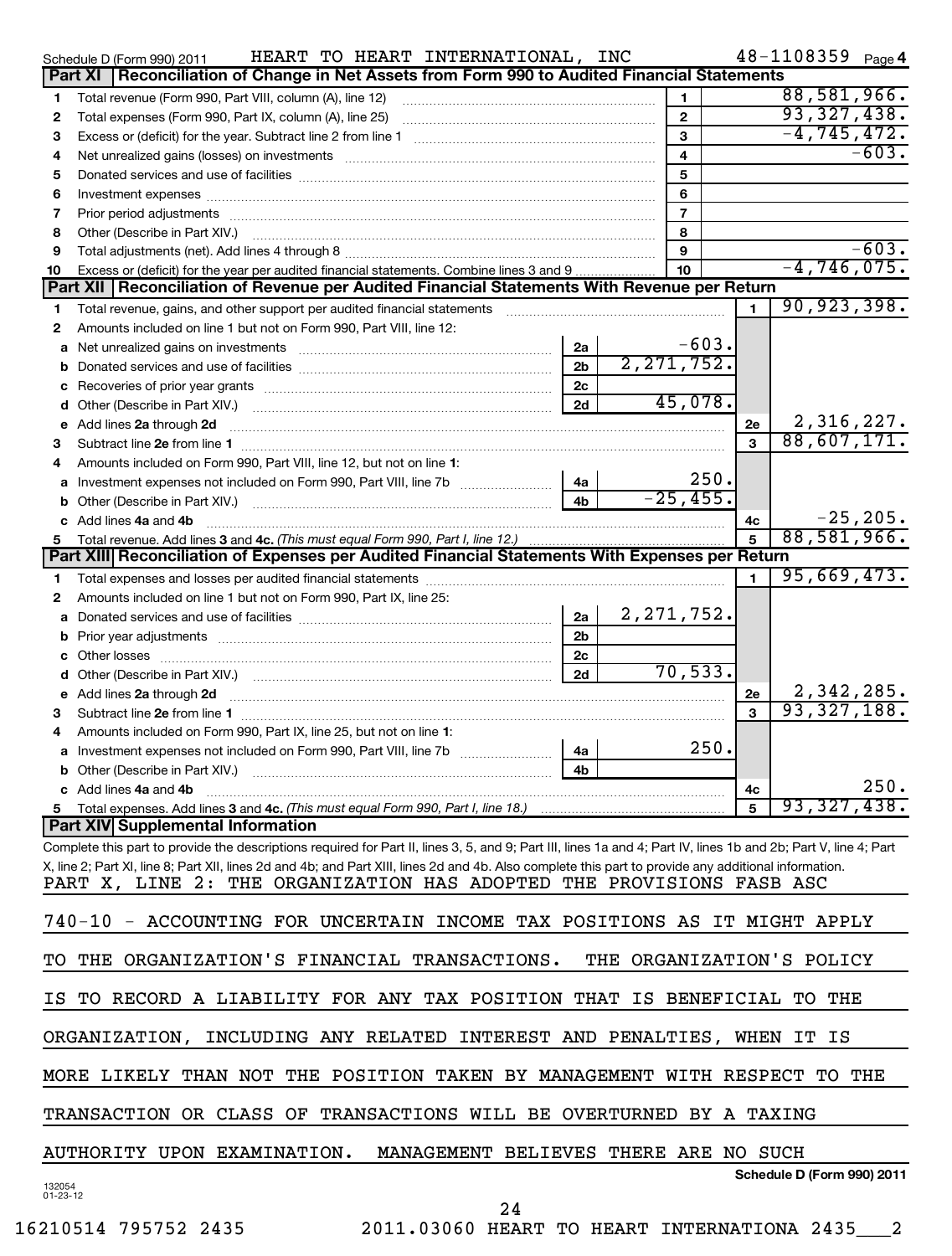Schedule D (Form 990) 2011 HEART TO HEART INTERNATIONAL, INC 48-1108359 Page 4

## Part XI Reconciliation of Change in Net Assets from Form 990 to Audited Financial Statements

| | | | |
|---|---|---|---|
| 1 | Total revenue (Form 990, Part VIII, column (A), line 12) | 1 | 88,581,966. |
| 2 | Total expenses (Form 990, Part IX, column (A), line 25) | 2 | 93,327,438. |
| 3 | Excess or (deficit) for the year. Subtract line 2 from line 1 | 3 | -4,745,472. |
| 4 | Net unrealized gains (losses) on investments | 4 | -603. |
| 5 | Donated services and use of facilities | 5 | |
| 6 | Investment expenses | 6 | |
| 7 | Prior period adjustments | 7 | |
| 8 | Other (Describe in Part XIV.) | 8 | |
| 9 | Total adjustments (net). Add lines 4 through 8 | 9 | -603. |
| 10 | Excess or (deficit) for the year per audited financial statements. Combine lines 3 and 9 | 10 | -4,746,075. |

## Part XII Reconciliation of Revenue per Audited Financial Statements With Revenue per Return

| | | | | | |
|---|---|---|---|---|---|
| 1 | Total revenue, gains, and other support per audited financial statements | | | 1 | 90,923,398. |
| 2 | Amounts included on line 1 but not on Form 990, Part VIII, line 12: | | | | |
| a | Net unrealized gains on investments | 2a | -603. | | |
| b | Donated services and use of facilities | 2b | 2,271,752. | | |
| c | Recoveries of prior year grants | 2c | | | |
| d | Other (Describe in Part XIV.) | 2d | 45,078. | | |
| e | Add lines **2a** through **2d** | | | 2e | 2,316,227. |
| 3 | Subtract line **2e** from line **1** | | | 3 | 88,607,171. |
| 4 | Amounts included on Form 990, Part VIII, line 12, but not on line **1**: | | | | |
| a | Investment expenses not included on Form 990, Part VIII, line 7b | 4a | 250. | | |
| b | Other (Describe in Part XIV.) | 4b | -25,455. | | |
| c | Add lines **4a** and **4b** | | | 4c | -25,205. |
| 5 | Total revenue. Add lines **3** and **4c.** *(This must equal Form 990, Part I, line 12.)* | | | 5 | 88,581,966. |

## Part XIII Reconciliation of Expenses per Audited Financial Statements With Expenses per Return

| | | | | | |
|---|---|---|---|---|---|
| 1 | Total expenses and losses per audited financial statements | | | 1 | 95,669,473. |
| 2 | Amounts included on line 1 but not on Form 990, Part IX, line 25: | | | | |
| a | Donated services and use of facilities | 2a | 2,271,752. | | |
| b | Prior year adjustments | 2b | | | |
| c | Other losses | 2c | | | |
| d | Other (Describe in Part XIV.) | 2d | 70,533. | | |
| e | Add lines **2a** through **2d** | | | 2e | 2,342,285. |
| 3 | Subtract line **2e** from line **1** | | | 3 | 93,327,188. |
| 4 | Amounts included on Form 990, Part IX, line 25, but not on line **1**: | | | | |
| a | Investment expenses not included on Form 990, Part VIII, line 7b | 4a | 250. | | |
| b | Other (Describe in Part XIV.) | 4b | | | |
| c | Add lines **4a** and **4b** | | | 4c | 250. |
| 5 | Total expenses. Add lines **3** and **4c.** *(This must equal Form 990, Part I, line 18.)* | | | 5 | 93,327,438. |

## Part XIV Supplemental Information

Complete this part to provide the descriptions required for Part II, lines 3, 5, and 9; Part III, lines 1a and 4; Part IV, lines 1b and 2b; Part V, line 4; Part X, line 2; Part XI, line 8; Part XII, lines 2d and 4b; and Part XIII, lines 2d and 4b. Also complete this part to provide any additional information.

PART X, LINE 2: THE ORGANIZATION HAS ADOPTED THE PROVISIONS FASB ASC 740-10 - ACCOUNTING FOR UNCERTAIN INCOME TAX POSITIONS AS IT MIGHT APPLY TO THE ORGANIZATION'S FINANCIAL TRANSACTIONS. THE ORGANIZATION'S POLICY IS TO RECORD A LIABILITY FOR ANY TAX POSITION THAT IS BENEFICIAL TO THE ORGANIZATION, INCLUDING ANY RELATED INTEREST AND PENALTIES, WHEN IT IS MORE LIKELY THAN NOT THE POSITION TAKEN BY MANAGEMENT WITH RESPECT TO THE TRANSACTION OR CLASS OF TRANSACTIONS WILL BE OVERTURNED BY A TAXING AUTHORITY UPON EXAMINATION. MANAGEMENT BELIEVES THERE ARE NO SUCH

**Schedule D (Form 990) 2011**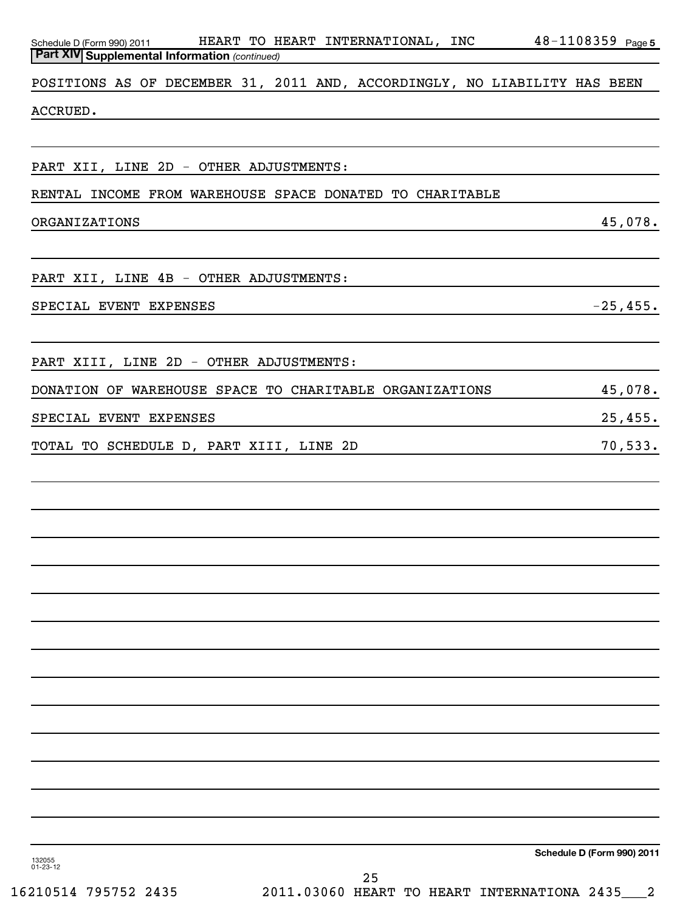**Part XIV Supplemental Information** *(continued)*

POSITIONS AS OF DECEMBER 31, 2011 AND, ACCORDINGLY, NO LIABILITY HAS BEEN ACCRUED.

PART XII, LINE 2D - OTHER ADJUSTMENTS:

| | |
|---|---|
| RENTAL INCOME FROM WAREHOUSE SPACE DONATED TO CHARITABLE ORGANIZATIONS | 45,078. |

PART XII, LINE 4B - OTHER ADJUSTMENTS:

| | |
|---|---|
| SPECIAL EVENT EXPENSES | -25,455. |

PART XIII, LINE 2D - OTHER ADJUSTMENTS:

| | |
|---|---|
| DONATION OF WAREHOUSE SPACE TO CHARITABLE ORGANIZATIONS | 45,078. |
| SPECIAL EVENT EXPENSES | 25,455. |
| TOTAL TO SCHEDULE D, PART XIII, LINE 2D | 70,533. |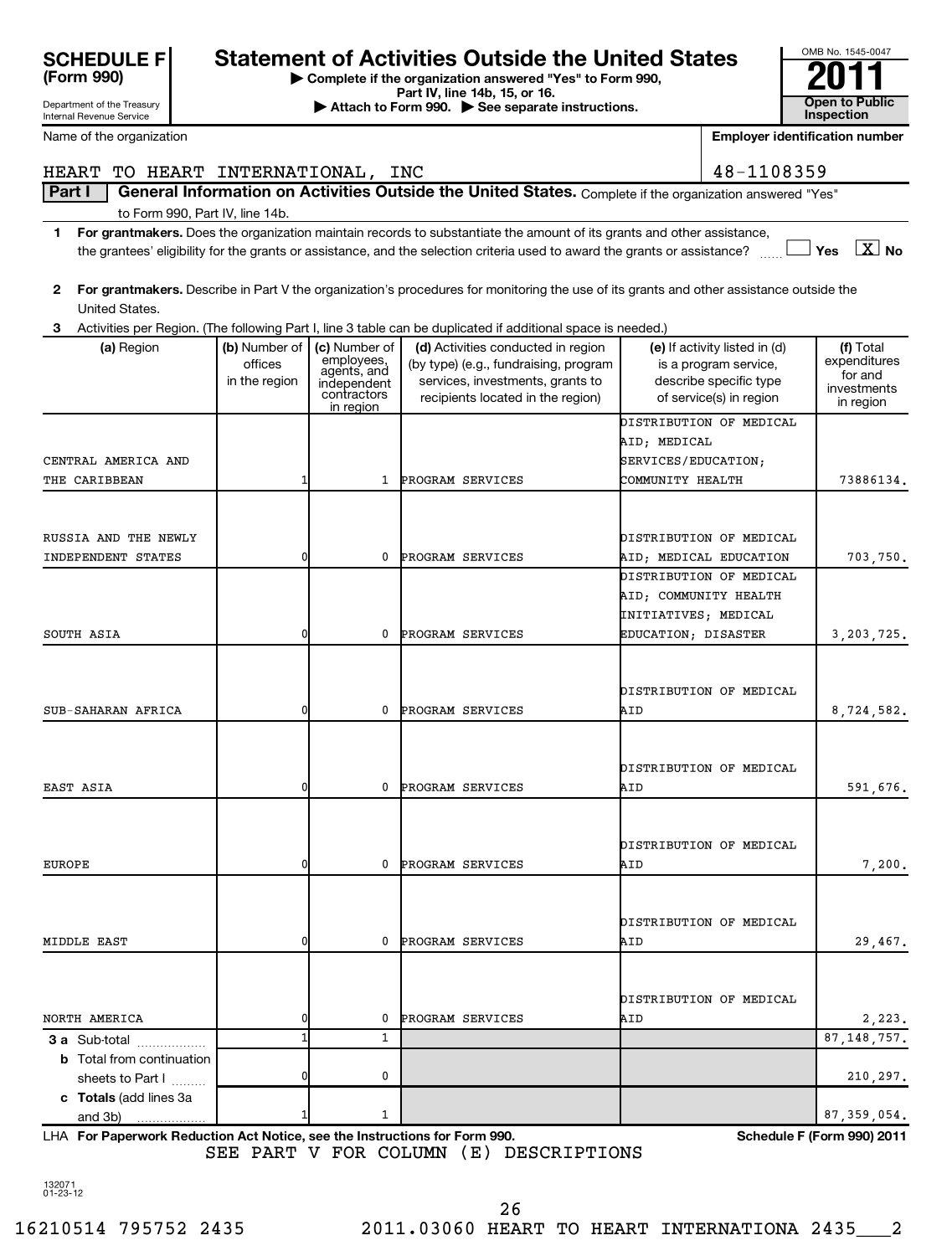**SCHEDULE F (Form 990)**

Department of the Treasury
Internal Revenue Service

# Statement of Activities Outside the United States

▶ Complete if the organization answered "Yes" to Form 990, Part IV, line 14b, 15, or 16.
▶ Attach to Form 990. ▶ See separate instructions.

OMB No. 1545-0047

**2011**

**Open to Public Inspection**

Name of the organization: HEART TO HEART INTERNATIONAL, INC

Employer identification number: 48-1108359

## Part I General Information on Activities Outside the United States. Complete if the organization answered "Yes" to Form 990, Part IV, line 14b.

1 **For grantmakers.** Does the organization maintain records to substantiate the amount of its grants and other assistance, the grantees' eligibility for the grants or assistance, and the selection criteria used to award the grants or assistance? ☐ Yes ☒ No

2 **For grantmakers.** Describe in Part V the organization's procedures for monitoring the use of its grants and other assistance outside the United States.

3 Activities per Region. (The following Part I, line 3 table can be duplicated if additional space is needed.)

| (a) Region | (b) Number of offices in the region | (c) Number of employees, agents, and independent contractors in region | (d) Activities conducted in region (by type) (e.g., fundraising, program services, investments, grants to recipients located in the region) | (e) If activity listed in (d) is a program service, describe specific type of service(s) in region | (f) Total expenditures for and investments in region |
|---|---|---|---|---|---|
| CENTRAL AMERICA AND THE CARIBBEAN | 1 | 1 | PROGRAM SERVICES | DISTRIBUTION OF MEDICAL AID; MEDICAL SERVICES/EDUCATION; COMMUNITY HEALTH | 73886134. |
| RUSSIA AND THE NEWLY INDEPENDENT STATES | 0 | 0 | PROGRAM SERVICES | DISTRIBUTION OF MEDICAL AID; MEDICAL EDUCATION | 703,750. |
| SOUTH ASIA | 0 | 0 | PROGRAM SERVICES | DISTRIBUTION OF MEDICAL AID; COMMUNITY HEALTH INITIATIVES; MEDICAL EDUCATION; DISASTER | 3,203,725. |
| SUB-SAHARAN AFRICA | 0 | 0 | PROGRAM SERVICES | DISTRIBUTION OF MEDICAL AID | 8,724,582. |
| EAST ASIA | 0 | 0 | PROGRAM SERVICES | DISTRIBUTION OF MEDICAL AID | 591,676. |
| EUROPE | 0 | 0 | PROGRAM SERVICES | DISTRIBUTION OF MEDICAL AID | 7,200. |
| MIDDLE EAST | 0 | 0 | PROGRAM SERVICES | DISTRIBUTION OF MEDICAL AID | 29,467. |
| NORTH AMERICA | 0 | 0 | PROGRAM SERVICES | DISTRIBUTION OF MEDICAL AID | 2,223. |
| **3 a** Sub-total | 1 | 1 | | | 87,148,757. |
| **b** Total from continuation sheets to Part I | 0 | 0 | | | 210,297. |
| **c Totals** (add lines 3a and 3b) | 1 | 1 | | | 87,359,054. |

LHA **For Paperwork Reduction Act Notice, see the Instructions for Form 990.** **Schedule F (Form 990) 2011**

SEE PART V FOR COLUMN (E) DESCRIPTIONS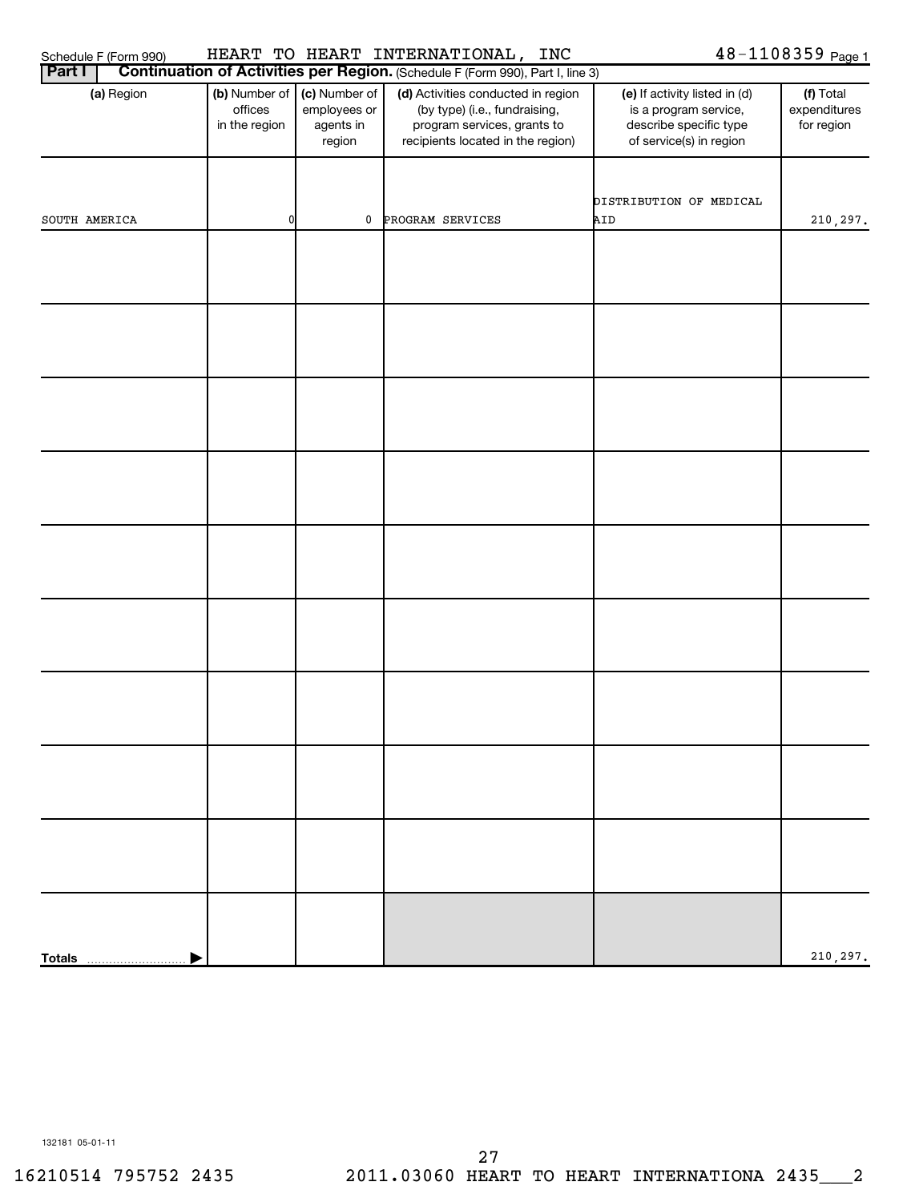Schedule F (Form 990) HEART TO HEART INTERNATIONAL, INC 48-1108359 Page 1

**Part I** **Continuation of Activities per Region.** (Schedule F (Form 990), Part I, line 3)

| (a) Region | (b) Number of offices in the region | (c) Number of employees or agents in region | (d) Activities conducted in region (by type) (i.e., fundraising, program services, grants to recipients located in the region) | (e) If activity listed in (d) is a program service, describe specific type of service(s) in region | (f) Total expenditures for region |
|---|---|---|---|---|---|
| SOUTH AMERICA | 0 | 0 | PROGRAM SERVICES | DISTRIBUTION OF MEDICAL AID | 210,297. |
| | | | | | |
| | | | | | |
| | | | | | |
| | | | | | |
| | | | | | |
| | | | | | |
| | | | | | |
| | | | | | |
| | | | | | |
| **Totals** | | | | | 210,297. |

132181 05-01-11

16210514 795752 2435 2011.03060 HEART TO HEART INTERNATIONA 2435___2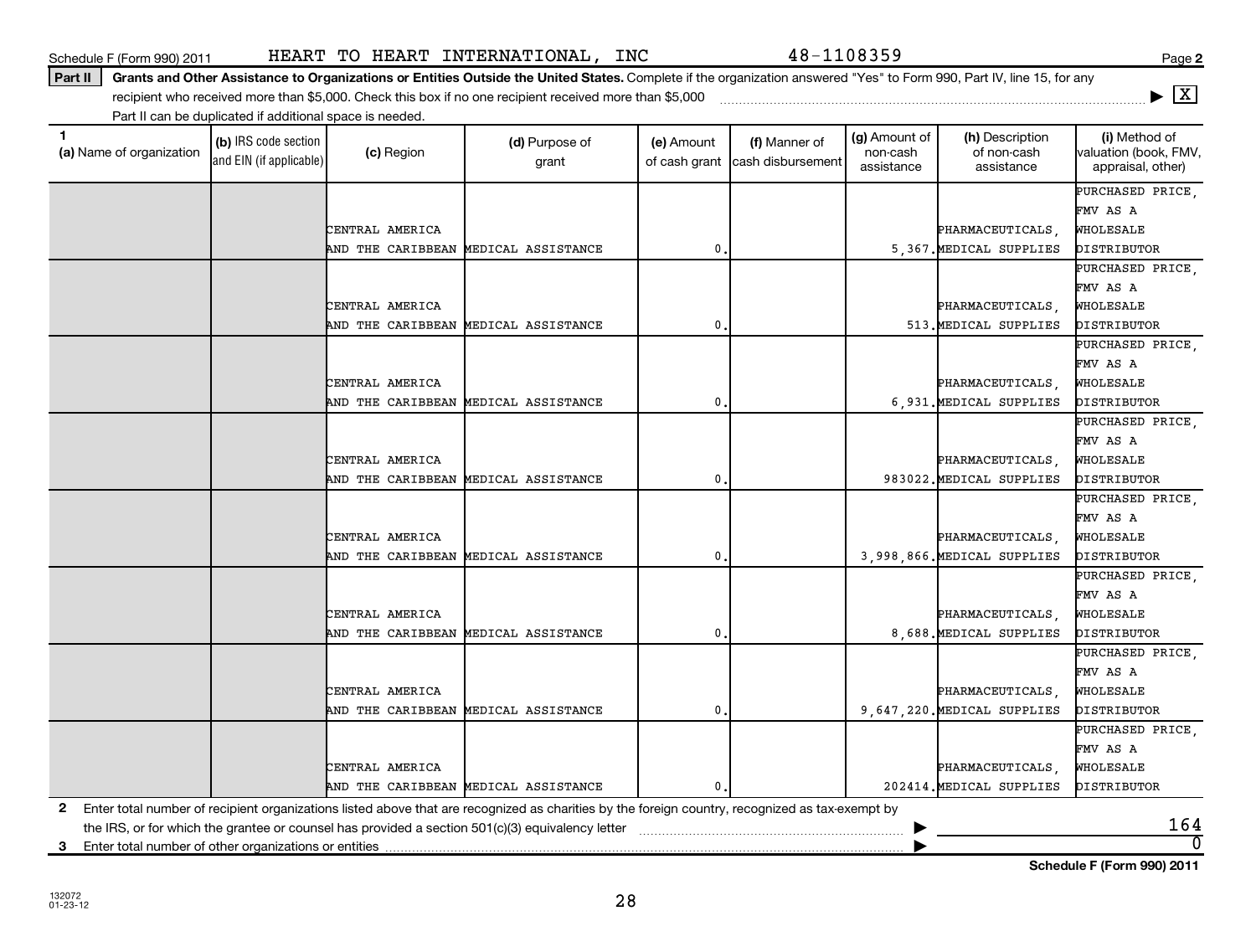Schedule F (Form 990) 2011 HEART TO HEART INTERNATIONAL, INC 48-1108359

**Part II** **Grants and Other Assistance to Organizations or Entities Outside the United States.** Complete if the organization answered "Yes" to Form 990, Part IV, line 15, for any recipient who received more than $5,000. Check this box if no one recipient received more than $5,000 ▶ [X]
Part II can be duplicated if additional space is needed.

| 1 (a) Name of organization | (b) IRS code section and EIN (if applicable) | (c) Region | (d) Purpose of grant | (e) Amount of cash grant | (f) Manner of cash disbursement | (g) Amount of non-cash assistance | (h) Description of non-cash assistance | (i) Method of valuation (book, FMV, appraisal, other) |
|---|---|---|---|---|---|---|---|---|
| | | CENTRAL AMERICA AND THE CARIBBEAN | MEDICAL ASSISTANCE | 0. | | 5,367. | PHARMACEUTICALS, MEDICAL SUPPLIES | PURCHASED PRICE, FMV AS A WHOLESALE DISTRIBUTOR |
| | | CENTRAL AMERICA AND THE CARIBBEAN | MEDICAL ASSISTANCE | 0. | | 513. | PHARMACEUTICALS, MEDICAL SUPPLIES | PURCHASED PRICE, FMV AS A WHOLESALE DISTRIBUTOR |
| | | CENTRAL AMERICA AND THE CARIBBEAN | MEDICAL ASSISTANCE | 0. | | 6,931. | PHARMACEUTICALS, MEDICAL SUPPLIES | PURCHASED PRICE, FMV AS A WHOLESALE DISTRIBUTOR |
| | | CENTRAL AMERICA AND THE CARIBBEAN | MEDICAL ASSISTANCE | 0. | | 983022. | PHARMACEUTICALS, MEDICAL SUPPLIES | PURCHASED PRICE, FMV AS A WHOLESALE DISTRIBUTOR |
| | | CENTRAL AMERICA AND THE CARIBBEAN | MEDICAL ASSISTANCE | 0. | | 3,998,866. | PHARMACEUTICALS, MEDICAL SUPPLIES | PURCHASED PRICE, FMV AS A WHOLESALE DISTRIBUTOR |
| | | CENTRAL AMERICA AND THE CARIBBEAN | MEDICAL ASSISTANCE | 0. | | 8,688. | PHARMACEUTICALS, MEDICAL SUPPLIES | PURCHASED PRICE, FMV AS A WHOLESALE DISTRIBUTOR |
| | | CENTRAL AMERICA AND THE CARIBBEAN | MEDICAL ASSISTANCE | 0. | | 9,647,220. | PHARMACEUTICALS, MEDICAL SUPPLIES | PURCHASED PRICE, FMV AS A WHOLESALE DISTRIBUTOR |
| | | CENTRAL AMERICA AND THE CARIBBEAN | MEDICAL ASSISTANCE | 0. | | 202414. | PHARMACEUTICALS, MEDICAL SUPPLIES | PURCHASED PRICE, FMV AS A WHOLESALE DISTRIBUTOR |

**2** Enter total number of recipient organizations listed above that are recognized as charities by the foreign country, recognized as tax-exempt by the IRS, or for which the grantee or counsel has provided a section 501(c)(3) equivalency letter ▶ 164

**3** Enter total number of other organizations or entities ▶ 0

**Schedule F (Form 990) 2011**

132072
01-23-12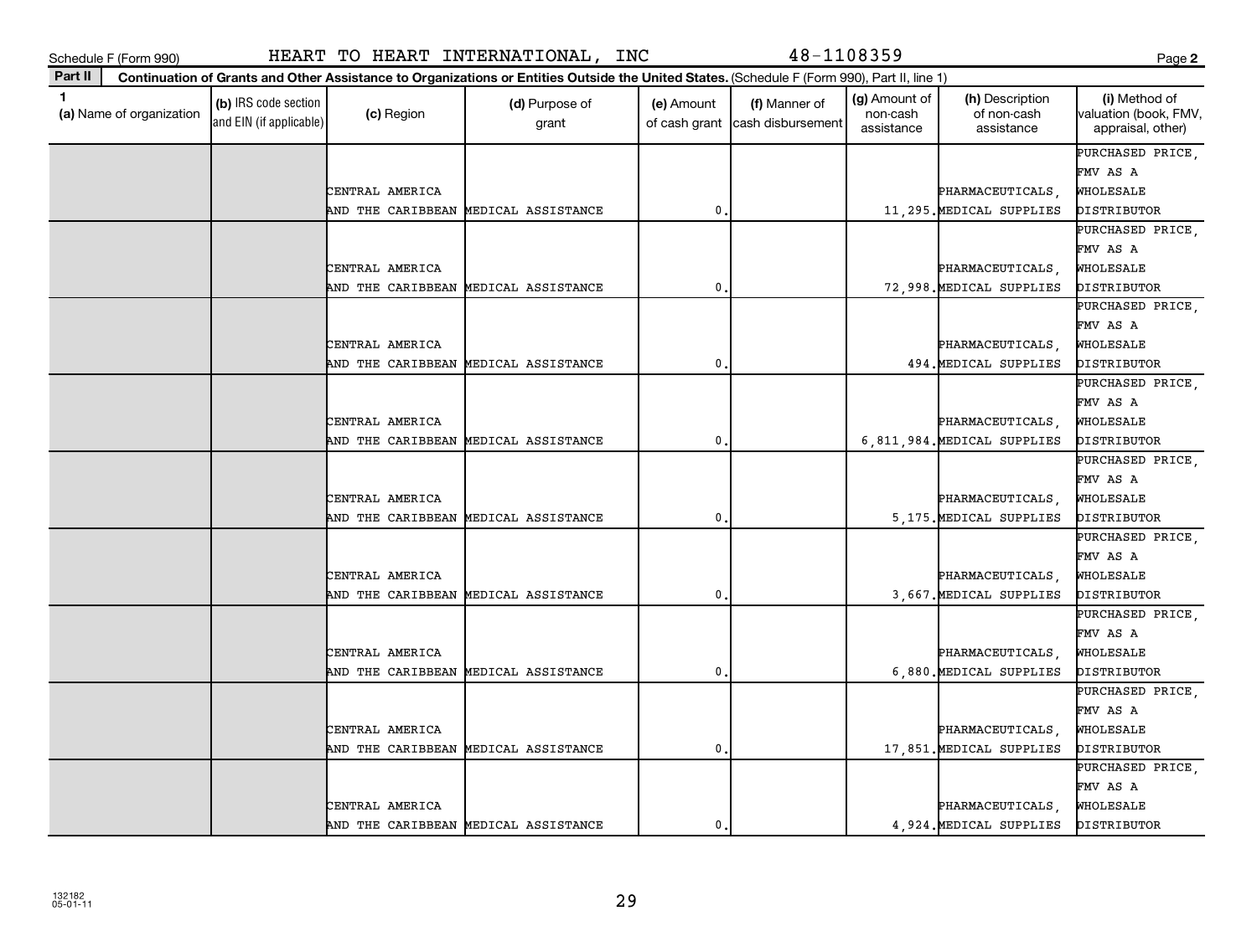Schedule F (Form 990) HEART TO HEART INTERNATIONAL, INC 48-1108359

**Part II** **Continuation of Grants and Other Assistance to Organizations or Entities Outside the United States.** (Schedule F (Form 990), Part II, line 1)

| 1 (a) Name of organization | (b) IRS code section and EIN (if applicable) | (c) Region | (d) Purpose of grant | (e) Amount of cash grant | (f) Manner of cash disbursement | (g) Amount of non-cash assistance | (h) Description of non-cash assistance | (i) Method of valuation (book, FMV, appraisal, other) |
|---|---|---|---|---|---|---|---|---|
| | | CENTRAL AMERICA AND THE CARIBBEAN | MEDICAL ASSISTANCE | 0. | | 11,295. | PHARMACEUTICALS, MEDICAL SUPPLIES | PURCHASED PRICE, FMV AS A WHOLESALE DISTRIBUTOR |
| | | CENTRAL AMERICA AND THE CARIBBEAN | MEDICAL ASSISTANCE | 0. | | 72,998. | PHARMACEUTICALS, MEDICAL SUPPLIES | PURCHASED PRICE, FMV AS A WHOLESALE DISTRIBUTOR |
| | | CENTRAL AMERICA AND THE CARIBBEAN | MEDICAL ASSISTANCE | 0. | | 494. | PHARMACEUTICALS, MEDICAL SUPPLIES | PURCHASED PRICE, FMV AS A WHOLESALE DISTRIBUTOR |
| | | CENTRAL AMERICA AND THE CARIBBEAN | MEDICAL ASSISTANCE | 0. | | 6,811,984. | PHARMACEUTICALS, MEDICAL SUPPLIES | PURCHASED PRICE, FMV AS A WHOLESALE DISTRIBUTOR |
| | | CENTRAL AMERICA AND THE CARIBBEAN | MEDICAL ASSISTANCE | 0. | | 5,175. | PHARMACEUTICALS, MEDICAL SUPPLIES | PURCHASED PRICE, FMV AS A WHOLESALE DISTRIBUTOR |
| | | CENTRAL AMERICA AND THE CARIBBEAN | MEDICAL ASSISTANCE | 0. | | 3,667. | PHARMACEUTICALS, MEDICAL SUPPLIES | PURCHASED PRICE, FMV AS A WHOLESALE DISTRIBUTOR |
| | | CENTRAL AMERICA AND THE CARIBBEAN | MEDICAL ASSISTANCE | 0. | | 6,880. | PHARMACEUTICALS, MEDICAL SUPPLIES | PURCHASED PRICE, FMV AS A WHOLESALE DISTRIBUTOR |
| | | CENTRAL AMERICA AND THE CARIBBEAN | MEDICAL ASSISTANCE | 0. | | 17,851. | PHARMACEUTICALS, MEDICAL SUPPLIES | PURCHASED PRICE, FMV AS A WHOLESALE DISTRIBUTOR |
| | | CENTRAL AMERICA AND THE CARIBBEAN | MEDICAL ASSISTANCE | 0. | | 4,924. | PHARMACEUTICALS, MEDICAL SUPPLIES | PURCHASED PRICE, FMV AS A WHOLESALE DISTRIBUTOR |

132182
05-01-11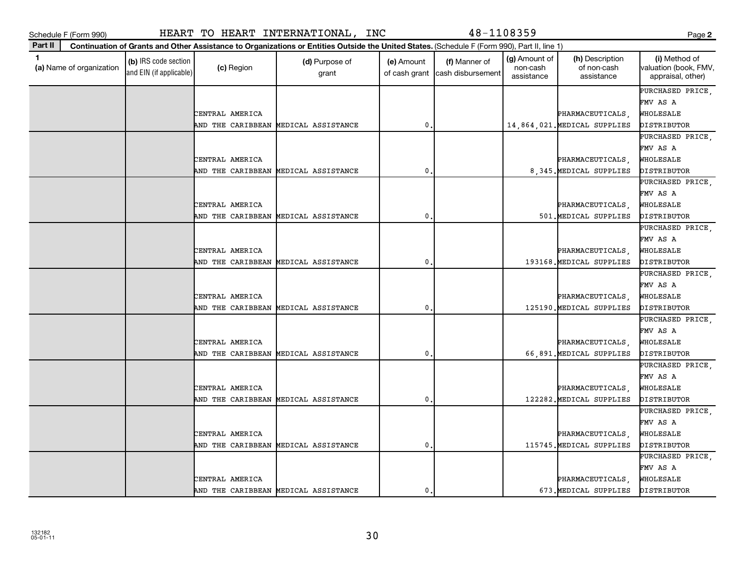Schedule F (Form 990) HEART TO HEART INTERNATIONAL, INC 48-1108359 Page 2

**Part II** **Continuation of Grants and Other Assistance to Organizations or Entities Outside the United States.** (Schedule F (Form 990), Part II, line 1)

| 1 (a) Name of organization | (b) IRS code section and EIN (if applicable) | (c) Region | (d) Purpose of grant | (e) Amount of cash grant | (f) Manner of cash disbursement | (g) Amount of non-cash assistance | (h) Description of non-cash assistance | (i) Method of valuation (book, FMV, appraisal, other) |
|---|---|---|---|---|---|---|---|---|
| | | CENTRAL AMERICA AND THE CARIBBEAN | MEDICAL ASSISTANCE | 0. | | 14,864,021. | PHARMACEUTICALS, MEDICAL SUPPLIES | PURCHASED PRICE, FMV AS A WHOLESALE DISTRIBUTOR |
| | | CENTRAL AMERICA AND THE CARIBBEAN | MEDICAL ASSISTANCE | 0. | | 8,345. | PHARMACEUTICALS, MEDICAL SUPPLIES | PURCHASED PRICE, FMV AS A WHOLESALE DISTRIBUTOR |
| | | CENTRAL AMERICA AND THE CARIBBEAN | MEDICAL ASSISTANCE | 0. | | 501. | PHARMACEUTICALS, MEDICAL SUPPLIES | PURCHASED PRICE, FMV AS A WHOLESALE DISTRIBUTOR |
| | | CENTRAL AMERICA AND THE CARIBBEAN | MEDICAL ASSISTANCE | 0. | | 193168. | PHARMACEUTICALS, MEDICAL SUPPLIES | PURCHASED PRICE, FMV AS A WHOLESALE DISTRIBUTOR |
| | | CENTRAL AMERICA AND THE CARIBBEAN | MEDICAL ASSISTANCE | 0. | | 125190. | PHARMACEUTICALS, MEDICAL SUPPLIES | PURCHASED PRICE, FMV AS A WHOLESALE DISTRIBUTOR |
| | | CENTRAL AMERICA AND THE CARIBBEAN | MEDICAL ASSISTANCE | 0. | | 66,891. | PHARMACEUTICALS, MEDICAL SUPPLIES | PURCHASED PRICE, FMV AS A WHOLESALE DISTRIBUTOR |
| | | CENTRAL AMERICA AND THE CARIBBEAN | MEDICAL ASSISTANCE | 0. | | 122282. | PHARMACEUTICALS, MEDICAL SUPPLIES | PURCHASED PRICE, FMV AS A WHOLESALE DISTRIBUTOR |
| | | CENTRAL AMERICA AND THE CARIBBEAN | MEDICAL ASSISTANCE | 0. | | 115745. | PHARMACEUTICALS, MEDICAL SUPPLIES | PURCHASED PRICE, FMV AS A WHOLESALE DISTRIBUTOR |
| | | CENTRAL AMERICA AND THE CARIBBEAN | MEDICAL ASSISTANCE | 0. | | 673. | PHARMACEUTICALS, MEDICAL SUPPLIES | PURCHASED PRICE, FMV AS A WHOLESALE DISTRIBUTOR |

132182
05-01-11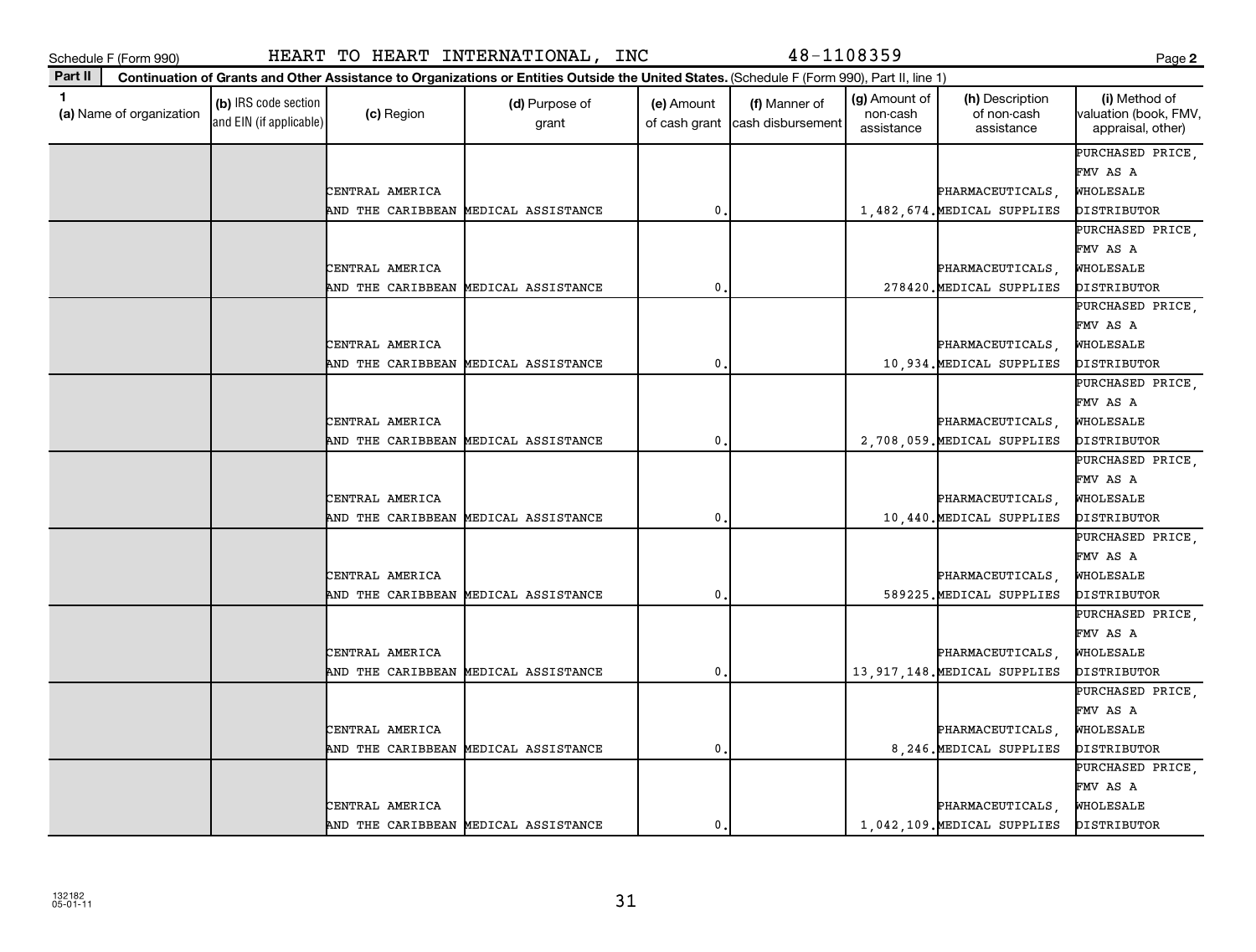Schedule F (Form 990) HEART TO HEART INTERNATIONAL, INC 48-1108359

**Part II** Continuation of Grants and Other Assistance to Organizations or Entities Outside the United States. (Schedule F (Form 990), Part II, line 1)

| 1 (a) Name of organization | (b) IRS code section and EIN (if applicable) | (c) Region | (d) Purpose of grant | (e) Amount of cash grant | (f) Manner of cash disbursement | (g) Amount of non-cash assistance | (h) Description of non-cash assistance | (i) Method of valuation (book, FMV, appraisal, other) |
|---|---|---|---|---|---|---|---|---|
| | | CENTRAL AMERICA AND THE CARIBBEAN | MEDICAL ASSISTANCE | 0. | | 1,482,674. | PHARMACEUTICALS, MEDICAL SUPPLIES | PURCHASED PRICE, FMV AS A WHOLESALE DISTRIBUTOR |
| | | CENTRAL AMERICA AND THE CARIBBEAN | MEDICAL ASSISTANCE | 0. | | 278420. | PHARMACEUTICALS, MEDICAL SUPPLIES | PURCHASED PRICE, FMV AS A WHOLESALE DISTRIBUTOR |
| | | CENTRAL AMERICA AND THE CARIBBEAN | MEDICAL ASSISTANCE | 0. | | 10,934. | PHARMACEUTICALS, MEDICAL SUPPLIES | PURCHASED PRICE, FMV AS A WHOLESALE DISTRIBUTOR |
| | | CENTRAL AMERICA AND THE CARIBBEAN | MEDICAL ASSISTANCE | 0. | | 2,708,059. | PHARMACEUTICALS, MEDICAL SUPPLIES | PURCHASED PRICE, FMV AS A WHOLESALE DISTRIBUTOR |
| | | CENTRAL AMERICA AND THE CARIBBEAN | MEDICAL ASSISTANCE | 0. | | 10,440. | PHARMACEUTICALS, MEDICAL SUPPLIES | PURCHASED PRICE, FMV AS A WHOLESALE DISTRIBUTOR |
| | | CENTRAL AMERICA AND THE CARIBBEAN | MEDICAL ASSISTANCE | 0. | | 589225. | PHARMACEUTICALS, MEDICAL SUPPLIES | PURCHASED PRICE, FMV AS A WHOLESALE DISTRIBUTOR |
| | | CENTRAL AMERICA AND THE CARIBBEAN | MEDICAL ASSISTANCE | 0. | | 13,917,148. | PHARMACEUTICALS, MEDICAL SUPPLIES | PURCHASED PRICE, FMV AS A WHOLESALE DISTRIBUTOR |
| | | CENTRAL AMERICA AND THE CARIBBEAN | MEDICAL ASSISTANCE | 0. | | 8,246. | PHARMACEUTICALS, MEDICAL SUPPLIES | PURCHASED PRICE, FMV AS A WHOLESALE DISTRIBUTOR |
| | | CENTRAL AMERICA AND THE CARIBBEAN | MEDICAL ASSISTANCE | 0. | | 1,042,109. | PHARMACEUTICALS, MEDICAL SUPPLIES | PURCHASED PRICE, FMV AS A WHOLESALE DISTRIBUTOR |

132182 05-01-11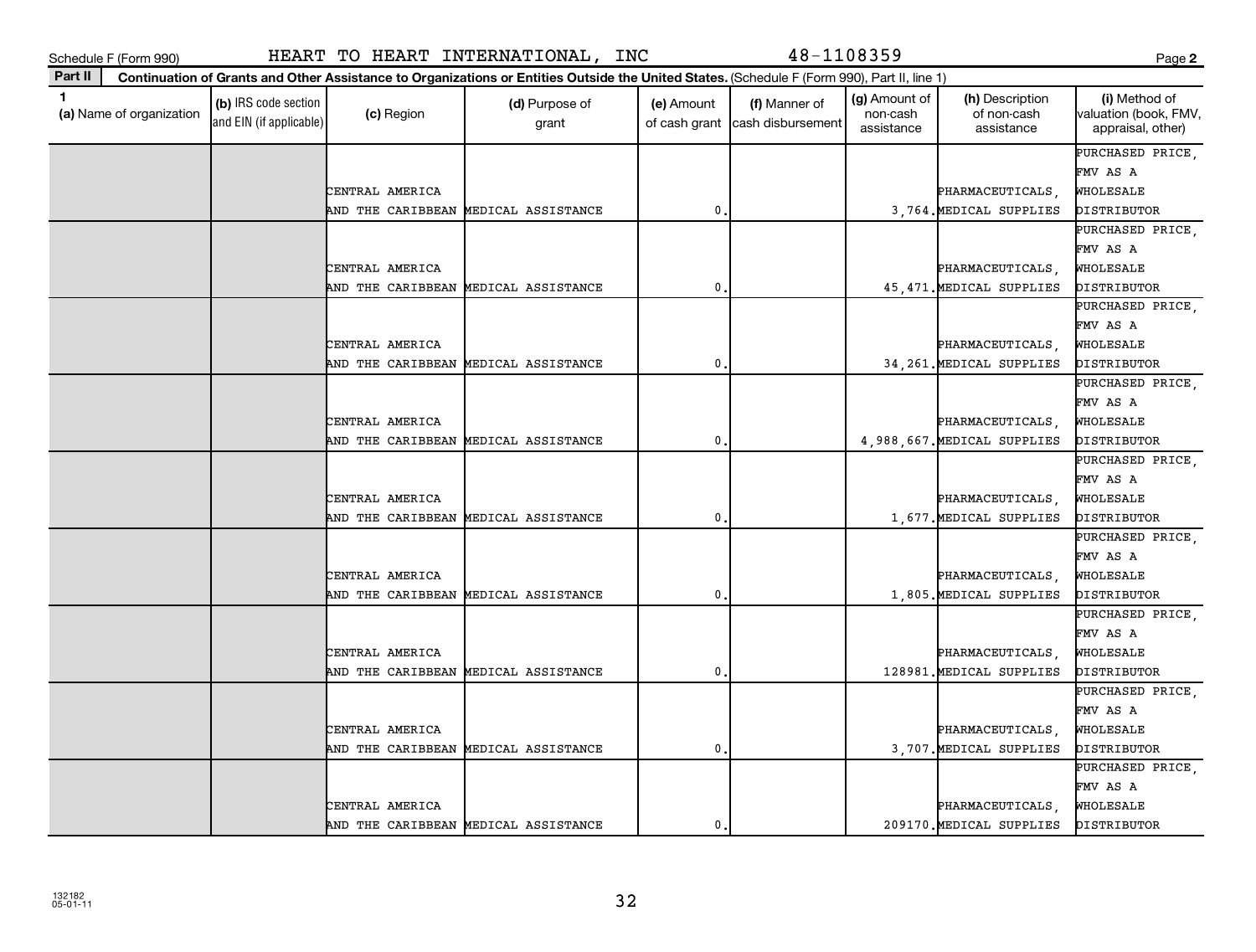Schedule F (Form 990) HEART TO HEART INTERNATIONAL, INC 48-1108359

**Part II** **Continuation of Grants and Other Assistance to Organizations or Entities Outside the United States.** (Schedule F (Form 990), Part II, line 1)

| 1 (a) Name of organization | (b) IRS code section and EIN (if applicable) | (c) Region | (d) Purpose of grant | (e) Amount of cash grant | (f) Manner of cash disbursement | (g) Amount of non-cash assistance | (h) Description of non-cash assistance | (i) Method of valuation (book, FMV, appraisal, other) |
|---|---|---|---|---|---|---|---|---|
| | | CENTRAL AMERICA AND THE CARIBBEAN | MEDICAL ASSISTANCE | 0. | | 3,764. | PHARMACEUTICALS, MEDICAL SUPPLIES | PURCHASED PRICE, FMV AS A WHOLESALE DISTRIBUTOR |
| | | CENTRAL AMERICA AND THE CARIBBEAN | MEDICAL ASSISTANCE | 0. | | 45,471. | PHARMACEUTICALS, MEDICAL SUPPLIES | PURCHASED PRICE, FMV AS A WHOLESALE DISTRIBUTOR |
| | | CENTRAL AMERICA AND THE CARIBBEAN | MEDICAL ASSISTANCE | 0. | | 34,261. | PHARMACEUTICALS, MEDICAL SUPPLIES | PURCHASED PRICE, FMV AS A WHOLESALE DISTRIBUTOR |
| | | CENTRAL AMERICA AND THE CARIBBEAN | MEDICAL ASSISTANCE | 0. | | 4,988,667. | PHARMACEUTICALS, MEDICAL SUPPLIES | PURCHASED PRICE, FMV AS A WHOLESALE DISTRIBUTOR |
| | | CENTRAL AMERICA AND THE CARIBBEAN | MEDICAL ASSISTANCE | 0. | | 1,677. | PHARMACEUTICALS, MEDICAL SUPPLIES | PURCHASED PRICE, FMV AS A WHOLESALE DISTRIBUTOR |
| | | CENTRAL AMERICA AND THE CARIBBEAN | MEDICAL ASSISTANCE | 0. | | 1,805. | PHARMACEUTICALS, MEDICAL SUPPLIES | PURCHASED PRICE, FMV AS A WHOLESALE DISTRIBUTOR |
| | | CENTRAL AMERICA AND THE CARIBBEAN | MEDICAL ASSISTANCE | 0. | | 128981. | PHARMACEUTICALS, MEDICAL SUPPLIES | PURCHASED PRICE, FMV AS A WHOLESALE DISTRIBUTOR |
| | | CENTRAL AMERICA AND THE CARIBBEAN | MEDICAL ASSISTANCE | 0. | | 3,707. | PHARMACEUTICALS, MEDICAL SUPPLIES | PURCHASED PRICE, FMV AS A WHOLESALE DISTRIBUTOR |
| | | CENTRAL AMERICA AND THE CARIBBEAN | MEDICAL ASSISTANCE | 0. | | 209170. | PHARMACEUTICALS, MEDICAL SUPPLIES | PURCHASED PRICE, FMV AS A WHOLESALE DISTRIBUTOR |

132182
05-01-11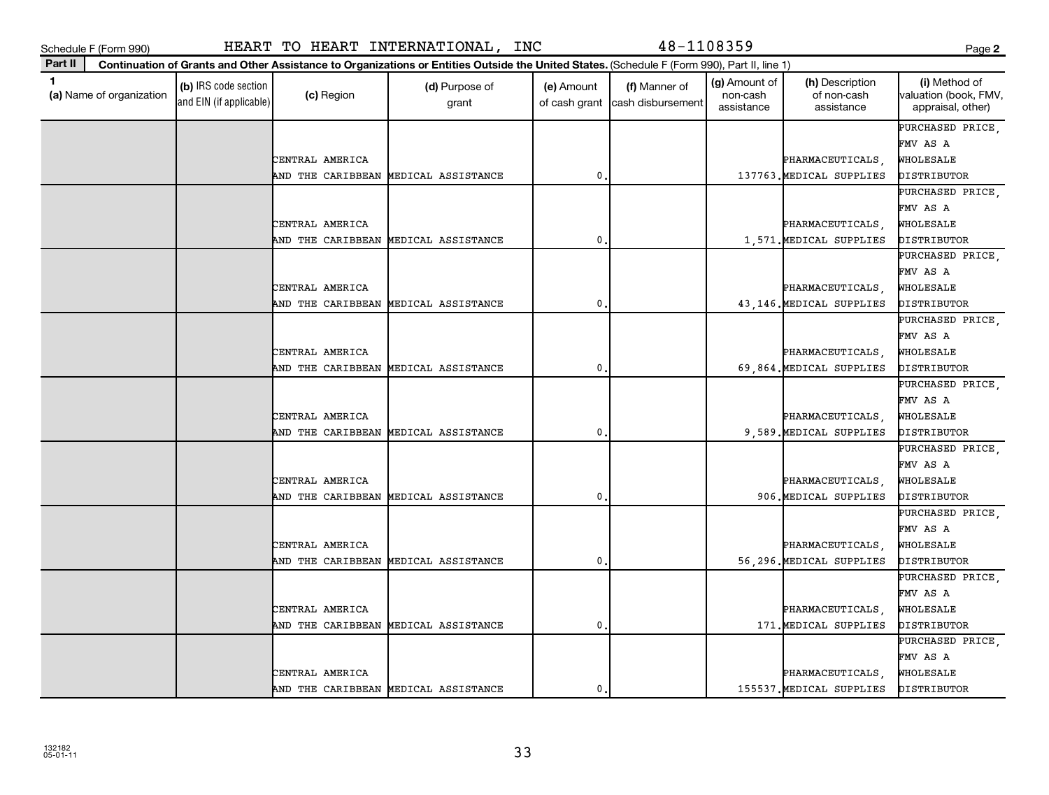Schedule F (Form 990) HEART TO HEART INTERNATIONAL, INC 48-1108359

**Part II** Continuation of Grants and Other Assistance to Organizations or Entities Outside the United States. (Schedule F (Form 990), Part II, line 1)

| 1 (a) Name of organization | (b) IRS code section and EIN (if applicable) | (c) Region | (d) Purpose of grant | (e) Amount of cash grant | (f) Manner of cash disbursement | (g) Amount of non-cash assistance | (h) Description of non-cash assistance | (i) Method of valuation (book, FMV, appraisal, other) |
|---|---|---|---|---|---|---|---|---|
| | | CENTRAL AMERICA AND THE CARIBBEAN | MEDICAL ASSISTANCE | 0. | | 137763. | PHARMACEUTICALS, MEDICAL SUPPLIES | PURCHASED PRICE, FMV AS A WHOLESALE DISTRIBUTOR |
| | | CENTRAL AMERICA AND THE CARIBBEAN | MEDICAL ASSISTANCE | 0. | | 1,571. | PHARMACEUTICALS, MEDICAL SUPPLIES | PURCHASED PRICE, FMV AS A WHOLESALE DISTRIBUTOR |
| | | CENTRAL AMERICA AND THE CARIBBEAN | MEDICAL ASSISTANCE | 0. | | 43,146. | PHARMACEUTICALS, MEDICAL SUPPLIES | PURCHASED PRICE, FMV AS A WHOLESALE DISTRIBUTOR |
| | | CENTRAL AMERICA AND THE CARIBBEAN | MEDICAL ASSISTANCE | 0. | | 69,864. | PHARMACEUTICALS, MEDICAL SUPPLIES | PURCHASED PRICE, FMV AS A WHOLESALE DISTRIBUTOR |
| | | CENTRAL AMERICA AND THE CARIBBEAN | MEDICAL ASSISTANCE | 0. | | 9,589. | PHARMACEUTICALS, MEDICAL SUPPLIES | PURCHASED PRICE, FMV AS A WHOLESALE DISTRIBUTOR |
| | | CENTRAL AMERICA AND THE CARIBBEAN | MEDICAL ASSISTANCE | 0. | | 906. | PHARMACEUTICALS, MEDICAL SUPPLIES | PURCHASED PRICE, FMV AS A WHOLESALE DISTRIBUTOR |
| | | CENTRAL AMERICA AND THE CARIBBEAN | MEDICAL ASSISTANCE | 0. | | 56,296. | PHARMACEUTICALS, MEDICAL SUPPLIES | PURCHASED PRICE, FMV AS A WHOLESALE DISTRIBUTOR |
| | | CENTRAL AMERICA AND THE CARIBBEAN | MEDICAL ASSISTANCE | 0. | | 171. | PHARMACEUTICALS, MEDICAL SUPPLIES | PURCHASED PRICE, FMV AS A WHOLESALE DISTRIBUTOR |
| | | CENTRAL AMERICA AND THE CARIBBEAN | MEDICAL ASSISTANCE | 0. | | 155537. | PHARMACEUTICALS, MEDICAL SUPPLIES | PURCHASED PRICE, FMV AS A WHOLESALE DISTRIBUTOR |

132182 05-01-11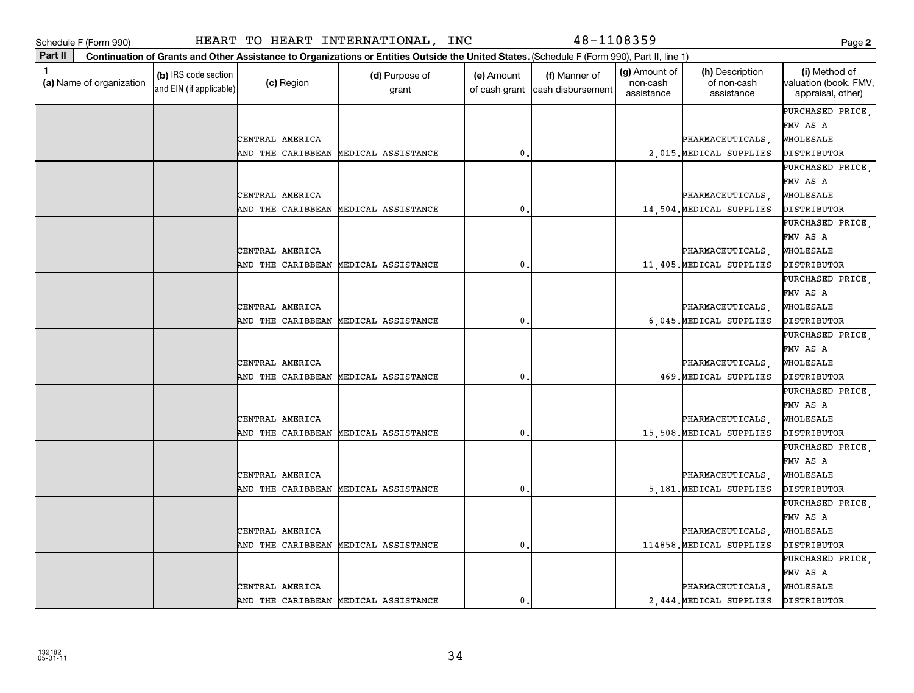Schedule F (Form 990) HEART TO HEART INTERNATIONAL, INC 48-1108359

**Part II** **Continuation of Grants and Other Assistance to Organizations or Entities Outside the United States.** (Schedule F (Form 990), Part II, line 1)

| 1 (a) Name of organization | (b) IRS code section and EIN (if applicable) | (c) Region | (d) Purpose of grant | (e) Amount of cash grant | (f) Manner of cash disbursement | (g) Amount of non-cash assistance | (h) Description of non-cash assistance | (i) Method of valuation (book, FMV, appraisal, other) |
|---|---|---|---|---|---|---|---|---|
| | | CENTRAL AMERICA AND THE CARIBBEAN | MEDICAL ASSISTANCE | 0. | | 2,015. | PHARMACEUTICALS, MEDICAL SUPPLIES | PURCHASED PRICE, FMV AS A WHOLESALE DISTRIBUTOR |
| | | CENTRAL AMERICA AND THE CARIBBEAN | MEDICAL ASSISTANCE | 0. | | 14,504. | PHARMACEUTICALS, MEDICAL SUPPLIES | PURCHASED PRICE, FMV AS A WHOLESALE DISTRIBUTOR |
| | | CENTRAL AMERICA AND THE CARIBBEAN | MEDICAL ASSISTANCE | 0. | | 11,405. | PHARMACEUTICALS, MEDICAL SUPPLIES | PURCHASED PRICE, FMV AS A WHOLESALE DISTRIBUTOR |
| | | CENTRAL AMERICA AND THE CARIBBEAN | MEDICAL ASSISTANCE | 0. | | 6,045. | PHARMACEUTICALS, MEDICAL SUPPLIES | PURCHASED PRICE, FMV AS A WHOLESALE DISTRIBUTOR |
| | | CENTRAL AMERICA AND THE CARIBBEAN | MEDICAL ASSISTANCE | 0. | | 469. | PHARMACEUTICALS, MEDICAL SUPPLIES | PURCHASED PRICE, FMV AS A WHOLESALE DISTRIBUTOR |
| | | CENTRAL AMERICA AND THE CARIBBEAN | MEDICAL ASSISTANCE | 0. | | 15,508. | PHARMACEUTICALS, MEDICAL SUPPLIES | PURCHASED PRICE, FMV AS A WHOLESALE DISTRIBUTOR |
| | | CENTRAL AMERICA AND THE CARIBBEAN | MEDICAL ASSISTANCE | 0. | | 5,181. | PHARMACEUTICALS, MEDICAL SUPPLIES | PURCHASED PRICE, FMV AS A WHOLESALE DISTRIBUTOR |
| | | CENTRAL AMERICA AND THE CARIBBEAN | MEDICAL ASSISTANCE | 0. | | 114858. | PHARMACEUTICALS, MEDICAL SUPPLIES | PURCHASED PRICE, FMV AS A WHOLESALE DISTRIBUTOR |
| | | CENTRAL AMERICA AND THE CARIBBEAN | MEDICAL ASSISTANCE | 0. | | 2,444. | PHARMACEUTICALS, MEDICAL SUPPLIES | PURCHASED PRICE, FMV AS A WHOLESALE DISTRIBUTOR |

132182 05-01-11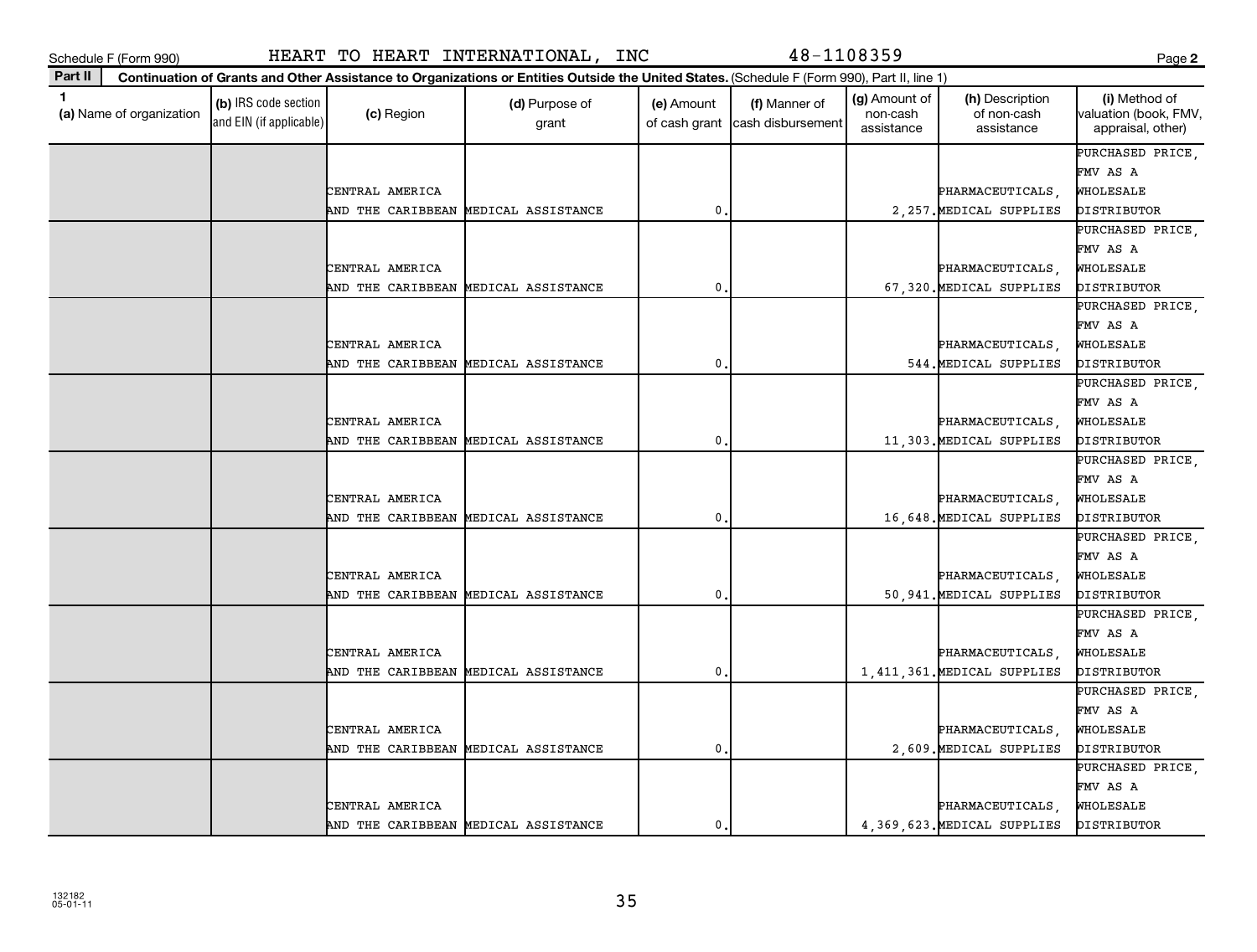Schedule F (Form 990) HEART TO HEART INTERNATIONAL, INC 48-1108359

**Part II** Continuation of Grants and Other Assistance to Organizations or Entities Outside the United States. (Schedule F (Form 990), Part II, line 1)

| 1 (a) Name of organization | (b) IRS code section and EIN (if applicable) | (c) Region | (d) Purpose of grant | (e) Amount of cash grant | (f) Manner of cash disbursement | (g) Amount of non-cash assistance | (h) Description of non-cash assistance | (i) Method of valuation (book, FMV, appraisal, other) |
|---|---|---|---|---|---|---|---|---|
| | | CENTRAL AMERICA AND THE CARIBBEAN | MEDICAL ASSISTANCE | 0. | | 2,257. | PHARMACEUTICALS, MEDICAL SUPPLIES | PURCHASED PRICE, FMV AS A WHOLESALE DISTRIBUTOR |
| | | CENTRAL AMERICA AND THE CARIBBEAN | MEDICAL ASSISTANCE | 0. | | 67,320. | PHARMACEUTICALS, MEDICAL SUPPLIES | PURCHASED PRICE, FMV AS A WHOLESALE DISTRIBUTOR |
| | | CENTRAL AMERICA AND THE CARIBBEAN | MEDICAL ASSISTANCE | 0. | | 544. | PHARMACEUTICALS, MEDICAL SUPPLIES | PURCHASED PRICE, FMV AS A WHOLESALE DISTRIBUTOR |
| | | CENTRAL AMERICA AND THE CARIBBEAN | MEDICAL ASSISTANCE | 0. | | 11,303. | PHARMACEUTICALS, MEDICAL SUPPLIES | PURCHASED PRICE, FMV AS A WHOLESALE DISTRIBUTOR |
| | | CENTRAL AMERICA AND THE CARIBBEAN | MEDICAL ASSISTANCE | 0. | | 16,648. | PHARMACEUTICALS, MEDICAL SUPPLIES | PURCHASED PRICE, FMV AS A WHOLESALE DISTRIBUTOR |
| | | CENTRAL AMERICA AND THE CARIBBEAN | MEDICAL ASSISTANCE | 0. | | 50,941. | PHARMACEUTICALS, MEDICAL SUPPLIES | PURCHASED PRICE, FMV AS A WHOLESALE DISTRIBUTOR |
| | | CENTRAL AMERICA AND THE CARIBBEAN | MEDICAL ASSISTANCE | 0. | | 1,411,361. | PHARMACEUTICALS, MEDICAL SUPPLIES | PURCHASED PRICE, FMV AS A WHOLESALE DISTRIBUTOR |
| | | CENTRAL AMERICA AND THE CARIBBEAN | MEDICAL ASSISTANCE | 0. | | 2,609. | PHARMACEUTICALS, MEDICAL SUPPLIES | PURCHASED PRICE, FMV AS A WHOLESALE DISTRIBUTOR |
| | | CENTRAL AMERICA AND THE CARIBBEAN | MEDICAL ASSISTANCE | 0. | | 4,369,623. | PHARMACEUTICALS, MEDICAL SUPPLIES | PURCHASED PRICE, FMV AS A WHOLESALE DISTRIBUTOR |

132182
05-01-11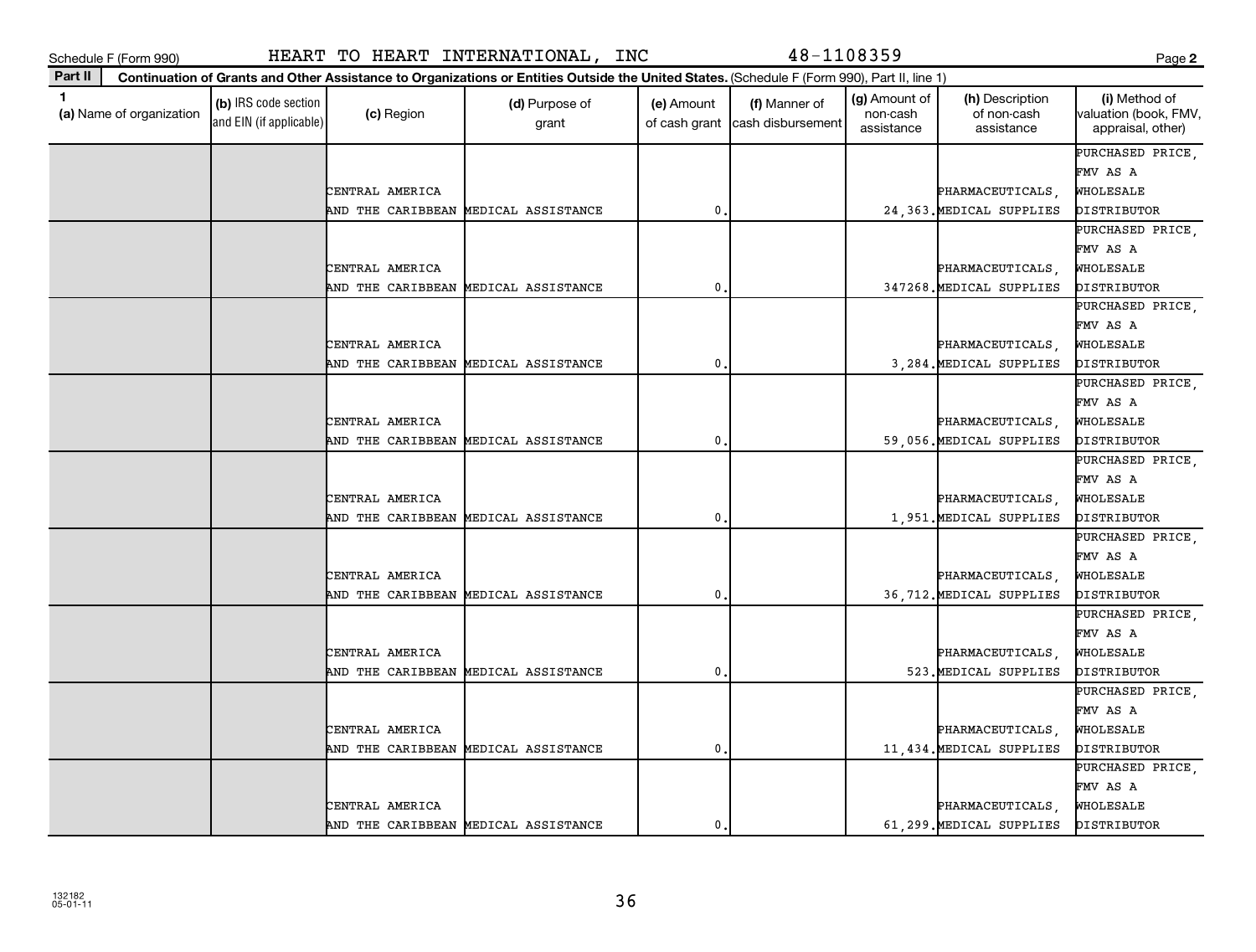Schedule F (Form 990) HEART TO HEART INTERNATIONAL, INC 48-1108359

**Part II** **Continuation of Grants and Other Assistance to Organizations or Entities Outside the United States.** (Schedule F (Form 990), Part II, line 1)

| 1 (a) Name of organization | (b) IRS code section and EIN (if applicable) | (c) Region | (d) Purpose of grant | (e) Amount of cash grant | (f) Manner of cash disbursement | (g) Amount of non-cash assistance | (h) Description of non-cash assistance | (i) Method of valuation (book, FMV, appraisal, other) |
|---|---|---|---|---|---|---|---|---|
| | | CENTRAL AMERICA AND THE CARIBBEAN | MEDICAL ASSISTANCE | 0. | | 24,363. | PHARMACEUTICALS, MEDICAL SUPPLIES | PURCHASED PRICE, FMV AS A WHOLESALE DISTRIBUTOR |
| | | CENTRAL AMERICA AND THE CARIBBEAN | MEDICAL ASSISTANCE | 0. | | 347268. | PHARMACEUTICALS, MEDICAL SUPPLIES | PURCHASED PRICE, FMV AS A WHOLESALE DISTRIBUTOR |
| | | CENTRAL AMERICA AND THE CARIBBEAN | MEDICAL ASSISTANCE | 0. | | 3,284. | PHARMACEUTICALS, MEDICAL SUPPLIES | PURCHASED PRICE, FMV AS A WHOLESALE DISTRIBUTOR |
| | | CENTRAL AMERICA AND THE CARIBBEAN | MEDICAL ASSISTANCE | 0. | | 59,056. | PHARMACEUTICALS, MEDICAL SUPPLIES | PURCHASED PRICE, FMV AS A WHOLESALE DISTRIBUTOR |
| | | CENTRAL AMERICA AND THE CARIBBEAN | MEDICAL ASSISTANCE | 0. | | 1,951. | PHARMACEUTICALS, MEDICAL SUPPLIES | PURCHASED PRICE, FMV AS A WHOLESALE DISTRIBUTOR |
| | | CENTRAL AMERICA AND THE CARIBBEAN | MEDICAL ASSISTANCE | 0. | | 36,712. | PHARMACEUTICALS, MEDICAL SUPPLIES | PURCHASED PRICE, FMV AS A WHOLESALE DISTRIBUTOR |
| | | CENTRAL AMERICA AND THE CARIBBEAN | MEDICAL ASSISTANCE | 0. | | 523. | PHARMACEUTICALS, MEDICAL SUPPLIES | PURCHASED PRICE, FMV AS A WHOLESALE DISTRIBUTOR |
| | | CENTRAL AMERICA AND THE CARIBBEAN | MEDICAL ASSISTANCE | 0. | | 11,434. | PHARMACEUTICALS, MEDICAL SUPPLIES | PURCHASED PRICE, FMV AS A WHOLESALE DISTRIBUTOR |
| | | CENTRAL AMERICA AND THE CARIBBEAN | MEDICAL ASSISTANCE | 0. | | 61,299. | PHARMACEUTICALS, MEDICAL SUPPLIES | PURCHASED PRICE, FMV AS A WHOLESALE DISTRIBUTOR |

132182 05-01-11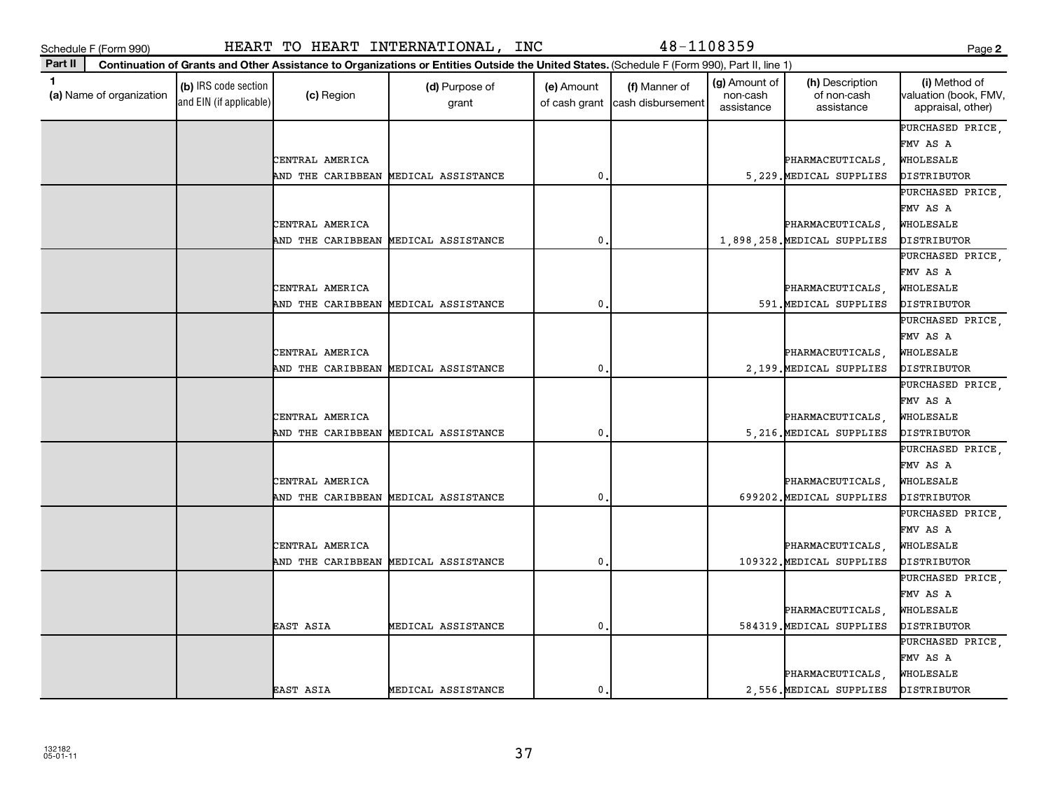Schedule F (Form 990) HEART TO HEART INTERNATIONAL, INC 48-1108359

**Part II** Continuation of Grants and Other Assistance to Organizations or Entities Outside the United States. (Schedule F (Form 990), Part II, line 1)

| 1 (a) Name of organization | (b) IRS code section and EIN (if applicable) | (c) Region | (d) Purpose of grant | (e) Amount of cash grant | (f) Manner of cash disbursement | (g) Amount of non-cash assistance | (h) Description of non-cash assistance | (i) Method of valuation (book, FMV, appraisal, other) |
|---|---|---|---|---|---|---|---|---|
| | | CENTRAL AMERICA AND THE CARIBBEAN | MEDICAL ASSISTANCE | 0. | | 5,229. | PHARMACEUTICALS, MEDICAL SUPPLIES | PURCHASED PRICE, FMV AS A WHOLESALE DISTRIBUTOR |
| | | CENTRAL AMERICA AND THE CARIBBEAN | MEDICAL ASSISTANCE | 0. | | 1,898,258. | PHARMACEUTICALS, MEDICAL SUPPLIES | PURCHASED PRICE, FMV AS A WHOLESALE DISTRIBUTOR |
| | | CENTRAL AMERICA AND THE CARIBBEAN | MEDICAL ASSISTANCE | 0. | | 591. | PHARMACEUTICALS, MEDICAL SUPPLIES | PURCHASED PRICE, FMV AS A WHOLESALE DISTRIBUTOR |
| | | CENTRAL AMERICA AND THE CARIBBEAN | MEDICAL ASSISTANCE | 0. | | 2,199. | PHARMACEUTICALS, MEDICAL SUPPLIES | PURCHASED PRICE, FMV AS A WHOLESALE DISTRIBUTOR |
| | | CENTRAL AMERICA AND THE CARIBBEAN | MEDICAL ASSISTANCE | 0. | | 5,216. | PHARMACEUTICALS, MEDICAL SUPPLIES | PURCHASED PRICE, FMV AS A WHOLESALE DISTRIBUTOR |
| | | CENTRAL AMERICA AND THE CARIBBEAN | MEDICAL ASSISTANCE | 0. | | 699202. | PHARMACEUTICALS, MEDICAL SUPPLIES | PURCHASED PRICE, FMV AS A WHOLESALE DISTRIBUTOR |
| | | CENTRAL AMERICA AND THE CARIBBEAN | MEDICAL ASSISTANCE | 0. | | 109322. | PHARMACEUTICALS, MEDICAL SUPPLIES | PURCHASED PRICE, FMV AS A WHOLESALE DISTRIBUTOR |
| | | EAST ASIA | MEDICAL ASSISTANCE | 0. | | 584319. | PHARMACEUTICALS, MEDICAL SUPPLIES | PURCHASED PRICE, FMV AS A WHOLESALE DISTRIBUTOR |
| | | EAST ASIA | MEDICAL ASSISTANCE | 0. | | 2,556. | PHARMACEUTICALS, MEDICAL SUPPLIES | PURCHASED PRICE, FMV AS A WHOLESALE DISTRIBUTOR |

132182 05-01-11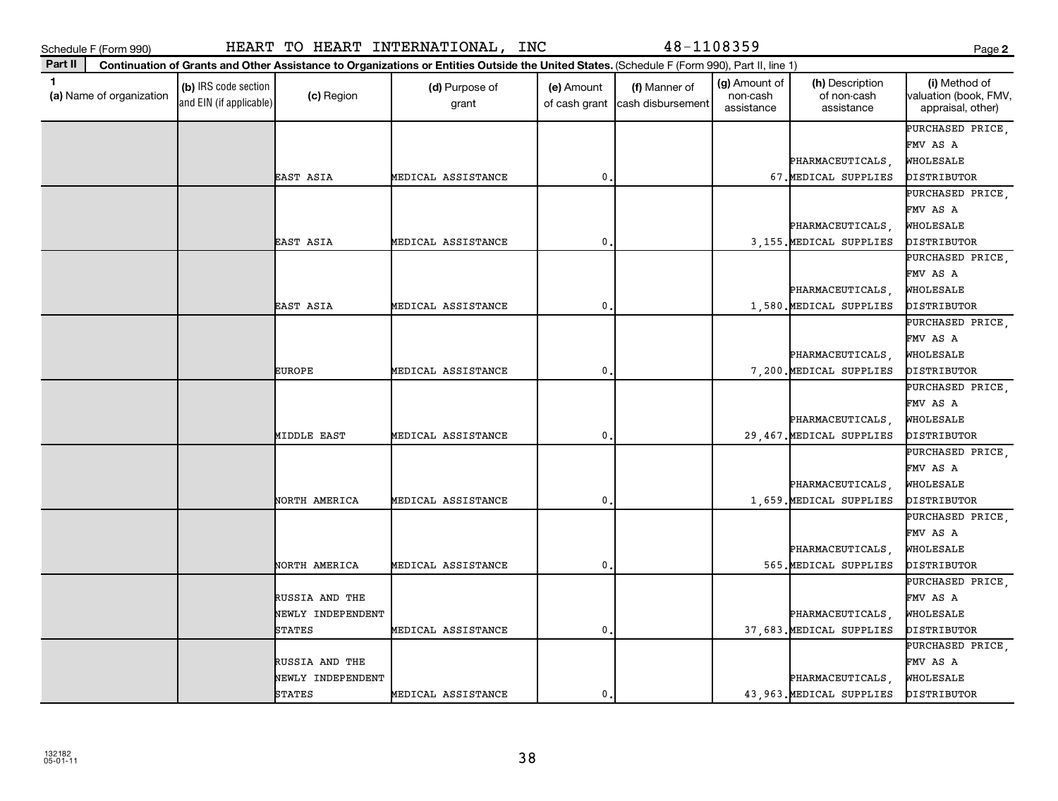Schedule F (Form 990) HEART TO HEART INTERNATIONAL, INC 48-1108359

**Part II** Continuation of Grants and Other Assistance to Organizations or Entities Outside the United States. (Schedule F (Form 990), Part II, line 1)

| 1 (a) Name of organization | (b) IRS code section and EIN (if applicable) | (c) Region | (d) Purpose of grant | (e) Amount of cash grant | (f) Manner of cash disbursement | (g) Amount of non-cash assistance | (h) Description of non-cash assistance | (i) Method of valuation (book, FMV, appraisal, other) |
|---|---|---|---|---|---|---|---|---|
| | | EAST ASIA | MEDICAL ASSISTANCE | 0. | | 67. | PHARMACEUTICALS, MEDICAL SUPPLIES | PURCHASED PRICE, FMV AS A WHOLESALE DISTRIBUTOR |
| | | EAST ASIA | MEDICAL ASSISTANCE | 0. | | 3,155. | PHARMACEUTICALS, MEDICAL SUPPLIES | PURCHASED PRICE, FMV AS A WHOLESALE DISTRIBUTOR |
| | | EAST ASIA | MEDICAL ASSISTANCE | 0. | | 1,580. | PHARMACEUTICALS, MEDICAL SUPPLIES | PURCHASED PRICE, FMV AS A WHOLESALE DISTRIBUTOR |
| | | EUROPE | MEDICAL ASSISTANCE | 0. | | 7,200. | PHARMACEUTICALS, MEDICAL SUPPLIES | PURCHASED PRICE, FMV AS A WHOLESALE DISTRIBUTOR |
| | | MIDDLE EAST | MEDICAL ASSISTANCE | 0. | | 29,467. | PHARMACEUTICALS, MEDICAL SUPPLIES | PURCHASED PRICE, FMV AS A WHOLESALE DISTRIBUTOR |
| | | NORTH AMERICA | MEDICAL ASSISTANCE | 0. | | 1,659. | PHARMACEUTICALS, MEDICAL SUPPLIES | PURCHASED PRICE, FMV AS A WHOLESALE DISTRIBUTOR |
| | | NORTH AMERICA | MEDICAL ASSISTANCE | 0. | | 565. | PHARMACEUTICALS, MEDICAL SUPPLIES | PURCHASED PRICE, FMV AS A WHOLESALE DISTRIBUTOR |
| | | RUSSIA AND THE NEWLY INDEPENDENT STATES | MEDICAL ASSISTANCE | 0. | | 37,683. | PHARMACEUTICALS, MEDICAL SUPPLIES | PURCHASED PRICE, FMV AS A WHOLESALE DISTRIBUTOR |
| | | RUSSIA AND THE NEWLY INDEPENDENT STATES | MEDICAL ASSISTANCE | 0. | | 43,963. | PHARMACEUTICALS, MEDICAL SUPPLIES | PURCHASED PRICE, FMV AS A WHOLESALE DISTRIBUTOR |

132182 05-01-11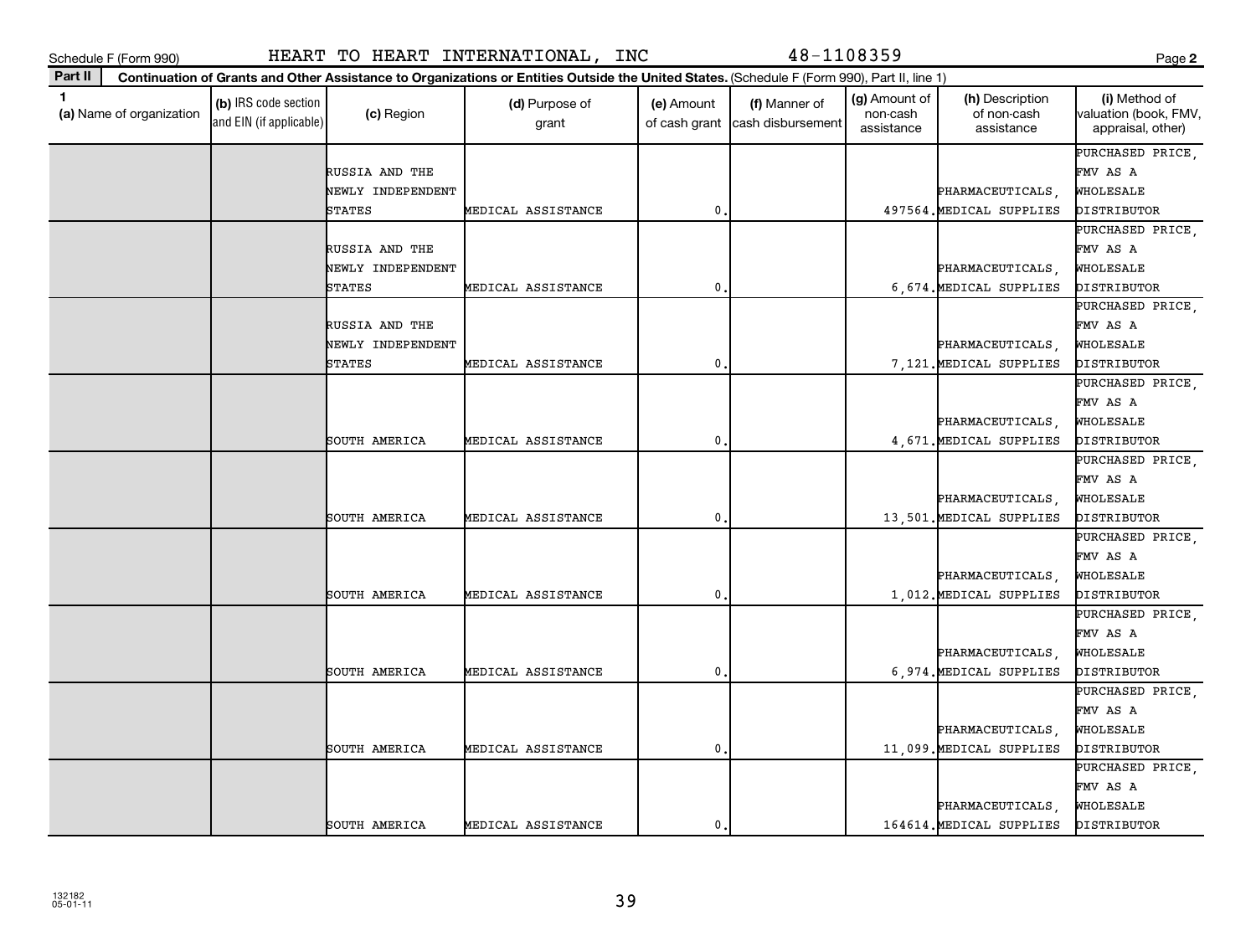Schedule F (Form 990) HEART TO HEART INTERNATIONAL, INC 48-1108359

**Part II** Continuation of Grants and Other Assistance to Organizations or Entities Outside the United States. (Schedule F (Form 990), Part II, line 1)

| 1 (a) Name of organization | (b) IRS code section and EIN (if applicable) | (c) Region | (d) Purpose of grant | (e) Amount of cash grant | (f) Manner of cash disbursement | (g) Amount of non-cash assistance | (h) Description of non-cash assistance | (i) Method of valuation (book, FMV, appraisal, other) |
|---|---|---|---|---|---|---|---|---|
| | | RUSSIA AND THE NEWLY INDEPENDENT STATES | MEDICAL ASSISTANCE | 0. | | 497564. | PHARMACEUTICALS, MEDICAL SUPPLIES | PURCHASED PRICE, FMV AS A WHOLESALE DISTRIBUTOR |
| | | RUSSIA AND THE NEWLY INDEPENDENT STATES | MEDICAL ASSISTANCE | 0. | | 6,674. | PHARMACEUTICALS, MEDICAL SUPPLIES | PURCHASED PRICE, FMV AS A WHOLESALE DISTRIBUTOR |
| | | RUSSIA AND THE NEWLY INDEPENDENT STATES | MEDICAL ASSISTANCE | 0. | | 7,121. | PHARMACEUTICALS, MEDICAL SUPPLIES | PURCHASED PRICE, FMV AS A WHOLESALE DISTRIBUTOR |
| | | SOUTH AMERICA | MEDICAL ASSISTANCE | 0. | | 4,671. | PHARMACEUTICALS, MEDICAL SUPPLIES | PURCHASED PRICE, FMV AS A WHOLESALE DISTRIBUTOR |
| | | SOUTH AMERICA | MEDICAL ASSISTANCE | 0. | | 13,501. | PHARMACEUTICALS, MEDICAL SUPPLIES | PURCHASED PRICE, FMV AS A WHOLESALE DISTRIBUTOR |
| | | SOUTH AMERICA | MEDICAL ASSISTANCE | 0. | | 1,012. | PHARMACEUTICALS, MEDICAL SUPPLIES | PURCHASED PRICE, FMV AS A WHOLESALE DISTRIBUTOR |
| | | SOUTH AMERICA | MEDICAL ASSISTANCE | 0. | | 6,974. | PHARMACEUTICALS, MEDICAL SUPPLIES | PURCHASED PRICE, FMV AS A WHOLESALE DISTRIBUTOR |
| | | SOUTH AMERICA | MEDICAL ASSISTANCE | 0. | | 11,099. | PHARMACEUTICALS, MEDICAL SUPPLIES | PURCHASED PRICE, FMV AS A WHOLESALE DISTRIBUTOR |
| | | SOUTH AMERICA | MEDICAL ASSISTANCE | 0. | | 164614. | PHARMACEUTICALS, MEDICAL SUPPLIES | PURCHASED PRICE, FMV AS A WHOLESALE DISTRIBUTOR |

132182 05-01-11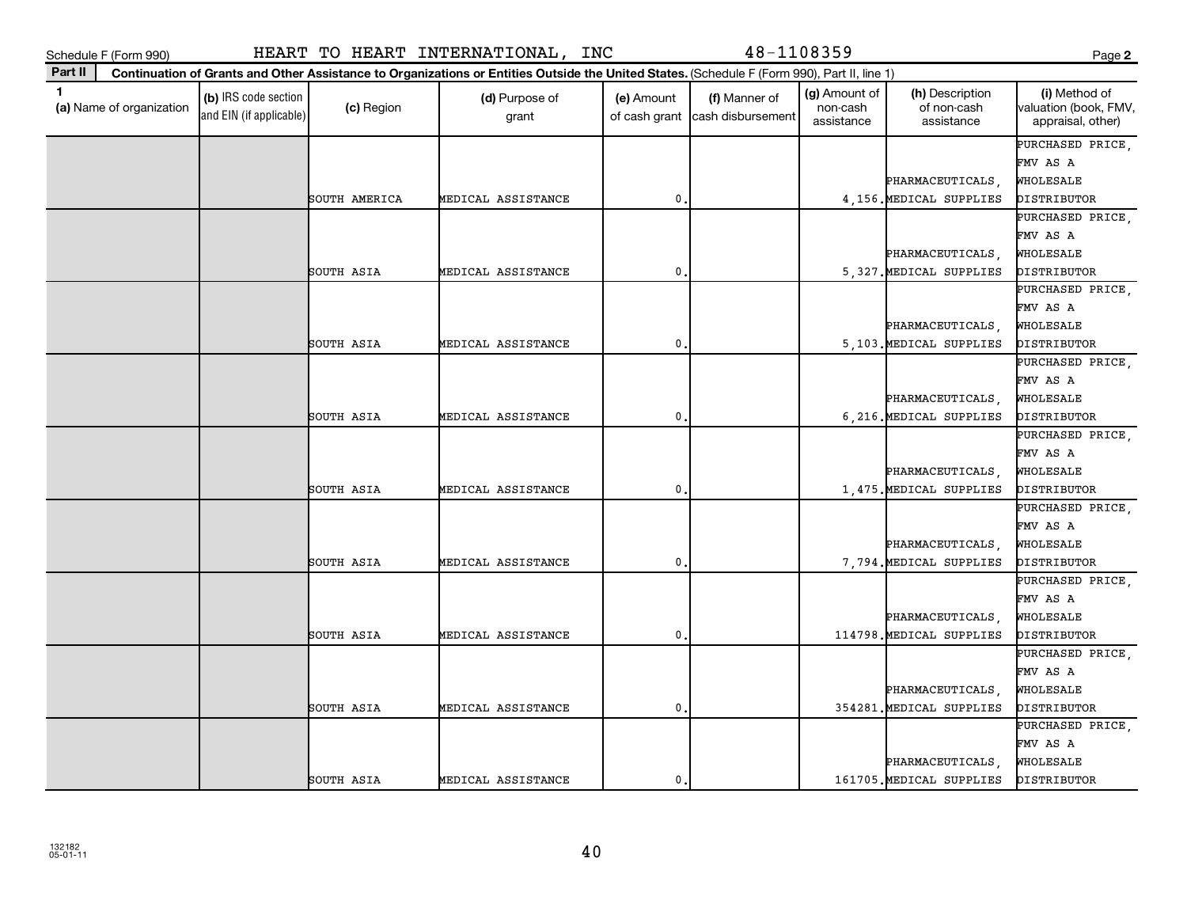Schedule F (Form 990) HEART TO HEART INTERNATIONAL, INC 48-1108359

**Part II** Continuation of Grants and Other Assistance to Organizations or Entities Outside the United States. (Schedule F (Form 990), Part II, line 1)

| 1 (a) Name of organization | (b) IRS code section and EIN (if applicable) | (c) Region | (d) Purpose of grant | (e) Amount of cash grant | (f) Manner of cash disbursement | (g) Amount of non-cash assistance | (h) Description of non-cash assistance | (i) Method of valuation (book, FMV, appraisal, other) |
|---|---|---|---|---|---|---|---|---|
| | | SOUTH AMERICA | MEDICAL ASSISTANCE | 0. | | 4,156. | PHARMACEUTICALS, MEDICAL SUPPLIES | PURCHASED PRICE, FMV AS A WHOLESALE DISTRIBUTOR |
| | | SOUTH ASIA | MEDICAL ASSISTANCE | 0. | | 5,327. | PHARMACEUTICALS, MEDICAL SUPPLIES | PURCHASED PRICE, FMV AS A WHOLESALE DISTRIBUTOR |
| | | SOUTH ASIA | MEDICAL ASSISTANCE | 0. | | 5,103. | PHARMACEUTICALS, MEDICAL SUPPLIES | PURCHASED PRICE, FMV AS A WHOLESALE DISTRIBUTOR |
| | | SOUTH ASIA | MEDICAL ASSISTANCE | 0. | | 6,216. | PHARMACEUTICALS, MEDICAL SUPPLIES | PURCHASED PRICE, FMV AS A WHOLESALE DISTRIBUTOR |
| | | SOUTH ASIA | MEDICAL ASSISTANCE | 0. | | 1,475. | PHARMACEUTICALS, MEDICAL SUPPLIES | PURCHASED PRICE, FMV AS A WHOLESALE DISTRIBUTOR |
| | | SOUTH ASIA | MEDICAL ASSISTANCE | 0. | | 7,794. | PHARMACEUTICALS, MEDICAL SUPPLIES | PURCHASED PRICE, FMV AS A WHOLESALE DISTRIBUTOR |
| | | SOUTH ASIA | MEDICAL ASSISTANCE | 0. | | 114798. | PHARMACEUTICALS, MEDICAL SUPPLIES | PURCHASED PRICE, FMV AS A WHOLESALE DISTRIBUTOR |
| | | SOUTH ASIA | MEDICAL ASSISTANCE | 0. | | 354281. | PHARMACEUTICALS, MEDICAL SUPPLIES | PURCHASED PRICE, FMV AS A WHOLESALE DISTRIBUTOR |
| | | SOUTH ASIA | MEDICAL ASSISTANCE | 0. | | 161705. | PHARMACEUTICALS, MEDICAL SUPPLIES | PURCHASED PRICE, FMV AS A WHOLESALE DISTRIBUTOR |

132182
05-01-11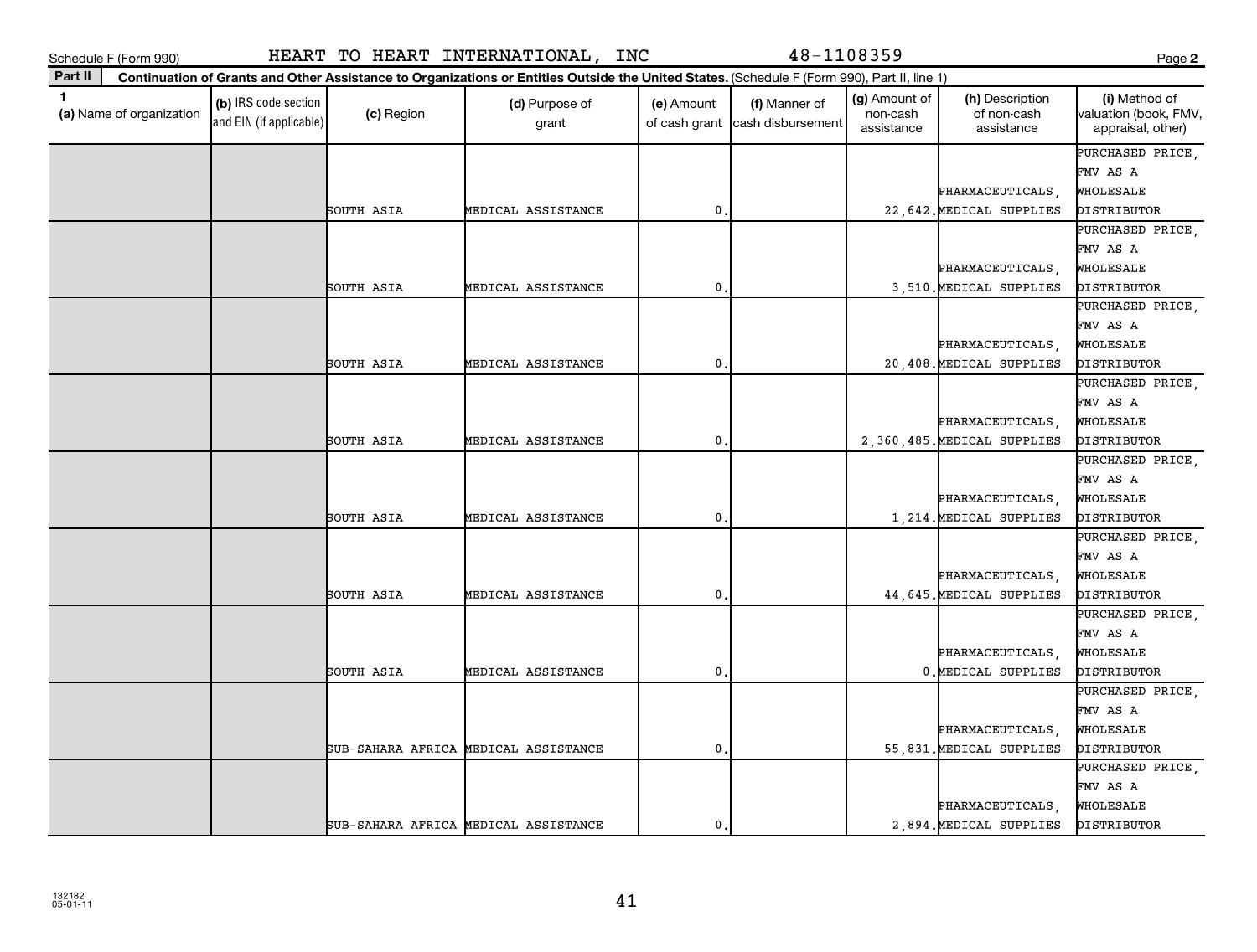Schedule F (Form 990) HEART TO HEART INTERNATIONAL, INC 48-1108359

**Part II** Continuation of Grants and Other Assistance to Organizations or Entities Outside the United States. (Schedule F (Form 990), Part II, line 1)

| 1 (a) Name of organization | (b) IRS code section and EIN (if applicable) | (c) Region | (d) Purpose of grant | (e) Amount of cash grant | (f) Manner of cash disbursement | (g) Amount of non-cash assistance | (h) Description of non-cash assistance | (i) Method of valuation (book, FMV, appraisal, other) |
|---|---|---|---|---|---|---|---|---|
| | | SOUTH ASIA | MEDICAL ASSISTANCE | 0. | | 22,642. | PHARMACEUTICALS, MEDICAL SUPPLIES | PURCHASED PRICE, FMV AS A WHOLESALE DISTRIBUTOR |
| | | SOUTH ASIA | MEDICAL ASSISTANCE | 0. | | 3,510. | PHARMACEUTICALS, MEDICAL SUPPLIES | PURCHASED PRICE, FMV AS A WHOLESALE DISTRIBUTOR |
| | | SOUTH ASIA | MEDICAL ASSISTANCE | 0. | | 20,408. | PHARMACEUTICALS, MEDICAL SUPPLIES | PURCHASED PRICE, FMV AS A WHOLESALE DISTRIBUTOR |
| | | SOUTH ASIA | MEDICAL ASSISTANCE | 0. | | 2,360,485. | PHARMACEUTICALS, MEDICAL SUPPLIES | PURCHASED PRICE, FMV AS A WHOLESALE DISTRIBUTOR |
| | | SOUTH ASIA | MEDICAL ASSISTANCE | 0. | | 1,214. | PHARMACEUTICALS, MEDICAL SUPPLIES | PURCHASED PRICE, FMV AS A WHOLESALE DISTRIBUTOR |
| | | SOUTH ASIA | MEDICAL ASSISTANCE | 0. | | 44,645. | PHARMACEUTICALS, MEDICAL SUPPLIES | PURCHASED PRICE, FMV AS A WHOLESALE DISTRIBUTOR |
| | | SOUTH ASIA | MEDICAL ASSISTANCE | 0. | | 0. | PHARMACEUTICALS, MEDICAL SUPPLIES | PURCHASED PRICE, FMV AS A WHOLESALE DISTRIBUTOR |
| | | SUB-SAHARA AFRICA | MEDICAL ASSISTANCE | 0. | | 55,831. | PHARMACEUTICALS, MEDICAL SUPPLIES | PURCHASED PRICE, FMV AS A WHOLESALE DISTRIBUTOR |
| | | SUB-SAHARA AFRICA | MEDICAL ASSISTANCE | 0. | | 2,894. | PHARMACEUTICALS, MEDICAL SUPPLIES | PURCHASED PRICE, FMV AS A WHOLESALE DISTRIBUTOR |

132182
05-01-11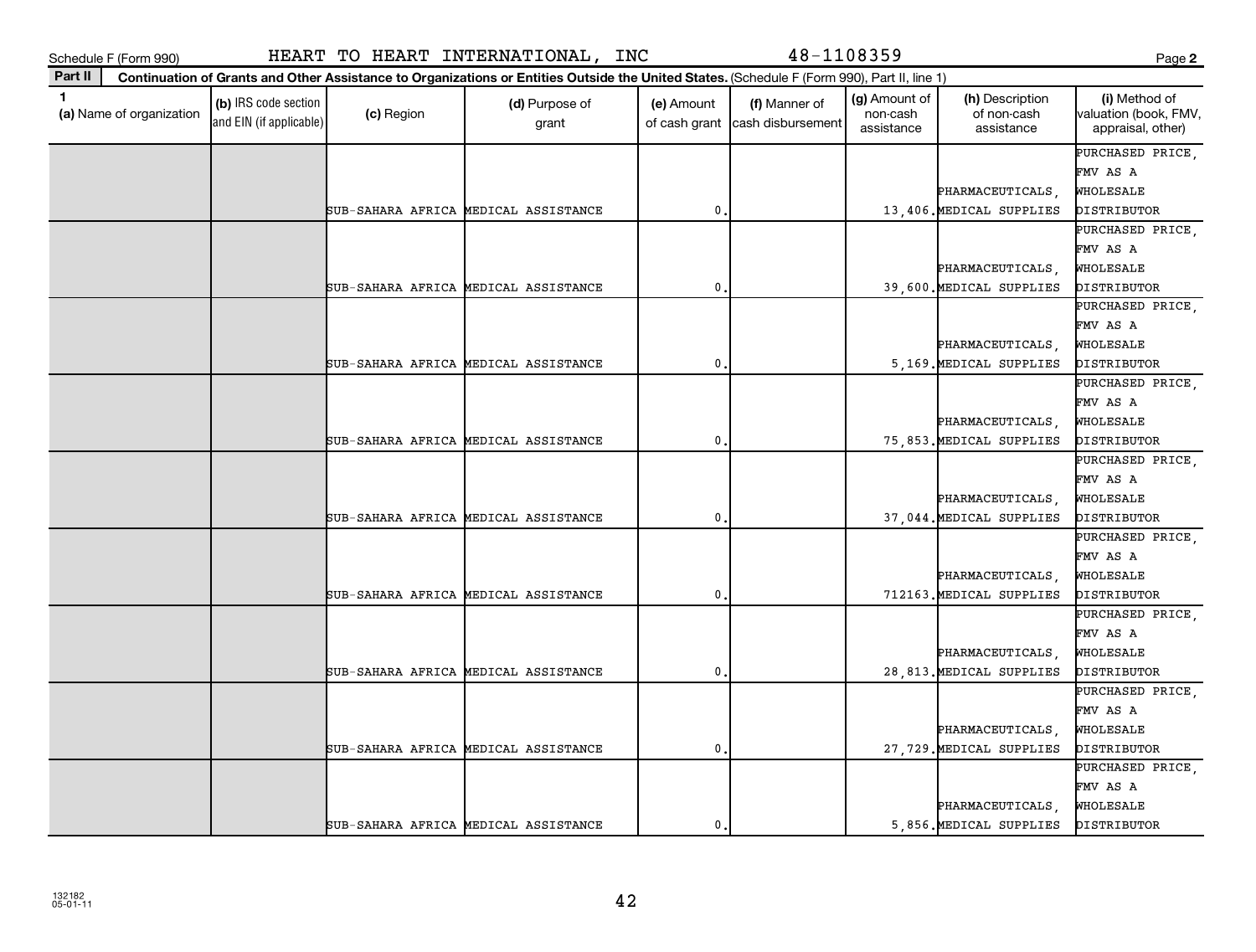Schedule F (Form 990) HEART TO HEART INTERNATIONAL, INC 48-1108359

**Part II** Continuation of Grants and Other Assistance to Organizations or Entities Outside the United States. (Schedule F (Form 990), Part II, line 1)

| 1 (a) Name of organization | (b) IRS code section and EIN (if applicable) | (c) Region | (d) Purpose of grant | (e) Amount of cash grant | (f) Manner of cash disbursement | (g) Amount of non-cash assistance | (h) Description of non-cash assistance | (i) Method of valuation (book, FMV, appraisal, other) |
|---|---|---|---|---|---|---|---|---|
| | | SUB-SAHARA AFRICA | MEDICAL ASSISTANCE | 0. | | 13,406. | PHARMACEUTICALS, MEDICAL SUPPLIES | PURCHASED PRICE, FMV AS A WHOLESALE DISTRIBUTOR |
| | | SUB-SAHARA AFRICA | MEDICAL ASSISTANCE | 0. | | 39,600. | PHARMACEUTICALS, MEDICAL SUPPLIES | PURCHASED PRICE, FMV AS A WHOLESALE DISTRIBUTOR |
| | | SUB-SAHARA AFRICA | MEDICAL ASSISTANCE | 0. | | 5,169. | PHARMACEUTICALS, MEDICAL SUPPLIES | PURCHASED PRICE, FMV AS A WHOLESALE DISTRIBUTOR |
| | | SUB-SAHARA AFRICA | MEDICAL ASSISTANCE | 0. | | 75,853. | PHARMACEUTICALS, MEDICAL SUPPLIES | PURCHASED PRICE, FMV AS A WHOLESALE DISTRIBUTOR |
| | | SUB-SAHARA AFRICA | MEDICAL ASSISTANCE | 0. | | 37,044. | PHARMACEUTICALS, MEDICAL SUPPLIES | PURCHASED PRICE, FMV AS A WHOLESALE DISTRIBUTOR |
| | | SUB-SAHARA AFRICA | MEDICAL ASSISTANCE | 0. | | 712163. | PHARMACEUTICALS, MEDICAL SUPPLIES | PURCHASED PRICE, FMV AS A WHOLESALE DISTRIBUTOR |
| | | SUB-SAHARA AFRICA | MEDICAL ASSISTANCE | 0. | | 28,813. | PHARMACEUTICALS, MEDICAL SUPPLIES | PURCHASED PRICE, FMV AS A WHOLESALE DISTRIBUTOR |
| | | SUB-SAHARA AFRICA | MEDICAL ASSISTANCE | 0. | | 27,729. | PHARMACEUTICALS, MEDICAL SUPPLIES | PURCHASED PRICE, FMV AS A WHOLESALE DISTRIBUTOR |
| | | SUB-SAHARA AFRICA | MEDICAL ASSISTANCE | 0. | | 5,856. | PHARMACEUTICALS, MEDICAL SUPPLIES | PURCHASED PRICE, FMV AS A WHOLESALE DISTRIBUTOR |

132182 05-01-11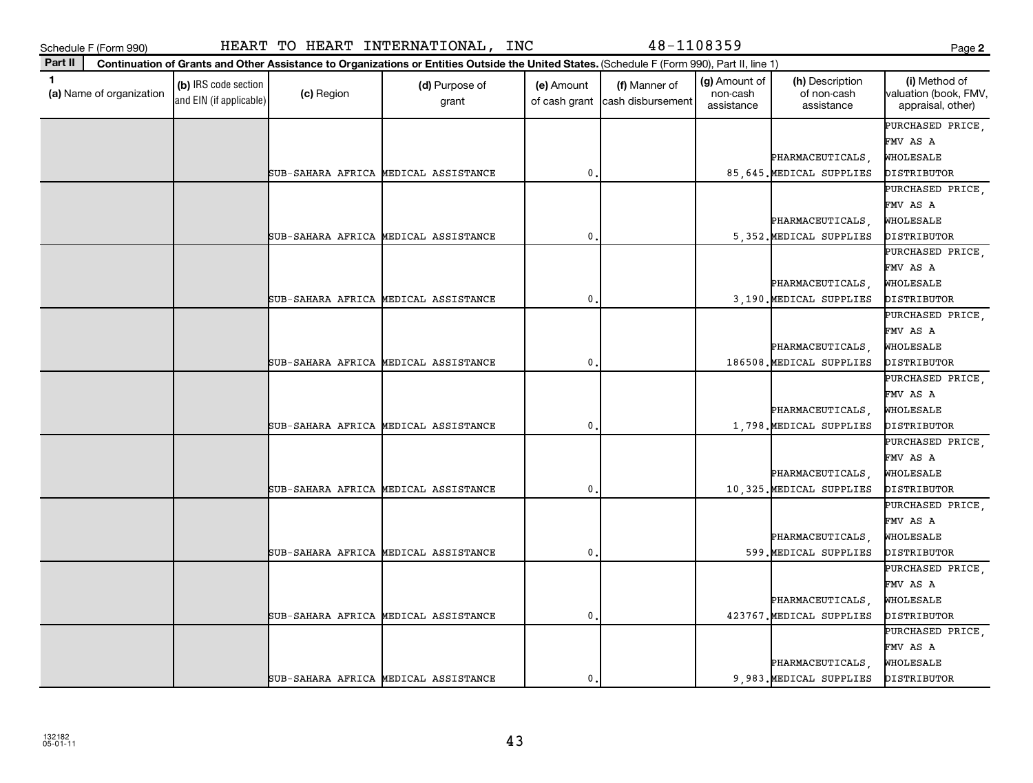Schedule F (Form 990) HEART TO HEART INTERNATIONAL, INC 48-1108359

**Part II** **Continuation of Grants and Other Assistance to Organizations or Entities Outside the United States.** (Schedule F (Form 990), Part II, line 1)

| 1 (a) Name of organization | (b) IRS code section and EIN (if applicable) | (c) Region | (d) Purpose of grant | (e) Amount of cash grant | (f) Manner of cash disbursement | (g) Amount of non-cash assistance | (h) Description of non-cash assistance | (i) Method of valuation (book, FMV, appraisal, other) |
|---|---|---|---|---|---|---|---|---|
| | | SUB-SAHARA AFRICA | MEDICAL ASSISTANCE | 0. | | 85,645. | PHARMACEUTICALS, MEDICAL SUPPLIES | PURCHASED PRICE, FMV AS A WHOLESALE DISTRIBUTOR |
| | | SUB-SAHARA AFRICA | MEDICAL ASSISTANCE | 0. | | 5,352. | PHARMACEUTICALS, MEDICAL SUPPLIES | PURCHASED PRICE, FMV AS A WHOLESALE DISTRIBUTOR |
| | | SUB-SAHARA AFRICA | MEDICAL ASSISTANCE | 0. | | 3,190. | PHARMACEUTICALS, MEDICAL SUPPLIES | PURCHASED PRICE, FMV AS A WHOLESALE DISTRIBUTOR |
| | | SUB-SAHARA AFRICA | MEDICAL ASSISTANCE | 0. | | 186508. | PHARMACEUTICALS, MEDICAL SUPPLIES | PURCHASED PRICE, FMV AS A WHOLESALE DISTRIBUTOR |
| | | SUB-SAHARA AFRICA | MEDICAL ASSISTANCE | 0. | | 1,798. | PHARMACEUTICALS, MEDICAL SUPPLIES | PURCHASED PRICE, FMV AS A WHOLESALE DISTRIBUTOR |
| | | SUB-SAHARA AFRICA | MEDICAL ASSISTANCE | 0. | | 10,325. | PHARMACEUTICALS, MEDICAL SUPPLIES | PURCHASED PRICE, FMV AS A WHOLESALE DISTRIBUTOR |
| | | SUB-SAHARA AFRICA | MEDICAL ASSISTANCE | 0. | | 599. | PHARMACEUTICALS, MEDICAL SUPPLIES | PURCHASED PRICE, FMV AS A WHOLESALE DISTRIBUTOR |
| | | SUB-SAHARA AFRICA | MEDICAL ASSISTANCE | 0. | | 423767. | PHARMACEUTICALS, MEDICAL SUPPLIES | PURCHASED PRICE, FMV AS A WHOLESALE DISTRIBUTOR |
| | | SUB-SAHARA AFRICA | MEDICAL ASSISTANCE | 0. | | 9,983. | PHARMACEUTICALS, MEDICAL SUPPLIES | PURCHASED PRICE, FMV AS A WHOLESALE DISTRIBUTOR |

132182 05-01-11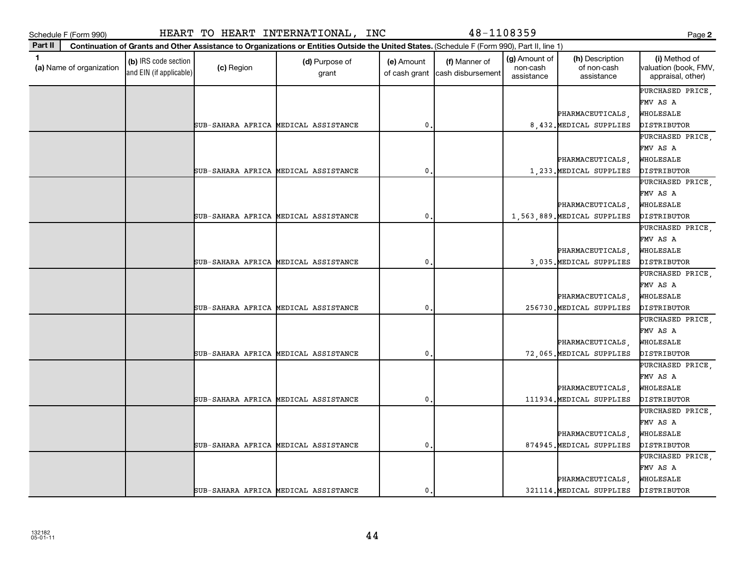Schedule F (Form 990) HEART TO HEART INTERNATIONAL, INC 48-1108359

**Part II** **Continuation of Grants and Other Assistance to Organizations or Entities Outside the United States.** (Schedule F (Form 990), Part II, line 1)

| 1 (a) Name of organization | (b) IRS code section and EIN (if applicable) | (c) Region | (d) Purpose of grant | (e) Amount of cash grant | (f) Manner of cash disbursement | (g) Amount of non-cash assistance | (h) Description of non-cash assistance | (i) Method of valuation (book, FMV, appraisal, other) |
|---|---|---|---|---|---|---|---|---|
| | | SUB-SAHARA AFRICA | MEDICAL ASSISTANCE | 0. | | 8,432. | PHARMACEUTICALS, MEDICAL SUPPLIES | PURCHASED PRICE, FMV AS A WHOLESALE DISTRIBUTOR |
| | | SUB-SAHARA AFRICA | MEDICAL ASSISTANCE | 0. | | 1,233. | PHARMACEUTICALS, MEDICAL SUPPLIES | PURCHASED PRICE, FMV AS A WHOLESALE DISTRIBUTOR |
| | | SUB-SAHARA AFRICA | MEDICAL ASSISTANCE | 0. | | 1,563,889. | PHARMACEUTICALS, MEDICAL SUPPLIES | PURCHASED PRICE, FMV AS A WHOLESALE DISTRIBUTOR |
| | | SUB-SAHARA AFRICA | MEDICAL ASSISTANCE | 0. | | 3,035. | PHARMACEUTICALS, MEDICAL SUPPLIES | PURCHASED PRICE, FMV AS A WHOLESALE DISTRIBUTOR |
| | | SUB-SAHARA AFRICA | MEDICAL ASSISTANCE | 0. | | 256730. | PHARMACEUTICALS, MEDICAL SUPPLIES | PURCHASED PRICE, FMV AS A WHOLESALE DISTRIBUTOR |
| | | SUB-SAHARA AFRICA | MEDICAL ASSISTANCE | 0. | | 72,065. | PHARMACEUTICALS, MEDICAL SUPPLIES | PURCHASED PRICE, FMV AS A WHOLESALE DISTRIBUTOR |
| | | SUB-SAHARA AFRICA | MEDICAL ASSISTANCE | 0. | | 111934. | PHARMACEUTICALS, MEDICAL SUPPLIES | PURCHASED PRICE, FMV AS A WHOLESALE DISTRIBUTOR |
| | | SUB-SAHARA AFRICA | MEDICAL ASSISTANCE | 0. | | 874945. | PHARMACEUTICALS, MEDICAL SUPPLIES | PURCHASED PRICE, FMV AS A WHOLESALE DISTRIBUTOR |
| | | SUB-SAHARA AFRICA | MEDICAL ASSISTANCE | 0. | | 321114. | PHARMACEUTICALS, MEDICAL SUPPLIES | PURCHASED PRICE, FMV AS A WHOLESALE DISTRIBUTOR |

132182 05-01-11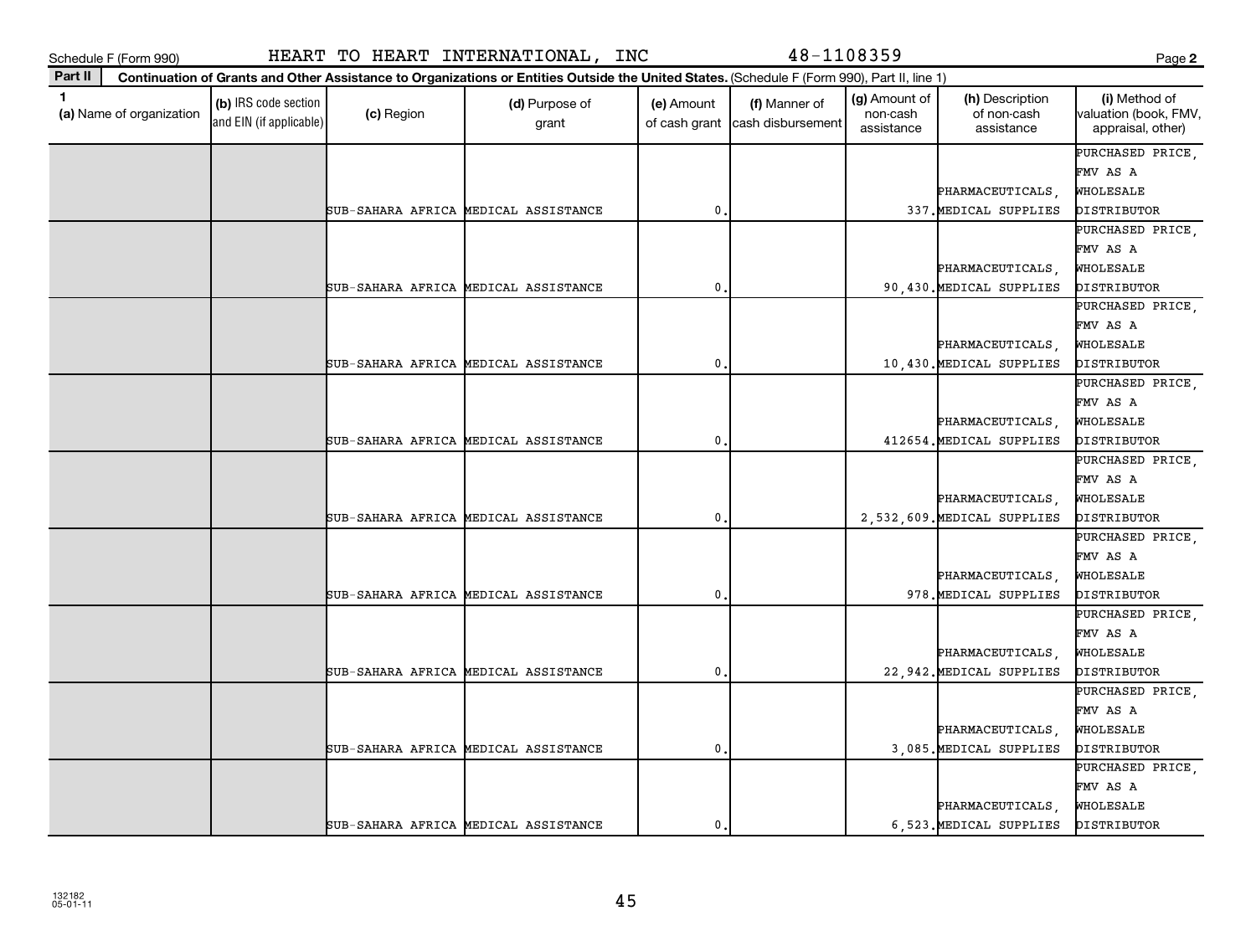Schedule F (Form 990) HEART TO HEART INTERNATIONAL, INC 48-1108359

**Part II** **Continuation of Grants and Other Assistance to Organizations or Entities Outside the United States.** (Schedule F (Form 990), Part II, line 1)

| 1 (a) Name of organization | (b) IRS code section and EIN (if applicable) | (c) Region | (d) Purpose of grant | (e) Amount of cash grant | (f) Manner of cash disbursement | (g) Amount of non-cash assistance | (h) Description of non-cash assistance | (i) Method of valuation (book, FMV, appraisal, other) |
|---|---|---|---|---|---|---|---|---|
| | | SUB-SAHARA AFRICA | MEDICAL ASSISTANCE | 0. | | 337. | PHARMACEUTICALS, MEDICAL SUPPLIES | PURCHASED PRICE, FMV AS A WHOLESALE DISTRIBUTOR |
| | | SUB-SAHARA AFRICA | MEDICAL ASSISTANCE | 0. | | 90,430. | PHARMACEUTICALS, MEDICAL SUPPLIES | PURCHASED PRICE, FMV AS A WHOLESALE DISTRIBUTOR |
| | | SUB-SAHARA AFRICA | MEDICAL ASSISTANCE | 0. | | 10,430. | PHARMACEUTICALS, MEDICAL SUPPLIES | PURCHASED PRICE, FMV AS A WHOLESALE DISTRIBUTOR |
| | | SUB-SAHARA AFRICA | MEDICAL ASSISTANCE | 0. | | 412654. | PHARMACEUTICALS, MEDICAL SUPPLIES | PURCHASED PRICE, FMV AS A WHOLESALE DISTRIBUTOR |
| | | SUB-SAHARA AFRICA | MEDICAL ASSISTANCE | 0. | | 2,532,609. | PHARMACEUTICALS, MEDICAL SUPPLIES | PURCHASED PRICE, FMV AS A WHOLESALE DISTRIBUTOR |
| | | SUB-SAHARA AFRICA | MEDICAL ASSISTANCE | 0. | | 978. | PHARMACEUTICALS, MEDICAL SUPPLIES | PURCHASED PRICE, FMV AS A WHOLESALE DISTRIBUTOR |
| | | SUB-SAHARA AFRICA | MEDICAL ASSISTANCE | 0. | | 22,942. | PHARMACEUTICALS, MEDICAL SUPPLIES | PURCHASED PRICE, FMV AS A WHOLESALE DISTRIBUTOR |
| | | SUB-SAHARA AFRICA | MEDICAL ASSISTANCE | 0. | | 3,085. | PHARMACEUTICALS, MEDICAL SUPPLIES | PURCHASED PRICE, FMV AS A WHOLESALE DISTRIBUTOR |
| | | SUB-SAHARA AFRICA | MEDICAL ASSISTANCE | 0. | | 6,523. | PHARMACEUTICALS, MEDICAL SUPPLIES | PURCHASED PRICE, FMV AS A WHOLESALE DISTRIBUTOR |

132182
05-01-11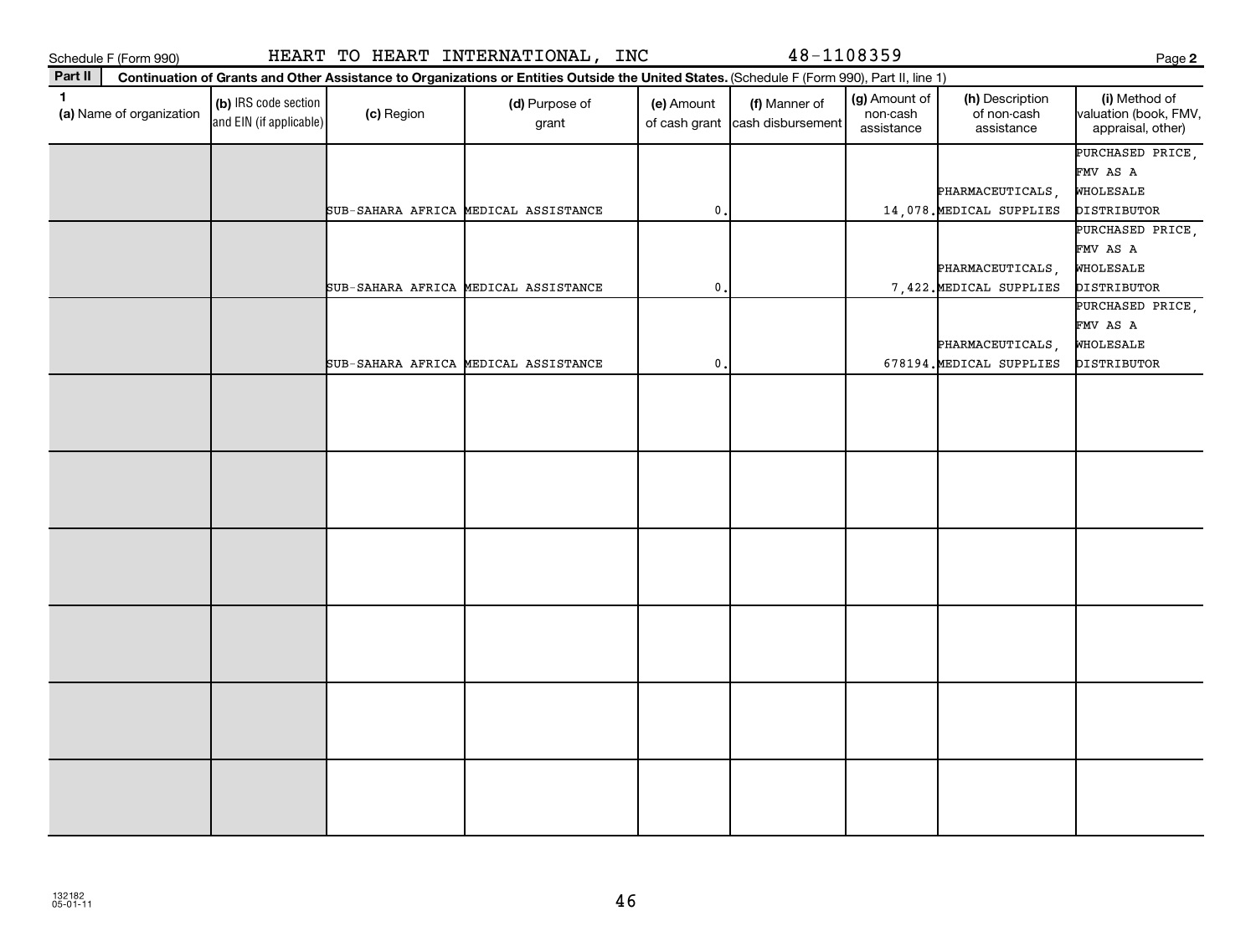Schedule F (Form 990) HEART TO HEART INTERNATIONAL, INC 48-1108359

**Part II** **Continuation of Grants and Other Assistance to Organizations or Entities Outside the United States.** (Schedule F (Form 990), Part II, line 1)

| 1 (a) Name of organization | (b) IRS code section and EIN (if applicable) | (c) Region | (d) Purpose of grant | (e) Amount of cash grant | (f) Manner of cash disbursement | (g) Amount of non-cash assistance | (h) Description of non-cash assistance | (i) Method of valuation (book, FMV, appraisal, other) |
|---|---|---|---|---|---|---|---|---|
| | | SUB-SAHARA AFRICA | MEDICAL ASSISTANCE | 0. | | 14,078. | PHARMACEUTICALS, MEDICAL SUPPLIES | PURCHASED PRICE, FMV AS A WHOLESALE DISTRIBUTOR |
| | | SUB-SAHARA AFRICA | MEDICAL ASSISTANCE | 0. | | 7,422. | PHARMACEUTICALS, MEDICAL SUPPLIES | PURCHASED PRICE, FMV AS A WHOLESALE DISTRIBUTOR |
| | | SUB-SAHARA AFRICA | MEDICAL ASSISTANCE | 0. | | 678194. | PHARMACEUTICALS, MEDICAL SUPPLIES | PURCHASED PRICE, FMV AS A WHOLESALE DISTRIBUTOR |
| | | | | | | | | |
| | | | | | | | | |
| | | | | | | | | |
| | | | | | | | | |
| | | | | | | | | |
| | | | | | | | | |

132182
05-01-11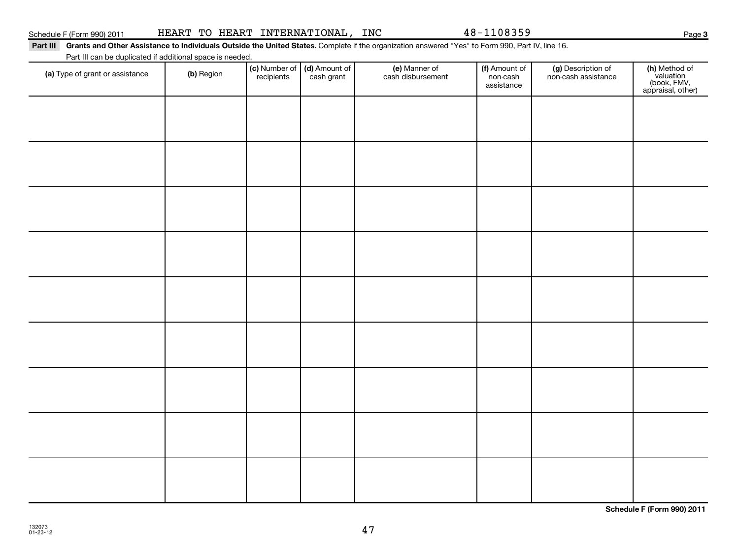Schedule F (Form 990) 2011 HEART TO HEART INTERNATIONAL, INC 48-1108359

**Part III Grants and Other Assistance to Individuals Outside the United States.** Complete if the organization answered "Yes" to Form 990, Part IV, line 16.

Part III can be duplicated if additional space is needed.

| (a) Type of grant or assistance | (b) Region | (c) Number of recipients | (d) Amount of cash grant | (e) Manner of cash disbursement | (f) Amount of non-cash assistance | (g) Description of non-cash assistance | (h) Method of valuation (book, FMV, appraisal, other) |
|---|---|---|---|---|---|---|---|
| | | | | | | | |
| | | | | | | | |
| | | | | | | | |
| | | | | | | | |
| | | | | | | | |
| | | | | | | | |
| | | | | | | | |
| | | | | | | | |
| | | | | | | | |

**Schedule F (Form 990) 2011**

132073
01-23-12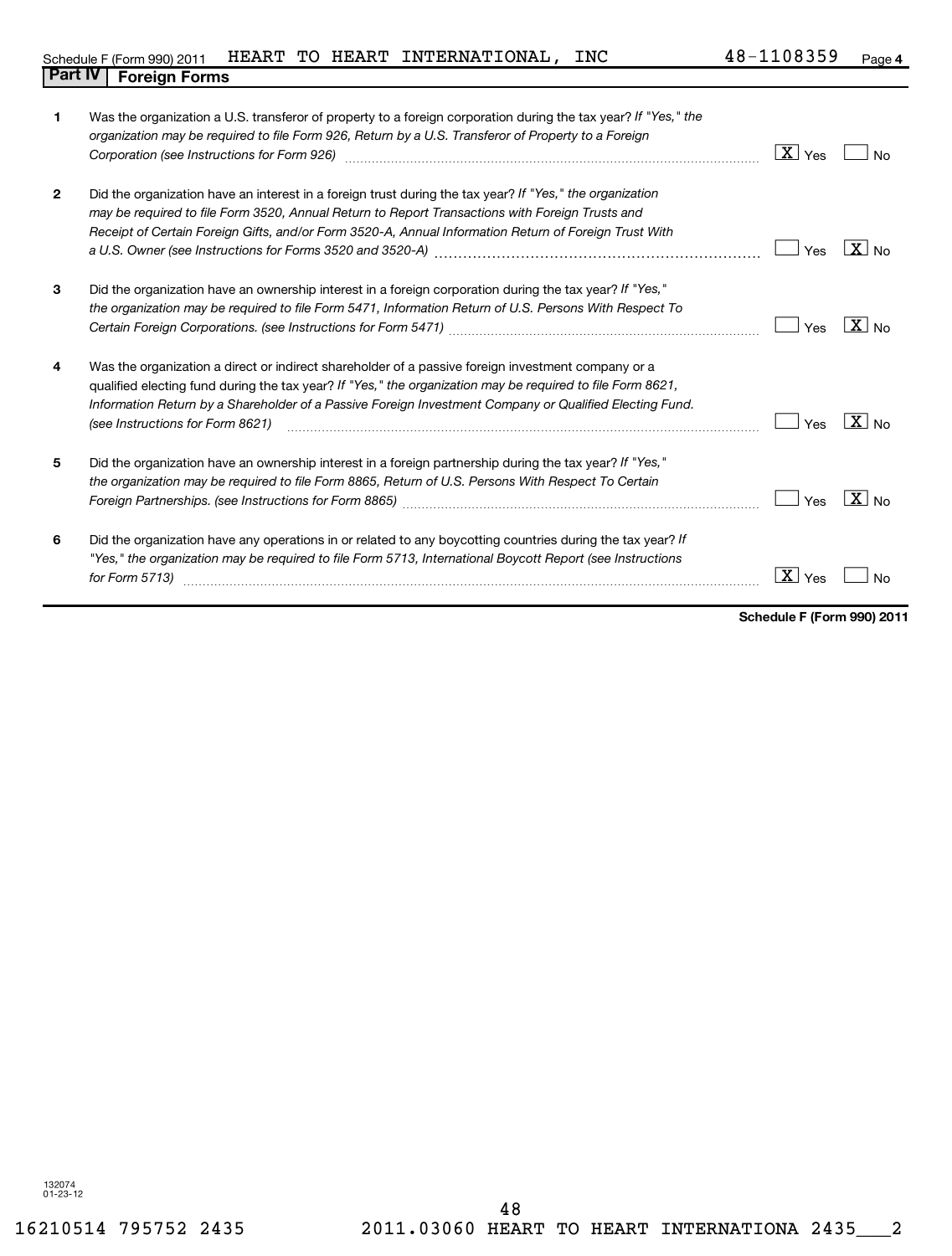Schedule F (Form 990) 2011 HEART TO HEART INTERNATIONAL, INC 48-1108359 Page 4

## Part IV Foreign Forms

| | | | |
|---|---|---|---|
| **1** | Was the organization a U.S. transferor of property to a foreign corporation during the tax year? *If "Yes," the organization may be required to file Form 926, Return by a U.S. Transferor of Property to a Foreign Corporation (see Instructions for Form 926)* | [X] Yes | [ ] No |
| **2** | Did the organization have an interest in a foreign trust during the tax year? *If "Yes," the organization may be required to file Form 3520, Annual Return to Report Transactions with Foreign Trusts and Receipt of Certain Foreign Gifts, and/or Form 3520-A, Annual Information Return of Foreign Trust With a U.S. Owner (see Instructions for Forms 3520 and 3520-A)* | [ ] Yes | [X] No |
| **3** | Did the organization have an ownership interest in a foreign corporation during the tax year? *If "Yes," the organization may be required to file Form 5471, Information Return of U.S. Persons With Respect To Certain Foreign Corporations. (see Instructions for Form 5471)* | [ ] Yes | [X] No |
| **4** | Was the organization a direct or indirect shareholder of a passive foreign investment company or a qualified electing fund during the tax year? *If "Yes," the organization may be required to file Form 8621, Information Return by a Shareholder of a Passive Foreign Investment Company or Qualified Electing Fund. (see Instructions for Form 8621)* | [ ] Yes | [X] No |
| **5** | Did the organization have an ownership interest in a foreign partnership during the tax year? *If "Yes," the organization may be required to file Form 8865, Return of U.S. Persons With Respect To Certain Foreign Partnerships. (see Instructions for Form 8865)* | [ ] Yes | [X] No |
| **6** | Did the organization have any operations in or related to any boycotting countries during the tax year? *If "Yes," the organization may be required to file Form 5713, International Boycott Report (see Instructions for Form 5713)* | [X] Yes | [ ] No |

**Schedule F (Form 990) 2011**

132074 01-23-12

16210514 795752 2435 2011.03060 HEART TO HEART INTERNATIONA 2435___2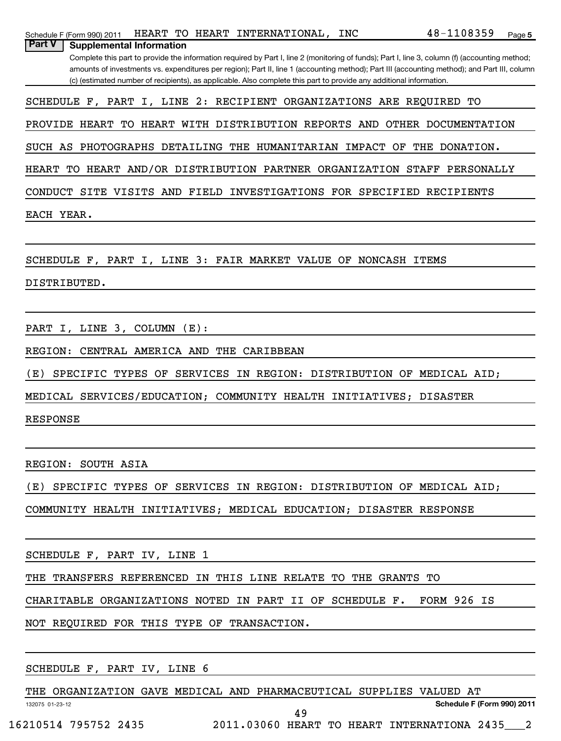## Part V Supplemental Information

Complete this part to provide the information required by Part I, line 2 (monitoring of funds); Part I, line 3, column (f) (accounting method; amounts of investments vs. expenditures per region); Part II, line 1 (accounting method); Part III (accounting method); and Part III, column (c) (estimated number of recipients), as applicable. Also complete this part to provide any additional information.

SCHEDULE F, PART I, LINE 2: RECIPIENT ORGANIZATIONS ARE REQUIRED TO PROVIDE HEART TO HEART WITH DISTRIBUTION REPORTS AND OTHER DOCUMENTATION SUCH AS PHOTOGRAPHS DETAILING THE HUMANITARIAN IMPACT OF THE DONATION. HEART TO HEART AND/OR DISTRIBUTION PARTNER ORGANIZATION STAFF PERSONALLY CONDUCT SITE VISITS AND FIELD INVESTIGATIONS FOR SPECIFIED RECIPIENTS EACH YEAR.

SCHEDULE F, PART I, LINE 3: FAIR MARKET VALUE OF NONCASH ITEMS DISTRIBUTED.

PART I, LINE 3, COLUMN (E):

REGION: CENTRAL AMERICA AND THE CARIBBEAN

(E) SPECIFIC TYPES OF SERVICES IN REGION: DISTRIBUTION OF MEDICAL AID; MEDICAL SERVICES/EDUCATION; COMMUNITY HEALTH INITIATIVES; DISASTER RESPONSE

REGION: SOUTH ASIA

(E) SPECIFIC TYPES OF SERVICES IN REGION: DISTRIBUTION OF MEDICAL AID; COMMUNITY HEALTH INITIATIVES; MEDICAL EDUCATION; DISASTER RESPONSE

SCHEDULE F, PART IV, LINE 1

THE TRANSFERS REFERENCED IN THIS LINE RELATE TO THE GRANTS TO CHARITABLE ORGANIZATIONS NOTED IN PART II OF SCHEDULE F. FORM 926 IS NOT REQUIRED FOR THIS TYPE OF TRANSACTION.

SCHEDULE F, PART IV, LINE 6

THE ORGANIZATION GAVE MEDICAL AND PHARMACEUTICAL SUPPLIES VALUED AT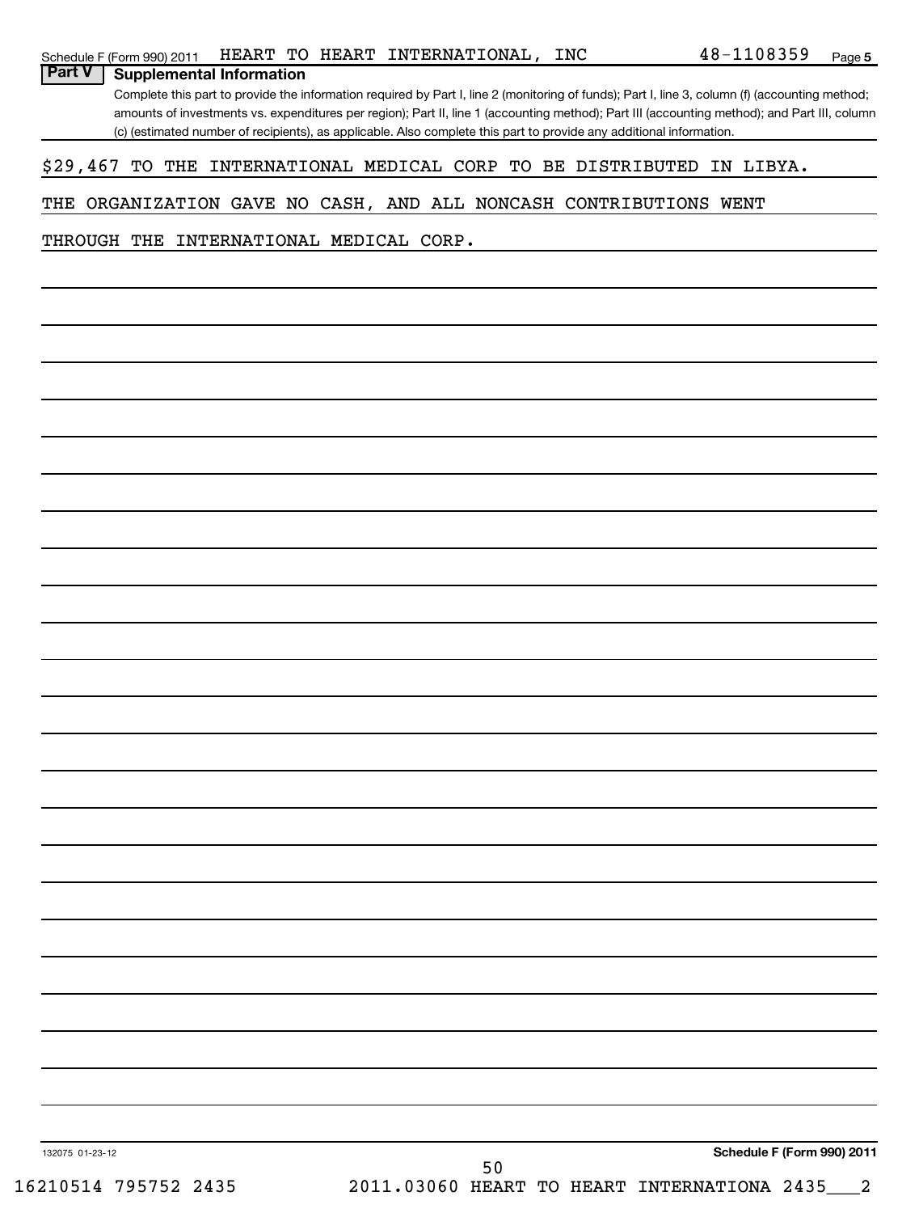## Part V Supplemental Information

Complete this part to provide the information required by Part I, line 2 (monitoring of funds); Part I, line 3, column (f) (accounting method; amounts of investments vs. expenditures per region); Part II, line 1 (accounting method); Part III (accounting method); and Part III, column (c) (estimated number of recipients), as applicable. Also complete this part to provide any additional information.

$29,467 TO THE INTERNATIONAL MEDICAL CORP TO BE DISTRIBUTED IN LIBYA.

THE ORGANIZATION GAVE NO CASH, AND ALL NONCASH CONTRIBUTIONS WENT THROUGH THE INTERNATIONAL MEDICAL CORP.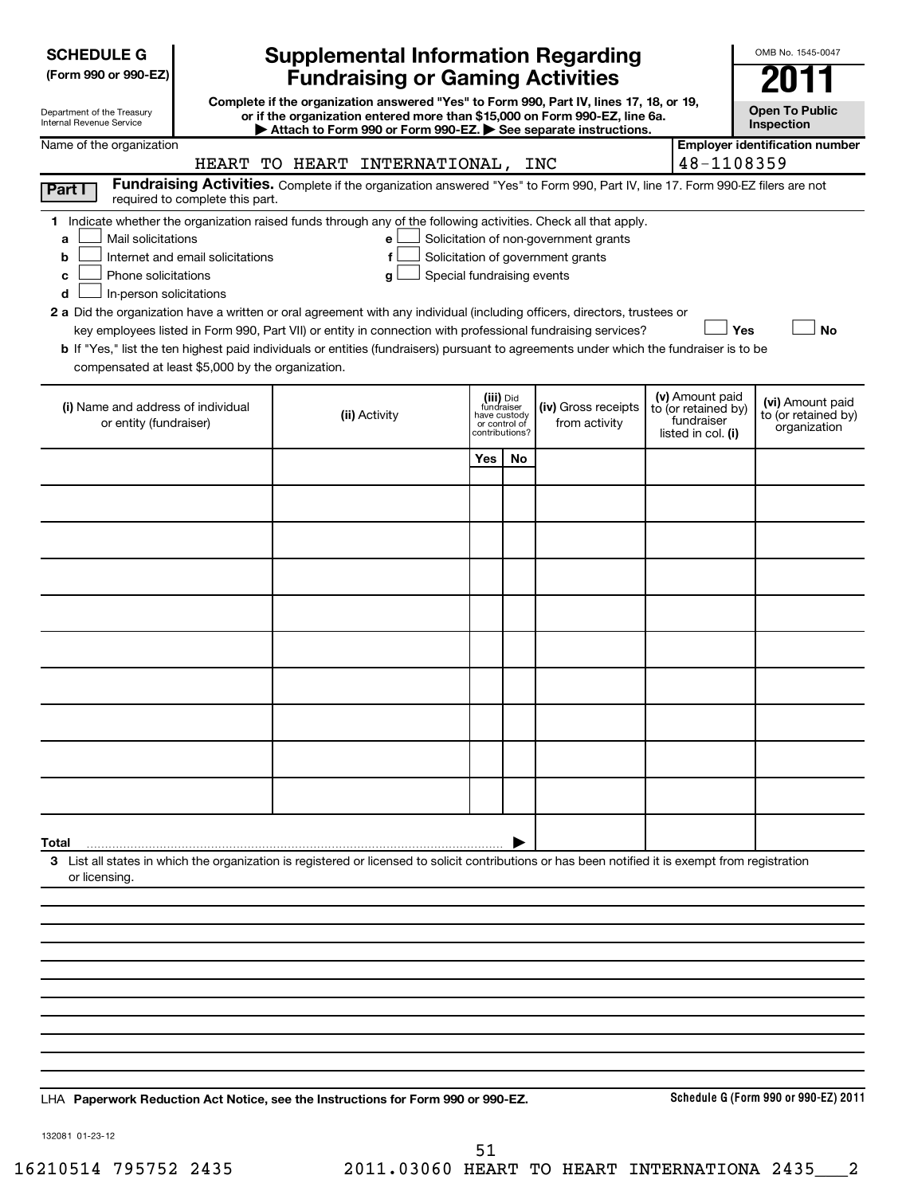**SCHEDULE G**
**(Form 990 or 990-EZ)**

Department of the Treasury
Internal Revenue Service

# Supplemental Information Regarding Fundraising or Gaming Activities

**Complete if the organization answered "Yes" to Form 990, Part IV, lines 17, 18, or 19, or if the organization entered more than $15,000 on Form 990-EZ, line 6a.**
**▶ Attach to Form 990 or Form 990-EZ. ▶ See separate instructions.**

OMB No. 1545-0047

**2011**

**Open To Public Inspection**

Name of the organization: HEART TO HEART INTERNATIONAL, INC

**Employer identification number**: 48-1108359

**Part I** **Fundraising Activities.** Complete if the organization answered "Yes" to Form 990, Part IV, line 17. Form 990-EZ filers are not required to complete this part.

**1** Indicate whether the organization raised funds through any of the following activities. Check all that apply.

- **a** ☐ Mail solicitations
- **b** ☐ Internet and email solicitations
- **c** ☐ Phone solicitations
- **d** ☐ In-person solicitations
- **e** ☐ Solicitation of non-government grants
- **f** ☐ Solicitation of government grants
- **g** ☐ Special fundraising events

**2 a** Did the organization have a written or oral agreement with any individual (including officers, directors, trustees or key employees listed in Form 990, Part VII) or entity in connection with professional fundraising services? ☐ **Yes** ☐ **No**

**b** If "Yes," list the ten highest paid individuals or entities (fundraisers) pursuant to agreements under which the fundraiser is to be compensated at least $5,000 by the organization.

| **(i)** Name and address of individual or entity (fundraiser) | **(ii)** Activity | **(iii)** Did fundraiser have custody or control of contributions? Yes | No | **(iv)** Gross receipts from activity | **(v)** Amount paid to (or retained by) fundraiser listed in col. **(i)** | **(vi)** Amount paid to (or retained by) organization |
|---|---|---|---|---|---|---|
| | | | | | | |
| | | | | | | |
| | | | | | | |
| | | | | | | |
| | | | | | | |
| | | | | | | |
| | | | | | | |
| | | | | | | |
| | | | | | | |
| | | | | | | |
| **Total** ▶ | | | | | | |

**3** List all states in which the organization is registered or licensed to solicit contributions or has been notified it is exempt from registration or licensing.

LHA **Paperwork Reduction Act Notice, see the Instructions for Form 990 or 990-EZ.**

**Schedule G (Form 990 or 990-EZ) 2011**

132081 01-23-12

16210514 795752 2435 2011.03060 HEART TO HEART INTERNATIONA 2435___2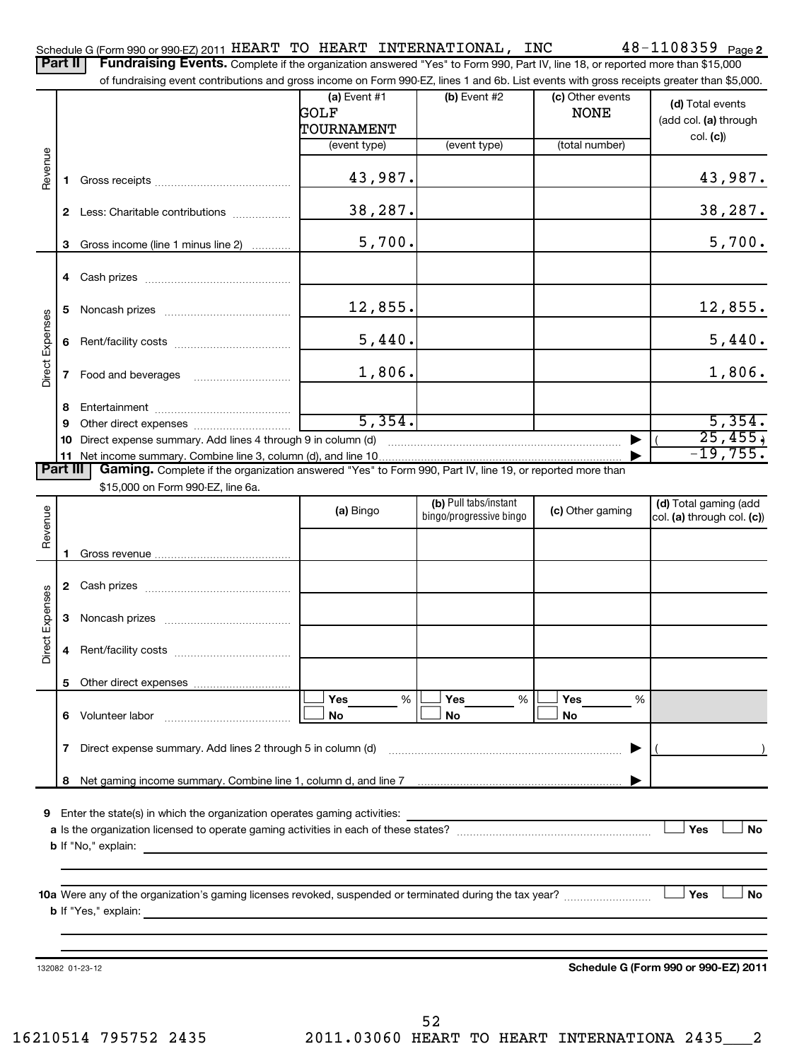Schedule G (Form 990 or 990-EZ) 2011 HEART TO HEART INTERNATIONAL, INC 48-1108359 Page 2

**Part II** **Fundraising Events.** Complete if the organization answered "Yes" to Form 990, Part IV, line 18, or reported more than $15,000 of fundraising event contributions and gross income on Form 990-EZ, lines 1 and 6b. List events with gross receipts greater than $5,000.

| | | (a) Event #1 GOLF TOURNAMENT (event type) | (b) Event #2 (event type) | (c) Other events NONE (total number) | (d) Total events (add col. (a) through col. (c)) |
|---|---|---|---|---|---|
| Revenue | 1 Gross receipts | 43,987. | | | 43,987. |
| | 2 Less: Charitable contributions | 38,287. | | | 38,287. |
| | 3 Gross income (line 1 minus line 2) | 5,700. | | | 5,700. |
| Direct Expenses | 4 Cash prizes | | | | |
| | 5 Noncash prizes | 12,855. | | | 12,855. |
| | 6 Rent/facility costs | 5,440. | | | 5,440. |
| | 7 Food and beverages | 1,806. | | | 1,806. |
| | 8 Entertainment | | | | |
| | 9 Other direct expenses | 5,354. | | | 5,354. |
| | 10 Direct expense summary. Add lines 4 through 9 in column (d) | | | ▶ | ( 25,455.) |
| | 11 Net income summary. Combine line 3, column (d), and line 10 | | | ▶ | -19,755. |

**Part III** **Gaming.** Complete if the organization answered "Yes" to Form 990, Part IV, line 19, or reported more than $15,000 on Form 990-EZ, line 6a.

| | | (a) Bingo | (b) Pull tabs/instant bingo/progressive bingo | (c) Other gaming | (d) Total gaming (add col. (a) through col. (c)) |
|---|---|---|---|---|---|
| Revenue | 1 Gross revenue | | | | |
| Direct Expenses | 2 Cash prizes | | | | |
| | 3 Noncash prizes | | | | |
| | 4 Rent/facility costs | | | | |
| | 5 Other direct expenses | | | | |
| | 6 Volunteer labor | ☐ Yes ___ % ☐ No | ☐ Yes ___ % ☐ No | ☐ Yes ___ % ☐ No | |
| | 7 Direct expense summary. Add lines 2 through 5 in column (d) | | | ▶ | ( ) |
| | 8 Net gaming income summary. Combine line 1, column d, and line 7 | | | ▶ | |

9 Enter the state(s) in which the organization operates gaming activities: ______

a Is the organization licensed to operate gaming activities in each of these states? ☐ Yes ☐ No

b If "No," explain: ______

10a Were any of the organization's gaming licenses revoked, suspended or terminated during the tax year? ☐ Yes ☐ No

b If "Yes," explain: ______

132082 01-23-12 **Schedule G (Form 990 or 990-EZ) 2011**

16210514 795752 2435 2011.03060 HEART TO HEART INTERNATIONA 2435___2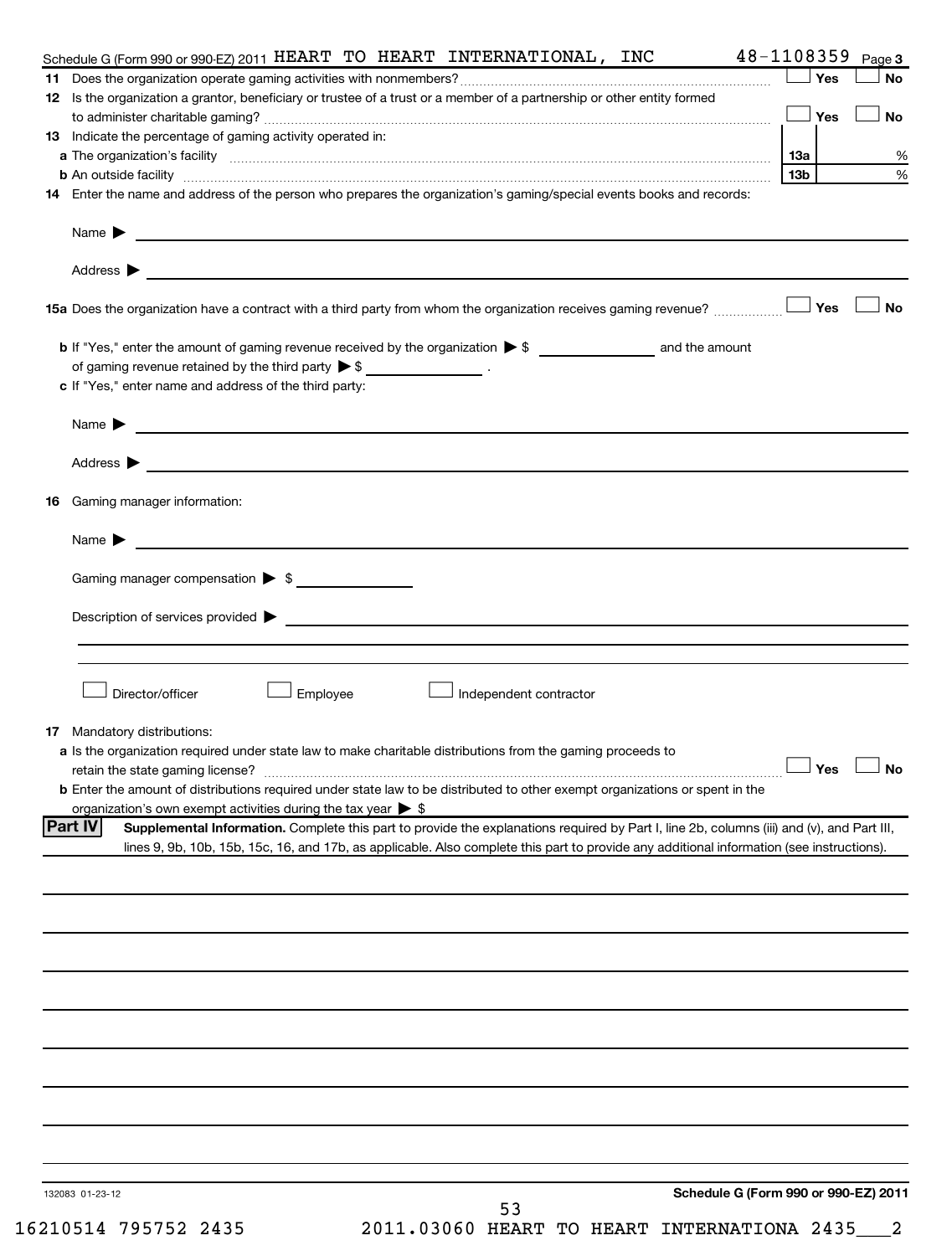Schedule G (Form 990 or 990-EZ) 2011 HEART TO HEART INTERNATIONAL, INC 48-1108359 Page 3

**11** Does the organization operate gaming activities with nonmembers? ☐ Yes ☐ No

**12** Is the organization a grantor, beneficiary or trustee of a trust or a member of a partnership or other entity formed to administer charitable gaming? ☐ Yes ☐ No

**13** Indicate the percentage of gaming activity operated in:

**a** The organization's facility **13a** %

**b** An outside facility **13b** %

**14** Enter the name and address of the person who prepares the organization's gaming/special events books and records:

Name ▶

Address ▶

**15a** Does the organization have a contract with a third party from whom the organization receives gaming revenue? ☐ Yes ☐ No

**b** If "Yes," enter the amount of gaming revenue received by the organization ▶ $ __________ and the amount of gaming revenue retained by the third party ▶ $ __________ .

**c** If "Yes," enter name and address of the third party:

Name ▶

Address ▶

**16** Gaming manager information:

Name ▶

Gaming manager compensation ▶ $

Description of services provided ▶

☐ Director/officer ☐ Employee ☐ Independent contractor

**17** Mandatory distributions:

**a** Is the organization required under state law to make charitable distributions from the gaming proceeds to retain the state gaming license? ☐ Yes ☐ No

**b** Enter the amount of distributions required under state law to be distributed to other exempt organizations or spent in the organization's own exempt activities during the tax year ▶ $

**Part IV** **Supplemental Information.** Complete this part to provide the explanations required by Part I, line 2b, columns (iii) and (v), and Part III, lines 9, 9b, 10b, 15b, 15c, 16, and 17b, as applicable. Also complete this part to provide any additional information (see instructions).

132083 01-23-12

**Schedule G (Form 990 or 990-EZ) 2011**

16210514 795752 2435 2011.03060 HEART TO HEART INTERNATIONA 2435___2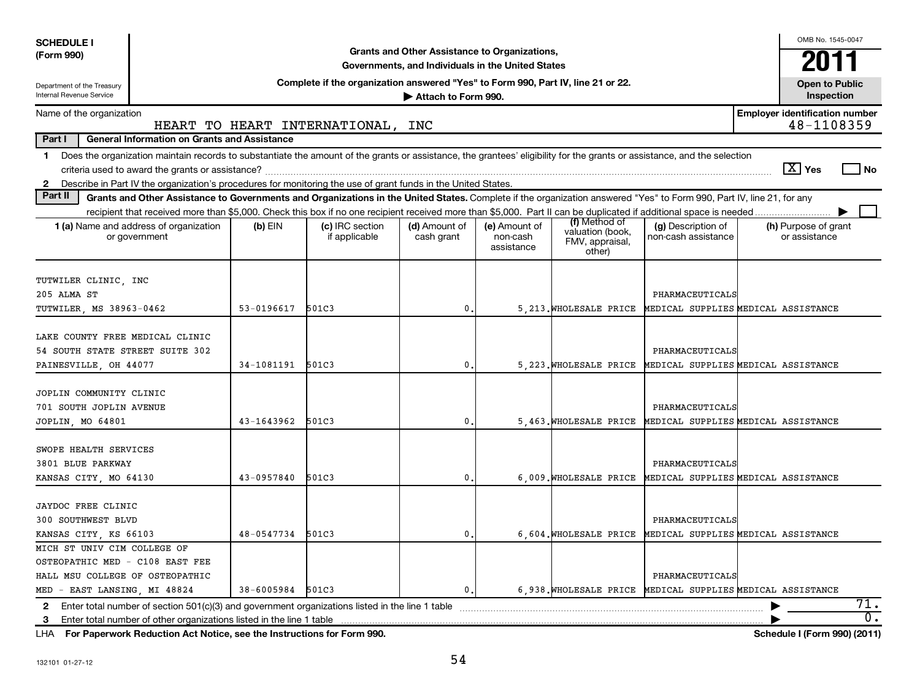**SCHEDULE I**
**(Form 990)**

Department of the Treasury
Internal Revenue Service

# Grants and Other Assistance to Organizations, Governments, and Individuals in the United States

**Complete if the organization answered "Yes" to Form 990, Part IV, line 21 or 22.**
**▶ Attach to Form 990.**

OMB No. 1545-0047
**2011**
**Open to Public Inspection**

Name of the organization: HEART TO HEART INTERNATIONAL, INC

Employer identification number: 48-1108359

**Part I — General Information on Grants and Assistance**

1 Does the organization maintain records to substantiate the amount of the grants or assistance, the grantees' eligibility for the grants or assistance, and the selection criteria used to award the grants or assistance? [X] Yes [ ] No

2 Describe in Part IV the organization's procedures for monitoring the use of grant funds in the United States.

**Part II — Grants and Other Assistance to Governments and Organizations in the United States.** Complete if the organization answered "Yes" to Form 990, Part IV, line 21, for any recipient that received more than $5,000. Check this box if no one recipient received more than $5,000. Part II can be duplicated if additional space is needed ▶ [ ]

| 1 (a) Name and address of organization or government | (b) EIN | (c) IRC section if applicable | (d) Amount of cash grant | (e) Amount of non-cash assistance | (f) Method of valuation (book, FMV, appraisal, other) | (g) Description of non-cash assistance | (h) Purpose of grant or assistance |
|---|---|---|---|---|---|---|---|
| TUTWILER CLINIC, INC 205 ALMA ST TUTWILER, MS 38963-0462 | 53-0196617 | 501C3 | 0. | 5,213. | WHOLESALE PRICE | PHARMACEUTICALS MEDICAL SUPPLIES | MEDICAL ASSISTANCE |
| LAKE COUNTY FREE MEDICAL CLINIC 54 SOUTH STATE STREET SUITE 302 PAINESVILLE, OH 44077 | 34-1081191 | 501C3 | 0. | 5,223. | WHOLESALE PRICE | PHARMACEUTICALS MEDICAL SUPPLIES | MEDICAL ASSISTANCE |
| JOPLIN COMMUNITY CLINIC 701 SOUTH JOPLIN AVENUE JOPLIN, MO 64801 | 43-1643962 | 501C3 | 0. | 5,463. | WHOLESALE PRICE | PHARMACEUTICALS MEDICAL SUPPLIES | MEDICAL ASSISTANCE |
| SWOPE HEALTH SERVICES 3801 BLUE PARKWAY KANSAS CITY, MO 64130 | 43-0957840 | 501C3 | 0. | 6,009. | WHOLESALE PRICE | PHARMACEUTICALS MEDICAL SUPPLIES | MEDICAL ASSISTANCE |
| JAYDOC FREE CLINIC 300 SOUTHWEST BLVD KANSAS CITY, KS 66103 | 48-0547734 | 501C3 | 0. | 6,604. | WHOLESALE PRICE | PHARMACEUTICALS MEDICAL SUPPLIES | MEDICAL ASSISTANCE |
| MICH ST UNIV CIM COLLEGE OF OSTEOPATHIC MED - C108 EAST FEE HALL MSU COLLEGE OF OSTEOPATHIC MED - EAST LANSING, MI 48824 | 38-6005984 | 501C3 | 0. | 6,938. | WHOLESALE PRICE | PHARMACEUTICALS MEDICAL SUPPLIES | MEDICAL ASSISTANCE |

2 Enter total number of section 501(c)(3) and government organizations listed in the line 1 table ▶ 71.

3 Enter total number of other organizations listed in the line 1 table ▶ 0.

LHA **For Paperwork Reduction Act Notice, see the Instructions for Form 990.** **Schedule I (Form 990) (2011)**

132101 01-27-12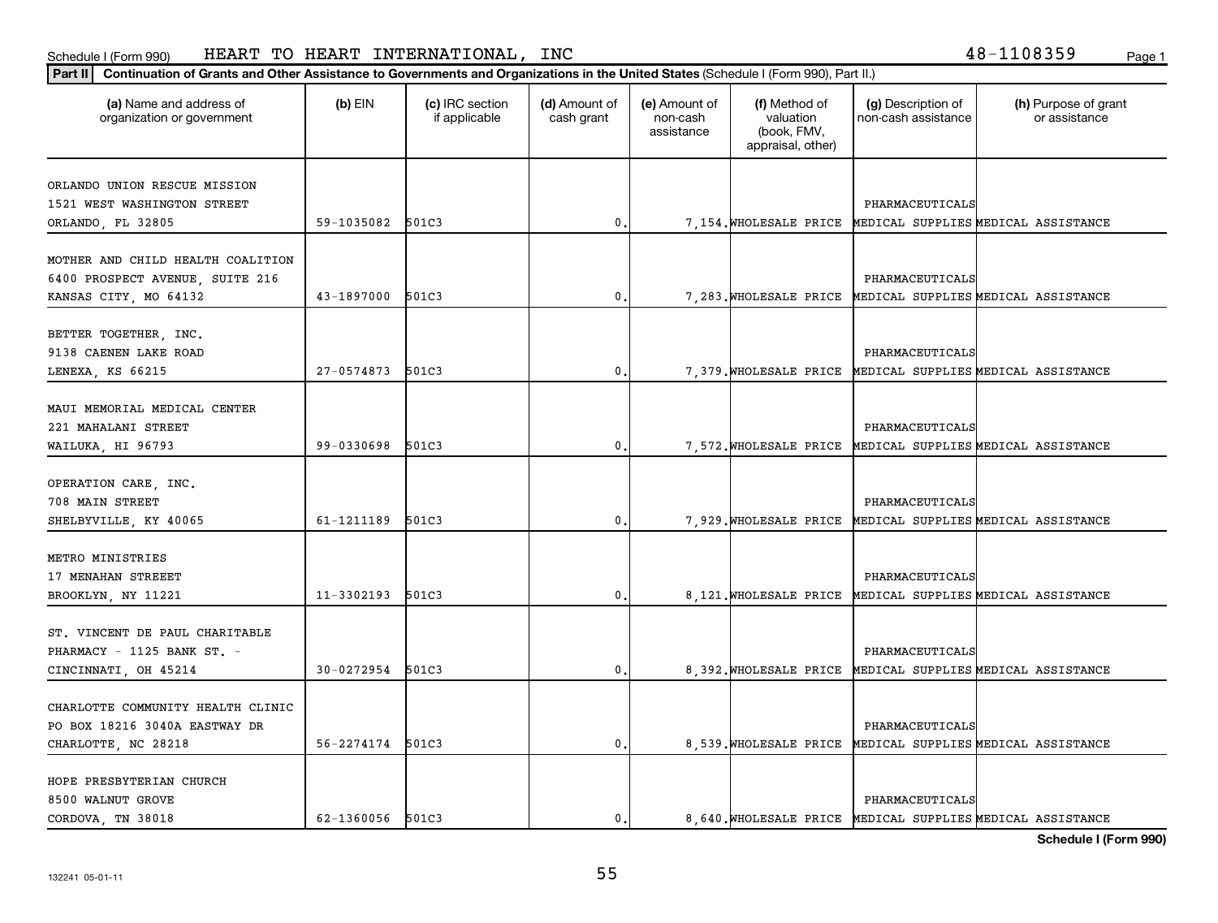Schedule I (Form 990) HEART TO HEART INTERNATIONAL, INC 48-1108359

**Part II** Continuation of Grants and Other Assistance to Governments and Organizations in the United States (Schedule I (Form 990), Part II.)

| (a) Name and address of organization or government | (b) EIN | (c) IRC section if applicable | (d) Amount of cash grant | (e) Amount of non-cash assistance | (f) Method of valuation (book, FMV, appraisal, other) | (g) Description of non-cash assistance | (h) Purpose of grant or assistance |
|---|---|---|---|---|---|---|---|
| ORLANDO UNION RESCUE MISSION<br>1521 WEST WASHINGTON STREET<br>ORLANDO, FL 32805 | 59-1035082 | 501C3 | 0. | 7,154. | WHOLESALE PRICE | PHARMACEUTICALS MEDICAL SUPPLIES | MEDICAL ASSISTANCE |
| MOTHER AND CHILD HEALTH COALITION<br>6400 PROSPECT AVENUE, SUITE 216<br>KANSAS CITY, MO 64132 | 43-1897000 | 501C3 | 0. | 7,283. | WHOLESALE PRICE | PHARMACEUTICALS MEDICAL SUPPLIES | MEDICAL ASSISTANCE |
| BETTER TOGETHER, INC.<br>9138 CAENEN LAKE ROAD<br>LENEXA, KS 66215 | 27-0574873 | 501C3 | 0. | 7,379. | WHOLESALE PRICE | PHARMACEUTICALS MEDICAL SUPPLIES | MEDICAL ASSISTANCE |
| MAUI MEMORIAL MEDICAL CENTER<br>221 MAHALANI STREET<br>WAILUKA, HI 96793 | 99-0330698 | 501C3 | 0. | 7,572. | WHOLESALE PRICE | PHARMACEUTICALS MEDICAL SUPPLIES | MEDICAL ASSISTANCE |
| OPERATION CARE, INC.<br>708 MAIN STREET<br>SHELBYVILLE, KY 40065 | 61-1211189 | 501C3 | 0. | 7,929. | WHOLESALE PRICE | PHARMACEUTICALS MEDICAL SUPPLIES | MEDICAL ASSISTANCE |
| METRO MINISTRIES<br>17 MENAHAN STREEET<br>BROOKLYN, NY 11221 | 11-3302193 | 501C3 | 0. | 8,121. | WHOLESALE PRICE | PHARMACEUTICALS MEDICAL SUPPLIES | MEDICAL ASSISTANCE |
| ST. VINCENT DE PAUL CHARITABLE PHARMACY - 1125 BANK ST. -<br>CINCINNATI, OH 45214 | 30-0272954 | 501C3 | 0. | 8,392. | WHOLESALE PRICE | PHARMACEUTICALS MEDICAL SUPPLIES | MEDICAL ASSISTANCE |
| CHARLOTTE COMMUNITY HEALTH CLINIC<br>PO BOX 18216 3040A EASTWAY DR<br>CHARLOTTE, NC 28218 | 56-2274174 | 501C3 | 0. | 8,539. | WHOLESALE PRICE | PHARMACEUTICALS MEDICAL SUPPLIES | MEDICAL ASSISTANCE |
| HOPE PRESBYTERIAN CHURCH<br>8500 WALNUT GROVE<br>CORDOVA, TN 38018 | 62-1360056 | 501C3 | 0. | 8,640. | WHOLESALE PRICE | PHARMACEUTICALS MEDICAL SUPPLIES | MEDICAL ASSISTANCE |

**Schedule I (Form 990)**

132241 05-01-11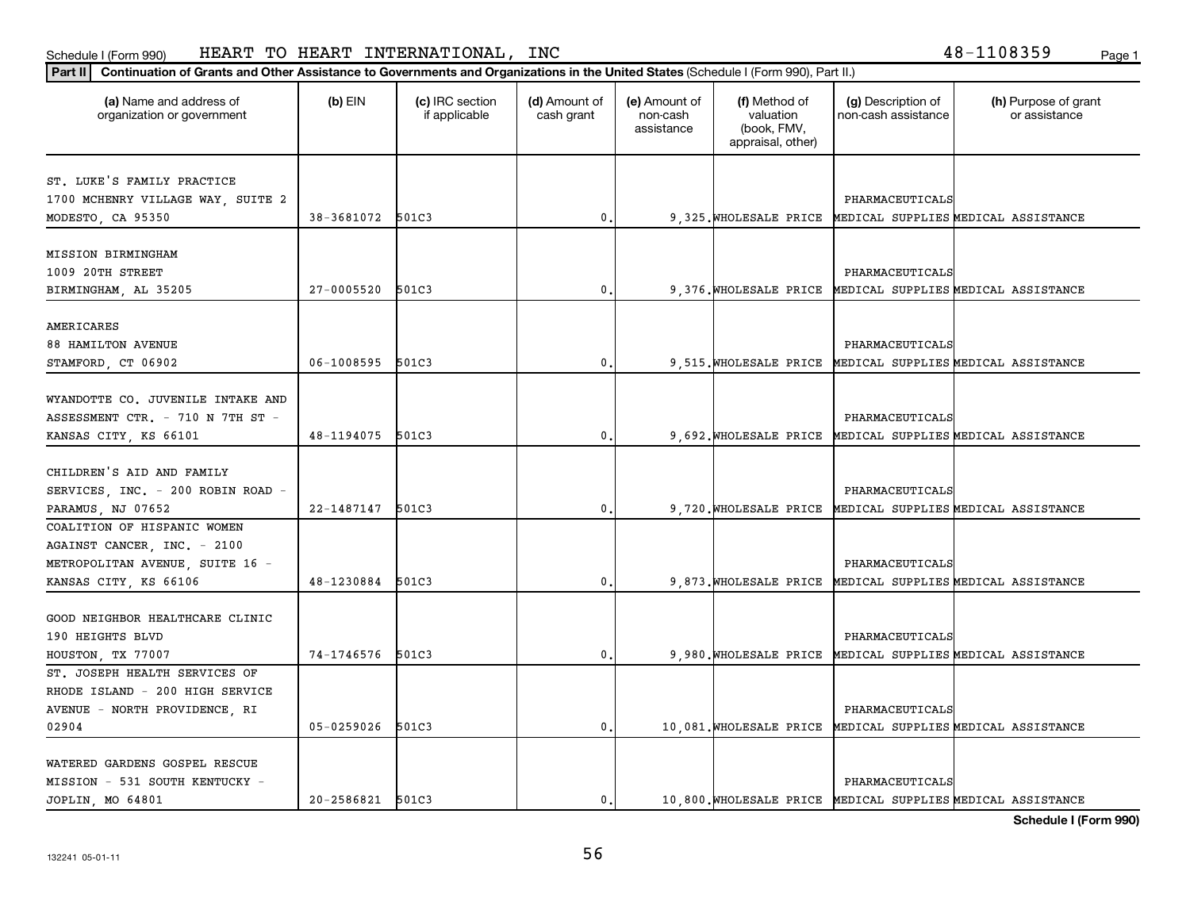Schedule I (Form 990) HEART TO HEART INTERNATIONAL, INC 48-1108359

**Part II** **Continuation of Grants and Other Assistance to Governments and Organizations in the United States** (Schedule I (Form 990), Part II.)

| (a) Name and address of organization or government | (b) EIN | (c) IRC section if applicable | (d) Amount of cash grant | (e) Amount of non-cash assistance | (f) Method of valuation (book, FMV, appraisal, other) | (g) Description of non-cash assistance | (h) Purpose of grant or assistance |
|---|---|---|---|---|---|---|---|
| ST. LUKE'S FAMILY PRACTICE 1700 MCHENRY VILLAGE WAY, SUITE 2 MODESTO, CA 95350 | 38-3681072 | 501C3 | 0. | 9,325. | WHOLESALE PRICE | PHARMACEUTICALS MEDICAL SUPPLIES | MEDICAL ASSISTANCE |
| MISSION BIRMINGHAM 1009 20TH STREET BIRMINGHAM, AL 35205 | 27-0005520 | 501C3 | 0. | 9,376. | WHOLESALE PRICE | PHARMACEUTICALS MEDICAL SUPPLIES | MEDICAL ASSISTANCE |
| AMERICARES 88 HAMILTON AVENUE STAMFORD, CT 06902 | 06-1008595 | 501C3 | 0. | 9,515. | WHOLESALE PRICE | PHARMACEUTICALS MEDICAL SUPPLIES | MEDICAL ASSISTANCE |
| WYANDOTTE CO. JUVENILE INTAKE AND ASSESSMENT CTR. - 710 N 7TH ST - KANSAS CITY, KS 66101 | 48-1194075 | 501C3 | 0. | 9,692. | WHOLESALE PRICE | PHARMACEUTICALS MEDICAL SUPPLIES | MEDICAL ASSISTANCE |
| CHILDREN'S AID AND FAMILY SERVICES, INC. - 200 ROBIN ROAD - PARAMUS, NJ 07652 | 22-1487147 | 501C3 | 0. | 9,720. | WHOLESALE PRICE | PHARMACEUTICALS MEDICAL SUPPLIES | MEDICAL ASSISTANCE |
| COALITION OF HISPANIC WOMEN AGAINST CANCER, INC. - 2100 METROPOLITAN AVENUE, SUITE 16 - KANSAS CITY, KS 66106 | 48-1230884 | 501C3 | 0. | 9,873. | WHOLESALE PRICE | PHARMACEUTICALS MEDICAL SUPPLIES | MEDICAL ASSISTANCE |
| GOOD NEIGHBOR HEALTHCARE CLINIC 190 HEIGHTS BLVD HOUSTON, TX 77007 | 74-1746576 | 501C3 | 0. | 9,980. | WHOLESALE PRICE | PHARMACEUTICALS MEDICAL SUPPLIES | MEDICAL ASSISTANCE |
| ST. JOSEPH HEALTH SERVICES OF RHODE ISLAND - 200 HIGH SERVICE AVENUE - NORTH PROVIDENCE, RI 02904 | 05-0259026 | 501C3 | 0. | 10,081. | WHOLESALE PRICE | PHARMACEUTICALS MEDICAL SUPPLIES | MEDICAL ASSISTANCE |
| WATERED GARDENS GOSPEL RESCUE MISSION - 531 SOUTH KENTUCKY - JOPLIN, MO 64801 | 20-2586821 | 501C3 | 0. | 10,800. | WHOLESALE PRICE | PHARMACEUTICALS MEDICAL SUPPLIES | MEDICAL ASSISTANCE |

**Schedule I (Form 990)**

132241 05-01-11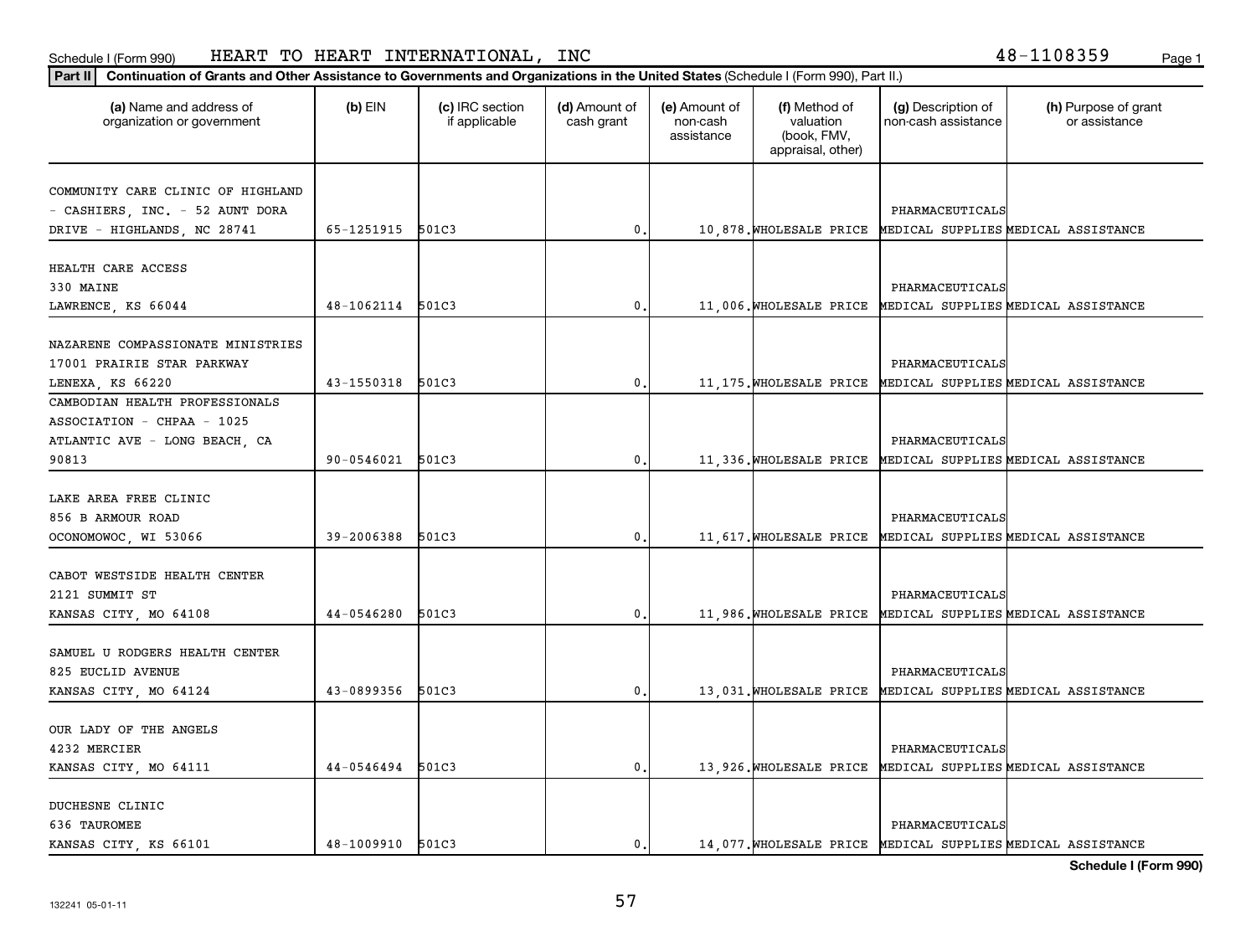Schedule I (Form 990) HEART TO HEART INTERNATIONAL, INC 48-1108359

**Part II** Continuation of Grants and Other Assistance to Governments and Organizations in the United States (Schedule I (Form 990), Part II.)

| (a) Name and address of organization or government | (b) EIN | (c) IRC section if applicable | (d) Amount of cash grant | (e) Amount of non-cash assistance | (f) Method of valuation (book, FMV, appraisal, other) | (g) Description of non-cash assistance | (h) Purpose of grant or assistance |
|---|---|---|---|---|---|---|---|
| COMMUNITY CARE CLINIC OF HIGHLAND - CASHIERS, INC. - 52 AUNT DORA DRIVE - HIGHLANDS, NC 28741 | 65-1251915 | 501C3 | 0. | 10,878. | WHOLESALE PRICE | PHARMACEUTICALS MEDICAL SUPPLIES | MEDICAL ASSISTANCE |
| HEALTH CARE ACCESS 330 MAINE LAWRENCE, KS 66044 | 48-1062114 | 501C3 | 0. | 11,006. | WHOLESALE PRICE | PHARMACEUTICALS MEDICAL SUPPLIES | MEDICAL ASSISTANCE |
| NAZARENE COMPASSIONATE MINISTRIES 17001 PRAIRIE STAR PARKWAY LENEXA, KS 66220 | 43-1550318 | 501C3 | 0. | 11,175. | WHOLESALE PRICE | PHARMACEUTICALS MEDICAL SUPPLIES | MEDICAL ASSISTANCE |
| CAMBODIAN HEALTH PROFESSIONALS ASSOCIATION - CHPAA - 1025 ATLANTIC AVE - LONG BEACH, CA 90813 | 90-0546021 | 501C3 | 0. | 11,336. | WHOLESALE PRICE | PHARMACEUTICALS MEDICAL SUPPLIES | MEDICAL ASSISTANCE |
| LAKE AREA FREE CLINIC 856 B ARMOUR ROAD OCONOMOWOC, WI 53066 | 39-2006388 | 501C3 | 0. | 11,617. | WHOLESALE PRICE | PHARMACEUTICALS MEDICAL SUPPLIES | MEDICAL ASSISTANCE |
| CABOT WESTSIDE HEALTH CENTER 2121 SUMMIT ST KANSAS CITY, MO 64108 | 44-0546280 | 501C3 | 0. | 11,986. | WHOLESALE PRICE | PHARMACEUTICALS MEDICAL SUPPLIES | MEDICAL ASSISTANCE |
| SAMUEL U RODGERS HEALTH CENTER 825 EUCLID AVENUE KANSAS CITY, MO 64124 | 43-0899356 | 501C3 | 0. | 13,031. | WHOLESALE PRICE | PHARMACEUTICALS MEDICAL SUPPLIES | MEDICAL ASSISTANCE |
| OUR LADY OF THE ANGELS 4232 MERCIER KANSAS CITY, MO 64111 | 44-0546494 | 501C3 | 0. | 13,926. | WHOLESALE PRICE | PHARMACEUTICALS MEDICAL SUPPLIES | MEDICAL ASSISTANCE |
| DUCHESNE CLINIC 636 TAUROMEE KANSAS CITY, KS 66101 | 48-1009910 | 501C3 | 0. | 14,077. | WHOLESALE PRICE | PHARMACEUTICALS MEDICAL SUPPLIES | MEDICAL ASSISTANCE |

**Schedule I (Form 990)**

132241 05-01-11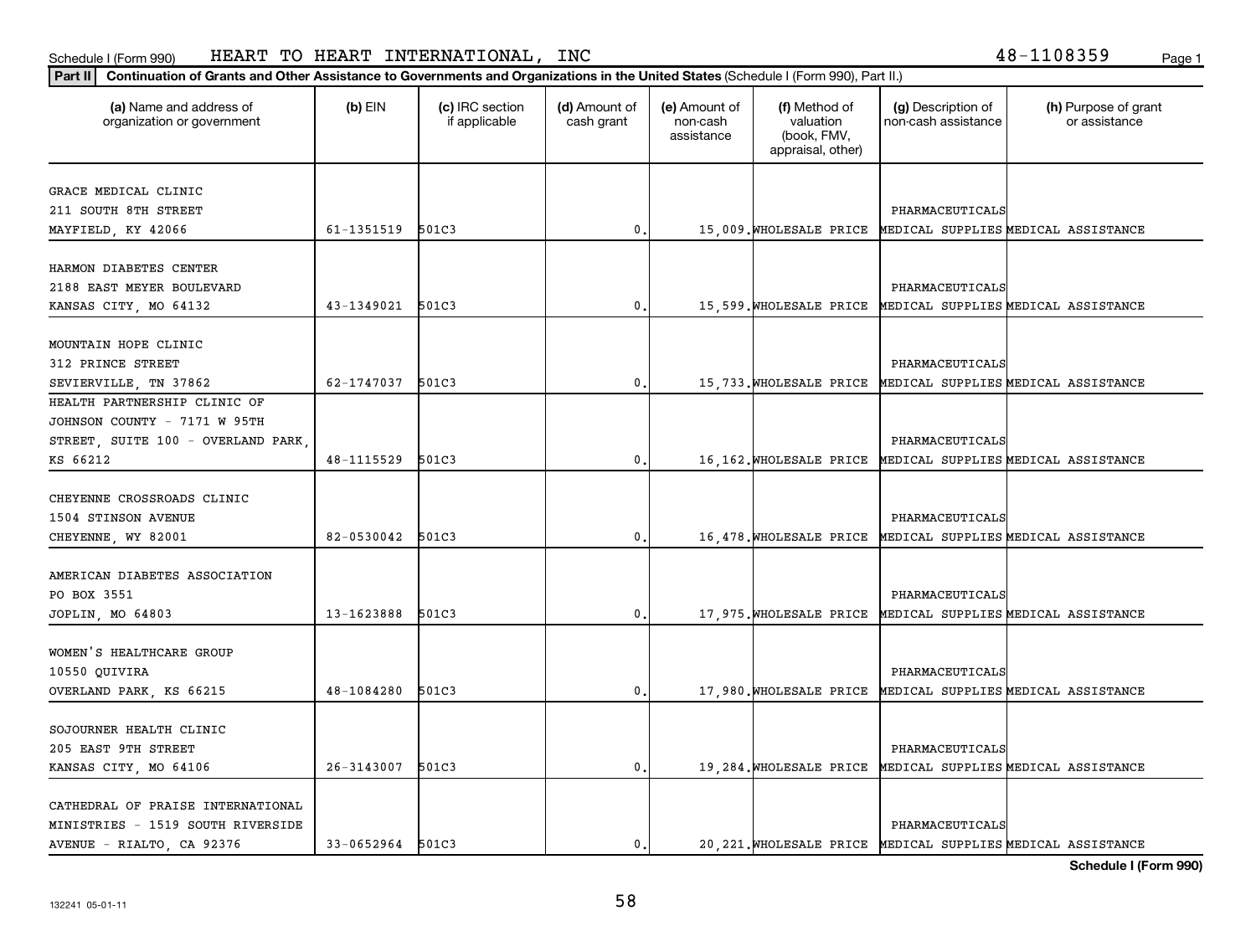Schedule I (Form 990) HEART TO HEART INTERNATIONAL, INC 48-1108359

**Part II** **Continuation of Grants and Other Assistance to Governments and Organizations in the United States** (Schedule I (Form 990), Part II.)

| (a) Name and address of organization or government | (b) EIN | (c) IRC section if applicable | (d) Amount of cash grant | (e) Amount of non-cash assistance | (f) Method of valuation (book, FMV, appraisal, other) | (g) Description of non-cash assistance | (h) Purpose of grant or assistance |
|---|---|---|---|---|---|---|---|
| GRACE MEDICAL CLINIC 211 SOUTH 8TH STREET MAYFIELD, KY 42066 | 61-1351519 | 501C3 | 0. | 15,009. | WHOLESALE PRICE | PHARMACEUTICALS MEDICAL SUPPLIES | MEDICAL ASSISTANCE |
| HARMON DIABETES CENTER 2188 EAST MEYER BOULEVARD KANSAS CITY, MO 64132 | 43-1349021 | 501C3 | 0. | 15,599. | WHOLESALE PRICE | PHARMACEUTICALS MEDICAL SUPPLIES | MEDICAL ASSISTANCE |
| MOUNTAIN HOPE CLINIC 312 PRINCE STREET SEVIERVILLE, TN 37862 | 62-1747037 | 501C3 | 0. | 15,733. | WHOLESALE PRICE | PHARMACEUTICALS MEDICAL SUPPLIES | MEDICAL ASSISTANCE |
| HEALTH PARTNERSHIP CLINIC OF JOHNSON COUNTY - 7171 W 95TH STREET, SUITE 100 - OVERLAND PARK, KS 66212 | 48-1115529 | 501C3 | 0. | 16,162. | WHOLESALE PRICE | PHARMACEUTICALS MEDICAL SUPPLIES | MEDICAL ASSISTANCE |
| CHEYENNE CROSSROADS CLINIC 1504 STINSON AVENUE CHEYENNE, WY 82001 | 82-0530042 | 501C3 | 0. | 16,478. | WHOLESALE PRICE | PHARMACEUTICALS MEDICAL SUPPLIES | MEDICAL ASSISTANCE |
| AMERICAN DIABETES ASSOCIATION PO BOX 3551 JOPLIN, MO 64803 | 13-1623888 | 501C3 | 0. | 17,975. | WHOLESALE PRICE | PHARMACEUTICALS MEDICAL SUPPLIES | MEDICAL ASSISTANCE |
| WOMEN'S HEALTHCARE GROUP 10550 QUIVIRA OVERLAND PARK, KS 66215 | 48-1084280 | 501C3 | 0. | 17,980. | WHOLESALE PRICE | PHARMACEUTICALS MEDICAL SUPPLIES | MEDICAL ASSISTANCE |
| SOJOURNER HEALTH CLINIC 205 EAST 9TH STREET KANSAS CITY, MO 64106 | 26-3143007 | 501C3 | 0. | 19,284. | WHOLESALE PRICE | PHARMACEUTICALS MEDICAL SUPPLIES | MEDICAL ASSISTANCE |
| CATHEDRAL OF PRAISE INTERNATIONAL MINISTRIES - 1519 SOUTH RIVERSIDE AVENUE - RIALTO, CA 92376 | 33-0652964 | 501C3 | 0. | 20,221. | WHOLESALE PRICE | PHARMACEUTICALS MEDICAL SUPPLIES | MEDICAL ASSISTANCE |

**Schedule I (Form 990)**

132241 05-01-11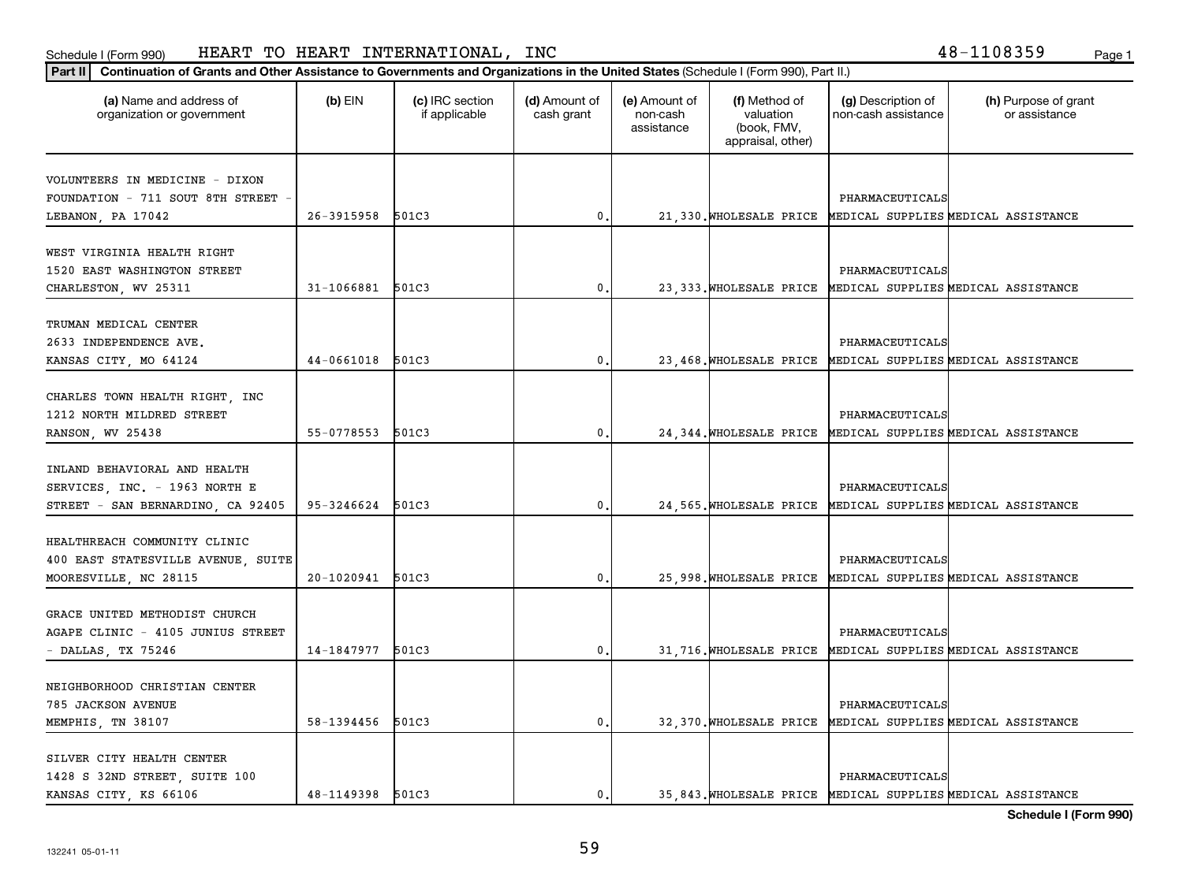Schedule I (Form 990) HEART TO HEART INTERNATIONAL, INC 48-1108359

**Part II** **Continuation of Grants and Other Assistance to Governments and Organizations in the United States** (Schedule I (Form 990), Part II.)

| (a) Name and address of organization or government | (b) EIN | (c) IRC section if applicable | (d) Amount of cash grant | (e) Amount of non-cash assistance | (f) Method of valuation (book, FMV, appraisal, other) | (g) Description of non-cash assistance | (h) Purpose of grant or assistance |
|---|---|---|---|---|---|---|---|
| VOLUNTEERS IN MEDICINE - DIXON FOUNDATION - 711 SOUT 8TH STREET - LEBANON, PA 17042 | 26-3915958 | 501C3 | 0. | 21,330. | WHOLESALE PRICE | PHARMACEUTICALS MEDICAL SUPPLIES | MEDICAL ASSISTANCE |
| WEST VIRGINIA HEALTH RIGHT 1520 EAST WASHINGTON STREET CHARLESTON, WV 25311 | 31-1066881 | 501C3 | 0. | 23,333. | WHOLESALE PRICE | PHARMACEUTICALS MEDICAL SUPPLIES | MEDICAL ASSISTANCE |
| TRUMAN MEDICAL CENTER 2633 INDEPENDENCE AVE. KANSAS CITY, MO 64124 | 44-0661018 | 501C3 | 0. | 23,468. | WHOLESALE PRICE | PHARMACEUTICALS MEDICAL SUPPLIES | MEDICAL ASSISTANCE |
| CHARLES TOWN HEALTH RIGHT, INC 1212 NORTH MILDRED STREET RANSON, WV 25438 | 55-0778553 | 501C3 | 0. | 24,344. | WHOLESALE PRICE | PHARMACEUTICALS MEDICAL SUPPLIES | MEDICAL ASSISTANCE |
| INLAND BEHAVIORAL AND HEALTH SERVICES, INC. - 1963 NORTH E STREET - SAN BERNARDINO, CA 92405 | 95-3246624 | 501C3 | 0. | 24,565. | WHOLESALE PRICE | PHARMACEUTICALS MEDICAL SUPPLIES | MEDICAL ASSISTANCE |
| HEALTHREACH COMMUNITY CLINIC 400 EAST STATESVILLE AVENUE, SUITE MOORESVILLE, NC 28115 | 20-1020941 | 501C3 | 0. | 25,998. | WHOLESALE PRICE | PHARMACEUTICALS MEDICAL SUPPLIES | MEDICAL ASSISTANCE |
| GRACE UNITED METHODIST CHURCH AGAPE CLINIC - 4105 JUNIUS STREET - DALLAS, TX 75246 | 14-1847977 | 501C3 | 0. | 31,716. | WHOLESALE PRICE | PHARMACEUTICALS MEDICAL SUPPLIES | MEDICAL ASSISTANCE |
| NEIGHBORHOOD CHRISTIAN CENTER 785 JACKSON AVENUE MEMPHIS, TN 38107 | 58-1394456 | 501C3 | 0. | 32,370. | WHOLESALE PRICE | PHARMACEUTICALS MEDICAL SUPPLIES | MEDICAL ASSISTANCE |
| SILVER CITY HEALTH CENTER 1428 S 32ND STREET, SUITE 100 KANSAS CITY, KS 66106 | 48-1149398 | 501C3 | 0. | 35,843. | WHOLESALE PRICE | PHARMACEUTICALS MEDICAL SUPPLIES | MEDICAL ASSISTANCE |

**Schedule I (Form 990)**

132241 05-01-11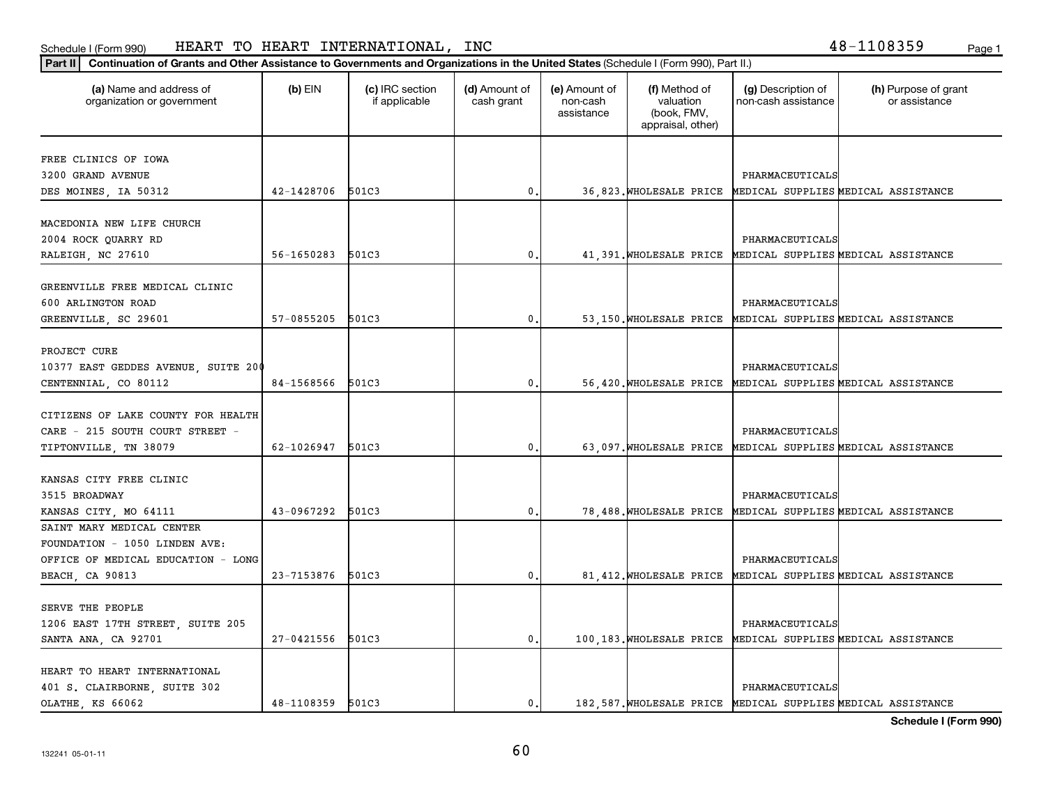Schedule I (Form 990) HEART TO HEART INTERNATIONAL, INC 48-1108359

**Part II** Continuation of Grants and Other Assistance to Governments and Organizations in the United States (Schedule I (Form 990), Part II.)

| (a) Name and address of organization or government | (b) EIN | (c) IRC section if applicable | (d) Amount of cash grant | (e) Amount of non-cash assistance | (f) Method of valuation (book, FMV, appraisal, other) | (g) Description of non-cash assistance | (h) Purpose of grant or assistance |
|---|---|---|---|---|---|---|---|
| FREE CLINICS OF IOWA 3200 GRAND AVENUE DES MOINES, IA 50312 | 42-1428706 | 501C3 | 0. | 36,823. | WHOLESALE PRICE | PHARMACEUTICALS MEDICAL SUPPLIES | MEDICAL ASSISTANCE |
| MACEDONIA NEW LIFE CHURCH 2004 ROCK QUARRY RD RALEIGH, NC 27610 | 56-1650283 | 501C3 | 0. | 41,391. | WHOLESALE PRICE | PHARMACEUTICALS MEDICAL SUPPLIES | MEDICAL ASSISTANCE |
| GREENVILLE FREE MEDICAL CLINIC 600 ARLINGTON ROAD GREENVILLE, SC 29601 | 57-0855205 | 501C3 | 0. | 53,150. | WHOLESALE PRICE | PHARMACEUTICALS MEDICAL SUPPLIES | MEDICAL ASSISTANCE |
| PROJECT CURE 10377 EAST GEDDES AVENUE, SUITE 200 CENTENNIAL, CO 80112 | 84-1568566 | 501C3 | 0. | 56,420. | WHOLESALE PRICE | PHARMACEUTICALS MEDICAL SUPPLIES | MEDICAL ASSISTANCE |
| CITIZENS OF LAKE COUNTY FOR HEALTH CARE - 215 SOUTH COURT STREET - TIPTONVILLE, TN 38079 | 62-1026947 | 501C3 | 0. | 63,097. | WHOLESALE PRICE | PHARMACEUTICALS MEDICAL SUPPLIES | MEDICAL ASSISTANCE |
| KANSAS CITY FREE CLINIC 3515 BROADWAY KANSAS CITY, MO 64111 | 43-0967292 | 501C3 | 0. | 78,488. | WHOLESALE PRICE | PHARMACEUTICALS MEDICAL SUPPLIES | MEDICAL ASSISTANCE |
| SAINT MARY MEDICAL CENTER FOUNDATION - 1050 LINDEN AVE: OFFICE OF MEDICAL EDUCATION - LONG BEACH, CA 90813 | 23-7153876 | 501C3 | 0. | 81,412. | WHOLESALE PRICE | PHARMACEUTICALS MEDICAL SUPPLIES | MEDICAL ASSISTANCE |
| SERVE THE PEOPLE 1206 EAST 17TH STREET, SUITE 205 SANTA ANA, CA 92701 | 27-0421556 | 501C3 | 0. | 100,183. | WHOLESALE PRICE | PHARMACEUTICALS MEDICAL SUPPLIES | MEDICAL ASSISTANCE |
| HEART TO HEART INTERNATIONAL 401 S. CLAIRBORNE, SUITE 302 OLATHE, KS 66062 | 48-1108359 | 501C3 | 0. | 182,587. | WHOLESALE PRICE | PHARMACEUTICALS MEDICAL SUPPLIES | MEDICAL ASSISTANCE |

**Schedule I (Form 990)**

132241 05-01-11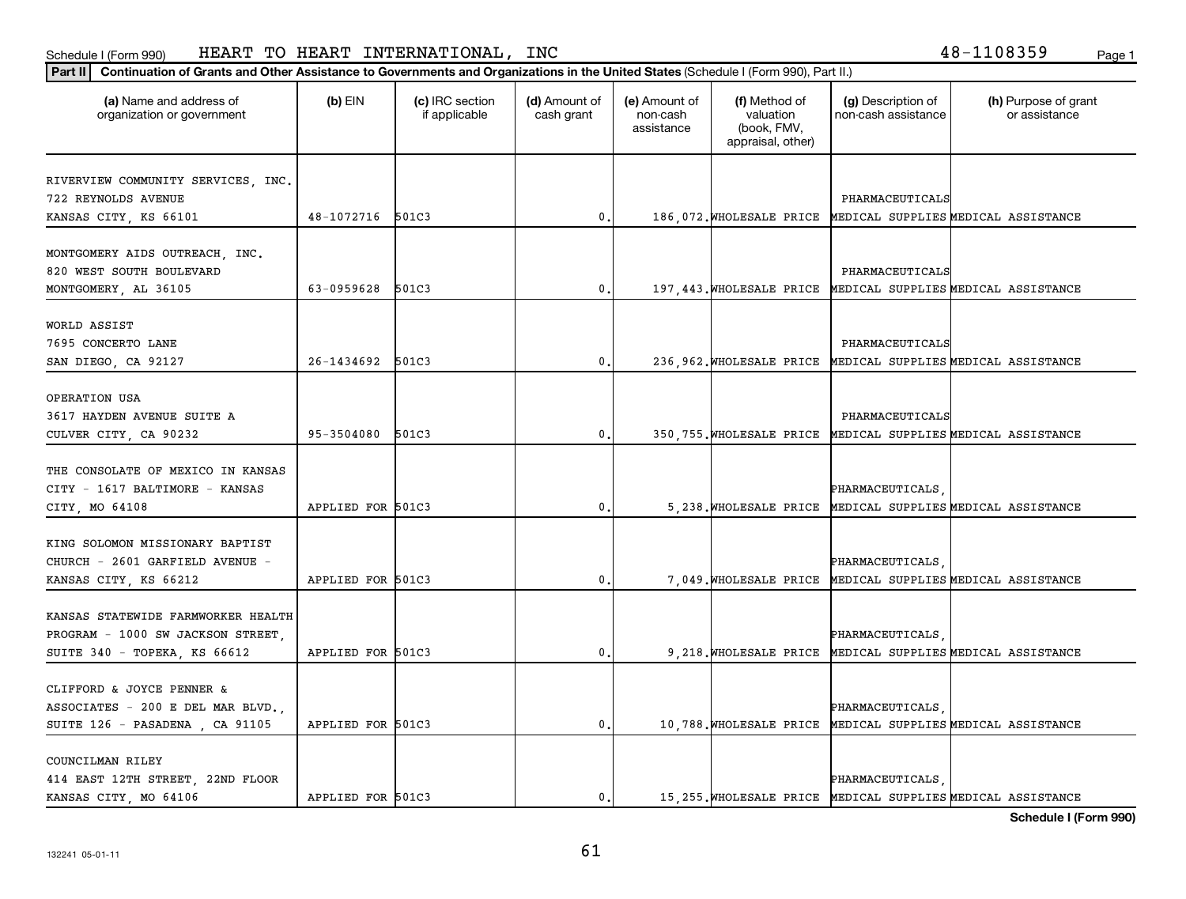Schedule I (Form 990) HEART TO HEART INTERNATIONAL, INC 48-1108359

**Part II** Continuation of Grants and Other Assistance to Governments and Organizations in the United States (Schedule I (Form 990), Part II.)

| (a) Name and address of organization or government | (b) EIN | (c) IRC section if applicable | (d) Amount of cash grant | (e) Amount of non-cash assistance | (f) Method of valuation (book, FMV, appraisal, other) | (g) Description of non-cash assistance | (h) Purpose of grant or assistance |
|---|---|---|---|---|---|---|---|
| RIVERVIEW COMMUNITY SERVICES, INC. 722 REYNOLDS AVENUE KANSAS CITY, KS 66101 | 48-1072716 | 501C3 | 0. | 186,072. | WHOLESALE PRICE | PHARMACEUTICALS MEDICAL SUPPLIES | MEDICAL ASSISTANCE |
| MONTGOMERY AIDS OUTREACH, INC. 820 WEST SOUTH BOULEVARD MONTGOMERY, AL 36105 | 63-0959628 | 501C3 | 0. | 197,443. | WHOLESALE PRICE | PHARMACEUTICALS MEDICAL SUPPLIES | MEDICAL ASSISTANCE |
| WORLD ASSIST 7695 CONCERTO LANE SAN DIEGO, CA 92127 | 26-1434692 | 501C3 | 0. | 236,962. | WHOLESALE PRICE | PHARMACEUTICALS MEDICAL SUPPLIES | MEDICAL ASSISTANCE |
| OPERATION USA 3617 HAYDEN AVENUE SUITE A CULVER CITY, CA 90232 | 95-3504080 | 501C3 | 0. | 350,755. | WHOLESALE PRICE | PHARMACEUTICALS MEDICAL SUPPLIES | MEDICAL ASSISTANCE |
| THE CONSOLATE OF MEXICO IN KANSAS CITY - 1617 BALTIMORE - KANSAS CITY, MO 64108 | APPLIED FOR | 501C3 | 0. | 5,238. | WHOLESALE PRICE | PHARMACEUTICALS, MEDICAL SUPPLIES | MEDICAL ASSISTANCE |
| KING SOLOMON MISSIONARY BAPTIST CHURCH - 2601 GARFIELD AVENUE - KANSAS CITY, KS 66212 | APPLIED FOR | 501C3 | 0. | 7,049. | WHOLESALE PRICE | PHARMACEUTICALS, MEDICAL SUPPLIES | MEDICAL ASSISTANCE |
| KANSAS STATEWIDE FARMWORKER HEALTH PROGRAM - 1000 SW JACKSON STREET, SUITE 340 - TOPEKA, KS 66612 | APPLIED FOR | 501C3 | 0. | 9,218. | WHOLESALE PRICE | PHARMACEUTICALS, MEDICAL SUPPLIES | MEDICAL ASSISTANCE |
| CLIFFORD & JOYCE PENNER & ASSOCIATES - 200 E DEL MAR BLVD., SUITE 126 - PASADENA , CA 91105 | APPLIED FOR | 501C3 | 0. | 10,788. | WHOLESALE PRICE | PHARMACEUTICALS, MEDICAL SUPPLIES | MEDICAL ASSISTANCE |
| COUNCILMAN RILEY 414 EAST 12TH STREET, 22ND FLOOR KANSAS CITY, MO 64106 | APPLIED FOR | 501C3 | 0. | 15,255. | WHOLESALE PRICE | PHARMACEUTICALS, MEDICAL SUPPLIES | MEDICAL ASSISTANCE |

**Schedule I (Form 990)**

132241 05-01-11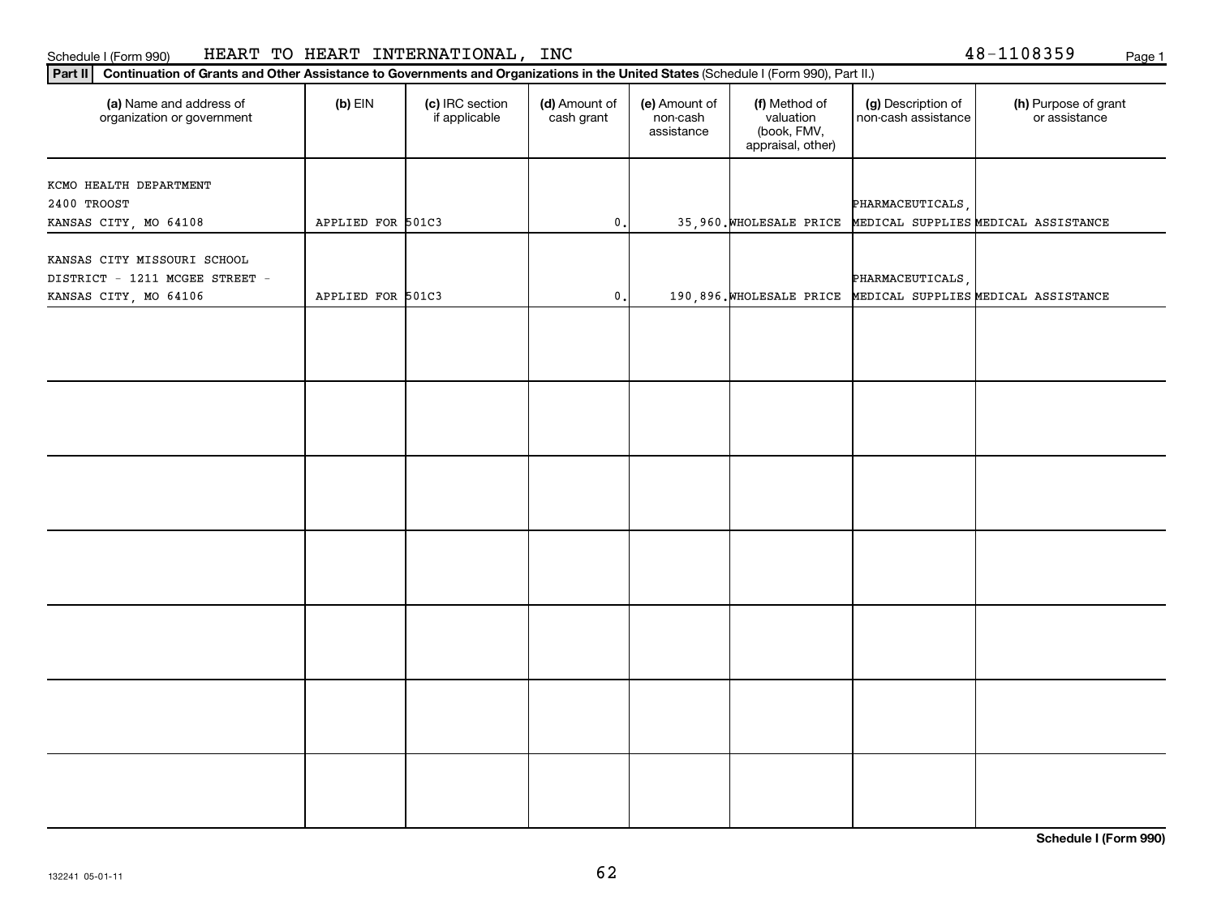Schedule I (Form 990) HEART TO HEART INTERNATIONAL, INC 48-1108359

**Part II** **Continuation of Grants and Other Assistance to Governments and Organizations in the United States** (Schedule I (Form 990), Part II.)

| (a) Name and address of organization or government | (b) EIN | (c) IRC section if applicable | (d) Amount of cash grant | (e) Amount of non-cash assistance | (f) Method of valuation (book, FMV, appraisal, other) | (g) Description of non-cash assistance | (h) Purpose of grant or assistance |
|---|---|---|---|---|---|---|---|
| KCMO HEALTH DEPARTMENT 2400 TROOST KANSAS CITY, MO 64108 | | APPLIED FOR 501C3 | 0. | 35,960. | WHOLESALE PRICE | PHARMACEUTICALS, MEDICAL SUPPLIES | MEDICAL ASSISTANCE |
| KANSAS CITY MISSOURI SCHOOL DISTRICT - 1211 MCGEE STREET - KANSAS CITY, MO 64106 | | APPLIED FOR 501C3 | 0. | 190,896. | WHOLESALE PRICE | PHARMACEUTICALS, MEDICAL SUPPLIES | MEDICAL ASSISTANCE |
| | | | | | | | |
| | | | | | | | |
| | | | | | | | |
| | | | | | | | |
| | | | | | | | |
| | | | | | | | |
| | | | | | | | |

**Schedule I (Form 990)**

132241 05-01-11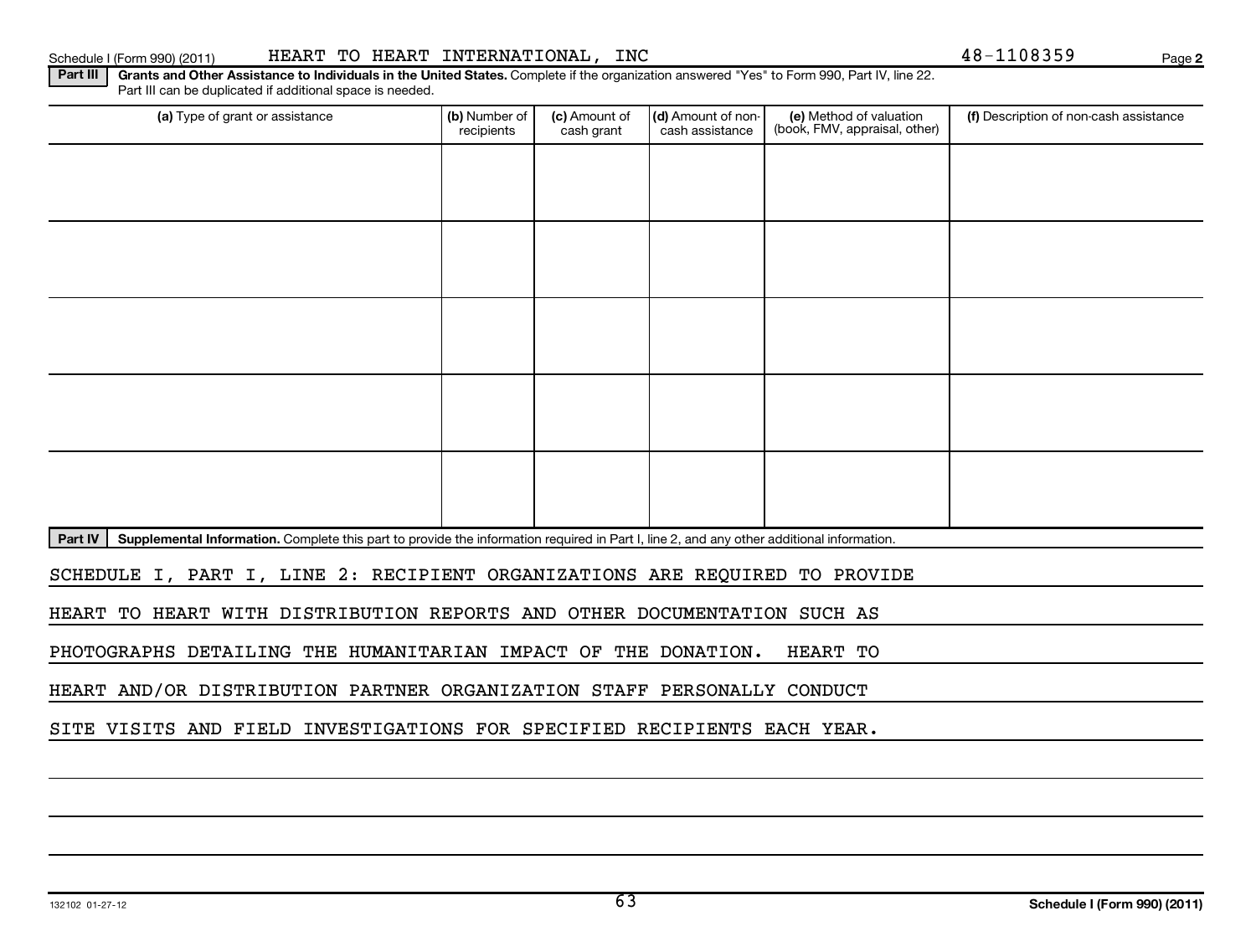Schedule I (Form 990) (2011) HEART TO HEART INTERNATIONAL, INC 48-1108359

**Part III** **Grants and Other Assistance to Individuals in the United States.** Complete if the organization answered "Yes" to Form 990, Part IV, line 22. Part III can be duplicated if additional space is needed.

| (a) Type of grant or assistance | (b) Number of recipients | (c) Amount of cash grant | (d) Amount of non-cash assistance | (e) Method of valuation (book, FMV, appraisal, other) | (f) Description of non-cash assistance |
|---|---|---|---|---|---|
| | | | | | |
| | | | | | |
| | | | | | |
| | | | | | |
| | | | | | |

**Part IV** **Supplemental Information.** Complete this part to provide the information required in Part I, line 2, and any other additional information.

SCHEDULE I, PART I, LINE 2: RECIPIENT ORGANIZATIONS ARE REQUIRED TO PROVIDE HEART TO HEART WITH DISTRIBUTION REPORTS AND OTHER DOCUMENTATION SUCH AS PHOTOGRAPHS DETAILING THE HUMANITARIAN IMPACT OF THE DONATION. HEART TO HEART AND/OR DISTRIBUTION PARTNER ORGANIZATION STAFF PERSONALLY CONDUCT SITE VISITS AND FIELD INVESTIGATIONS FOR SPECIFIED RECIPIENTS EACH YEAR.

132102 01-27-12 **Schedule I (Form 990) (2011)**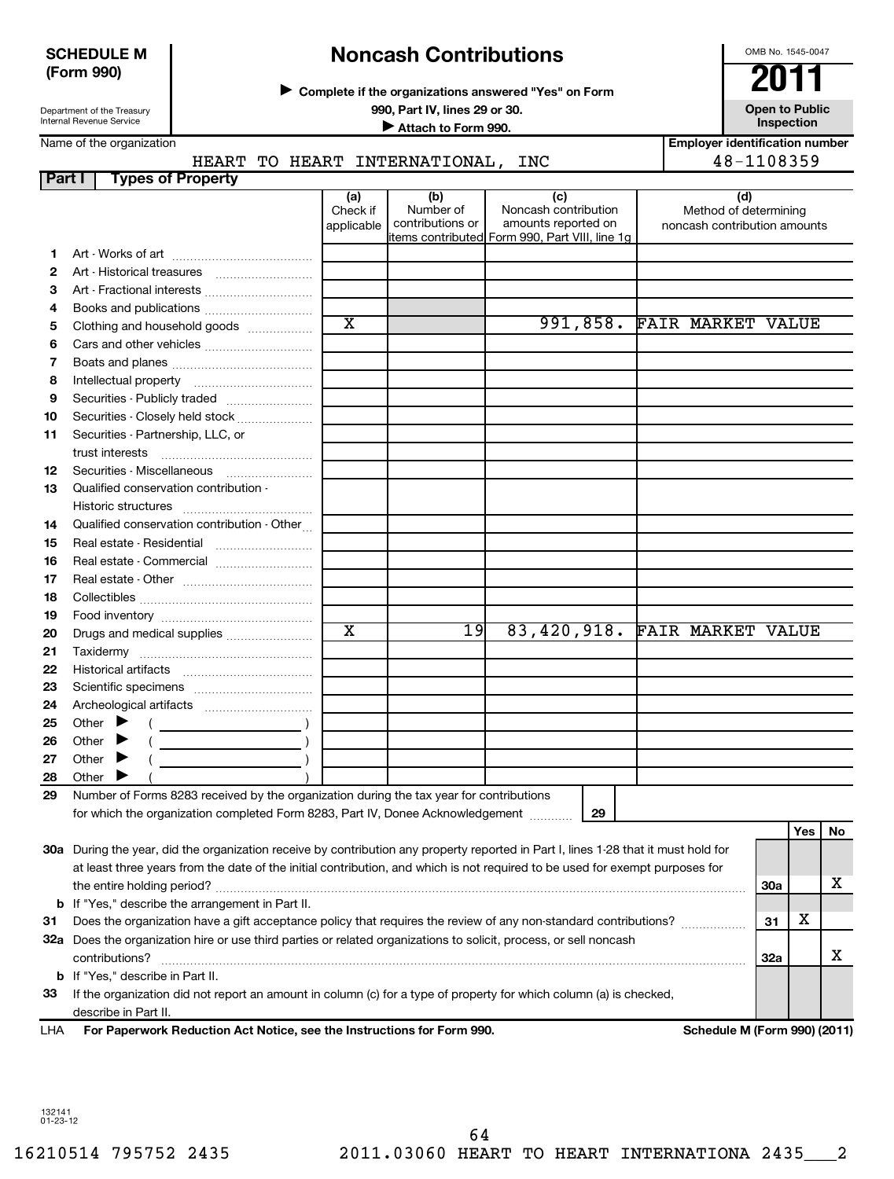**SCHEDULE M (Form 990)**

Department of the Treasury
Internal Revenue Service

# Noncash Contributions

▶ Complete if the organizations answered "Yes" on Form 990, Part IV, lines 29 or 30.
▶ Attach to Form 990.

OMB No. 1545-0047

**2011**

**Open to Public Inspection**

Name of the organization: HEART TO HEART INTERNATIONAL, INC

Employer identification number: 48-1108359

**Part I Types of Property**

| | | (a) Check if applicable | (b) Number of contributions or items contributed | (c) Noncash contribution amounts reported on Form 990, Part VIII, line 1g | (d) Method of determining noncash contribution amounts |
|---|---|---|---|---|---|
| 1 | Art - Works of art | | | | |
| 2 | Art - Historical treasures | | | | |
| 3 | Art - Fractional interests | | | | |
| 4 | Books and publications | | | | |
| 5 | Clothing and household goods | X | | 991,858. | FAIR MARKET VALUE |
| 6 | Cars and other vehicles | | | | |
| 7 | Boats and planes | | | | |
| 8 | Intellectual property | | | | |
| 9 | Securities - Publicly traded | | | | |
| 10 | Securities - Closely held stock | | | | |
| 11 | Securities - Partnership, LLC, or trust interests | | | | |
| 12 | Securities - Miscellaneous | | | | |
| 13 | Qualified conservation contribution - Historic structures | | | | |
| 14 | Qualified conservation contribution - Other | | | | |
| 15 | Real estate - Residential | | | | |
| 16 | Real estate - Commercial | | | | |
| 17 | Real estate - Other | | | | |
| 18 | Collectibles | | | | |
| 19 | Food inventory | | | | |
| 20 | Drugs and medical supplies | X | 19 | 83,420,918. | FAIR MARKET VALUE |
| 21 | Taxidermy | | | | |
| 22 | Historical artifacts | | | | |
| 23 | Scientific specimens | | | | |
| 24 | Archeological artifacts | | | | |
| 25 | Other ▶ ( ) | | | | |
| 26 | Other ▶ ( ) | | | | |
| 27 | Other ▶ ( ) | | | | |
| 28 | Other ▶ ( ) | | | | |

29 Number of Forms 8283 received by the organization during the tax year for contributions for which the organization completed Form 8283, Part IV, Donee Acknowledgement ..... 29

| | | | Yes | No |
|---|---|---|---|---|
| 30a | During the year, did the organization receive by contribution any property reported in Part I, lines 1-28 that it must hold for at least three years from the date of the initial contribution, and which is not required to be used for exempt purposes for the entire holding period? | 30a | | X |
| b | If "Yes," describe the arrangement in Part II. | | | |
| 31 | Does the organization have a gift acceptance policy that requires the review of any non-standard contributions? | 31 | X | |
| 32a | Does the organization hire or use third parties or related organizations to solicit, process, or sell noncash contributions? | 32a | | X |
| b | If "Yes," describe in Part II. | | | |
| 33 | If the organization did not report an amount in column (c) for a type of property for which column (a) is checked, describe in Part II. | | | |

LHA **For Paperwork Reduction Act Notice, see the Instructions for Form 990.** **Schedule M (Form 990) (2011)**

132141
01-23-12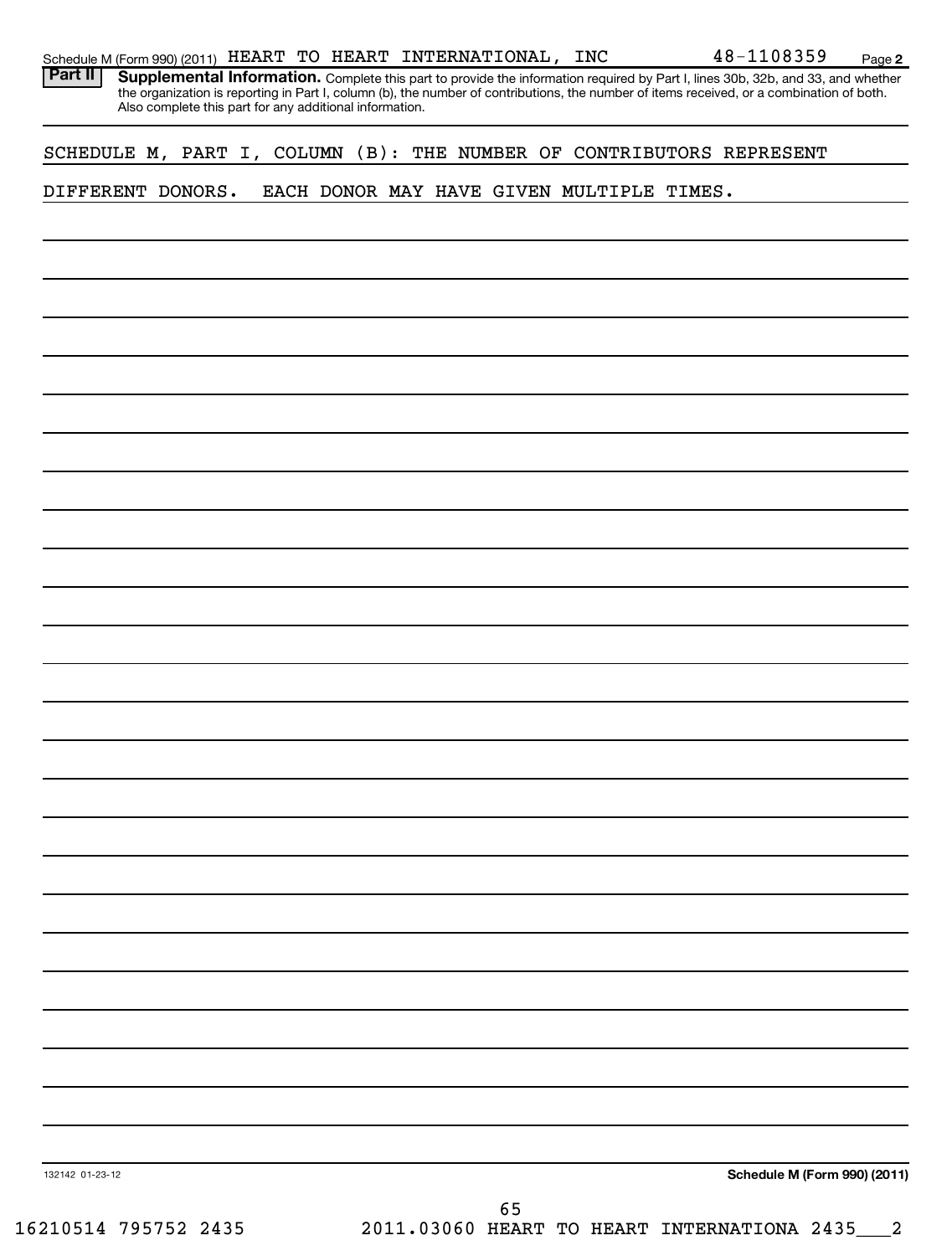Schedule M (Form 990) (2011) HEART TO HEART INTERNATIONAL, INC 48-1108359 Page 2

**Part II** **Supplemental Information.** Complete this part to provide the information required by Part I, lines 30b, 32b, and 33, and whether the organization is reporting in Part I, column (b), the number of contributions, the number of items received, or a combination of both. Also complete this part for any additional information.

SCHEDULE M, PART I, COLUMN (B): THE NUMBER OF CONTRIBUTORS REPRESENT DIFFERENT DONORS. EACH DONOR MAY HAVE GIVEN MULTIPLE TIMES.

132142 01-23-12

**Schedule M (Form 990) (2011)**

16210514 795752 2435 2011.03060 HEART TO HEART INTERNATIONA 2435___2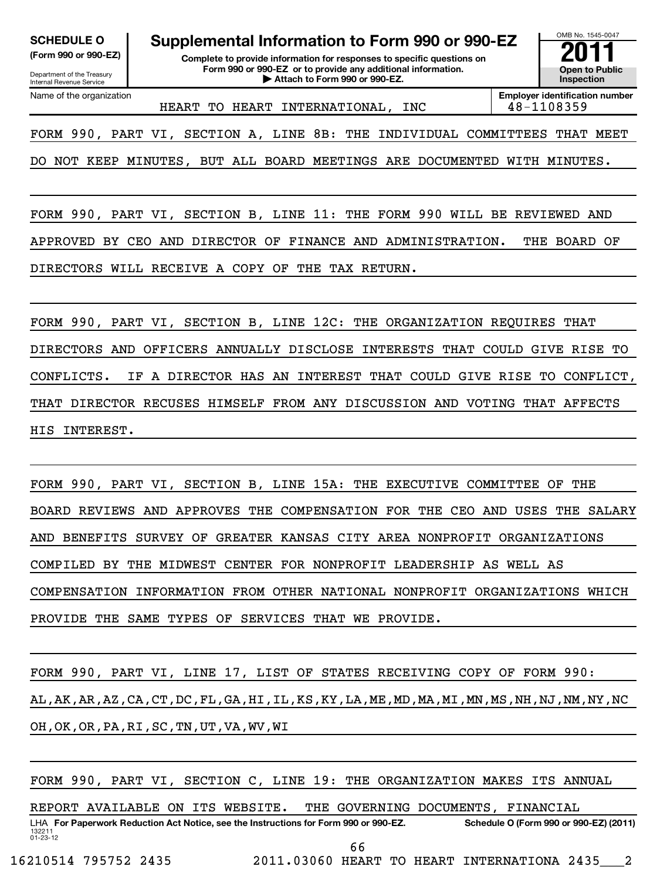**SCHEDULE O**
**(Form 990 or 990-EZ)**

Department of the Treasury
Internal Revenue Service

# Supplemental Information to Form 990 or 990-EZ

**Complete to provide information for responses to specific questions on Form 990 or 990-EZ or to provide any additional information.**
**▶ Attach to Form 990 or 990-EZ.**

OMB No. 1545-0047
**2011**
**Open to Public Inspection**

| Name of the organization | Employer identification number |
|---|---|
| HEART TO HEART INTERNATIONAL, INC | 48-1108359 |

FORM 990, PART VI, SECTION A, LINE 8B: THE INDIVIDUAL COMMITTEES THAT MEET DO NOT KEEP MINUTES, BUT ALL BOARD MEETINGS ARE DOCUMENTED WITH MINUTES.

FORM 990, PART VI, SECTION B, LINE 11: THE FORM 990 WILL BE REVIEWED AND APPROVED BY CEO AND DIRECTOR OF FINANCE AND ADMINISTRATION. THE BOARD OF DIRECTORS WILL RECEIVE A COPY OF THE TAX RETURN.

FORM 990, PART VI, SECTION B, LINE 12C: THE ORGANIZATION REQUIRES THAT DIRECTORS AND OFFICERS ANNUALLY DISCLOSE INTERESTS THAT COULD GIVE RISE TO CONFLICTS. IF A DIRECTOR HAS AN INTEREST THAT COULD GIVE RISE TO CONFLICT, THAT DIRECTOR RECUSES HIMSELF FROM ANY DISCUSSION AND VOTING THAT AFFECTS HIS INTEREST.

FORM 990, PART VI, SECTION B, LINE 15A: THE EXECUTIVE COMMITTEE OF THE BOARD REVIEWS AND APPROVES THE COMPENSATION FOR THE CEO AND USES THE SALARY AND BENEFITS SURVEY OF GREATER KANSAS CITY AREA NONPROFIT ORGANIZATIONS COMPILED BY THE MIDWEST CENTER FOR NONPROFIT LEADERSHIP AS WELL AS COMPENSATION INFORMATION FROM OTHER NATIONAL NONPROFIT ORGANIZATIONS WHICH PROVIDE THE SAME TYPES OF SERVICES THAT WE PROVIDE.

FORM 990, PART VI, LINE 17, LIST OF STATES RECEIVING COPY OF FORM 990:
AL,AK,AR,AZ,CA,CT,DC,FL,GA,HI,IL,KS,KY,LA,ME,MD,MA,MI,MN,MS,NH,NJ,NM,NY,NC
OH,OK,OR,PA,RI,SC,TN,UT,VA,WV,WI

FORM 990, PART VI, SECTION C, LINE 19: THE ORGANIZATION MAKES ITS ANNUAL REPORT AVAILABLE ON ITS WEBSITE. THE GOVERNING DOCUMENTS, FINANCIAL

LHA **For Paperwork Reduction Act Notice, see the Instructions for Form 990 or 990-EZ.** **Schedule O (Form 990 or 990-EZ) (2011)**
132211
01-23-12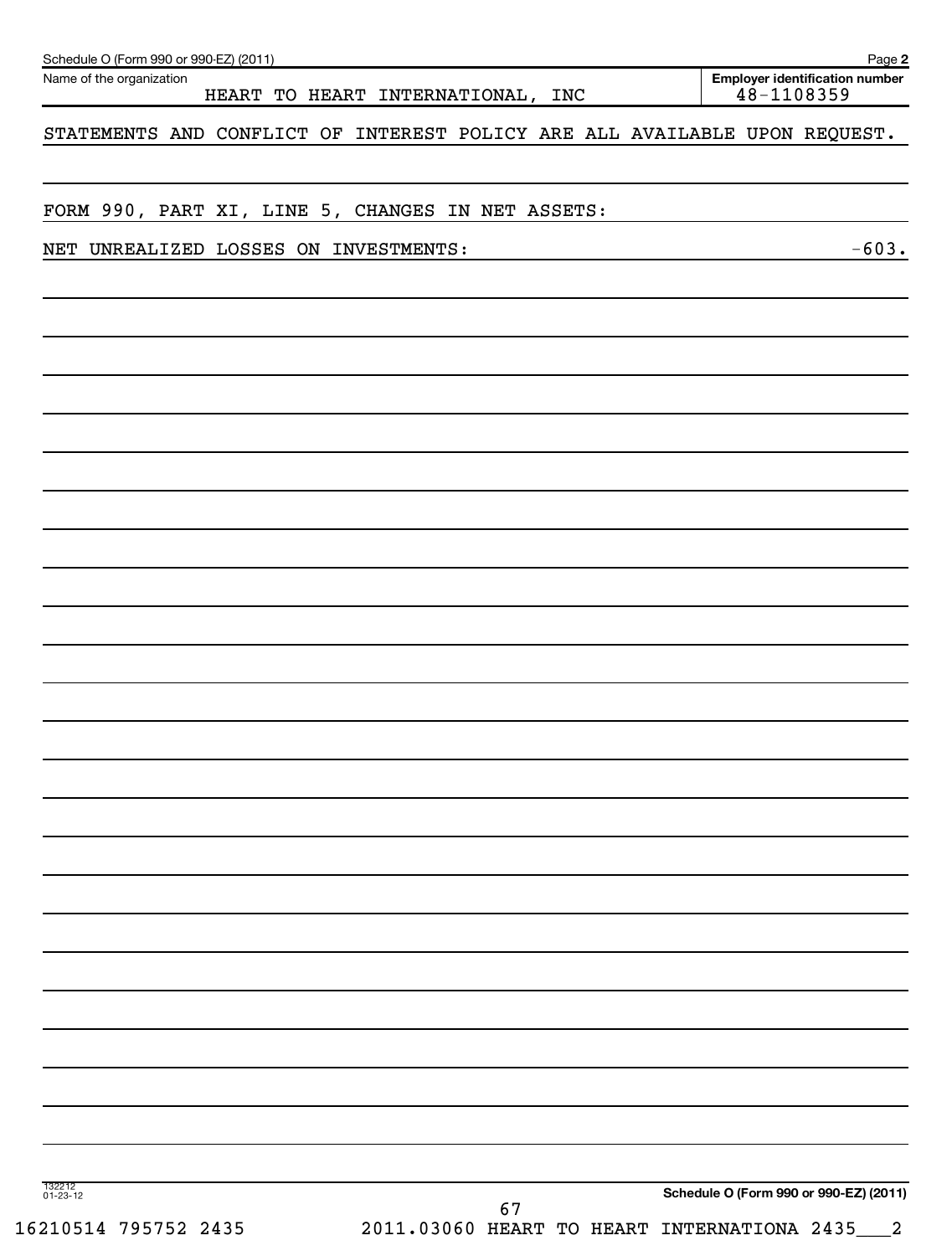Schedule O (Form 990 or 990-EZ) (2011) Page 2

| Name of the organization | Employer identification number |
| --- | --- |
| HEART TO HEART INTERNATIONAL, INC | 48-1108359 |

STATEMENTS AND CONFLICT OF INTEREST POLICY ARE ALL AVAILABLE UPON REQUEST.

FORM 990, PART XI, LINE 5, CHANGES IN NET ASSETS:

NET UNREALIZED LOSSES ON INVESTMENTS: -603.

132212
01-23-12

Schedule O (Form 990 or 990-EZ) (2011)

16210514 795752 2435 2011.03060 HEART TO HEART INTERNATIONA 2435___2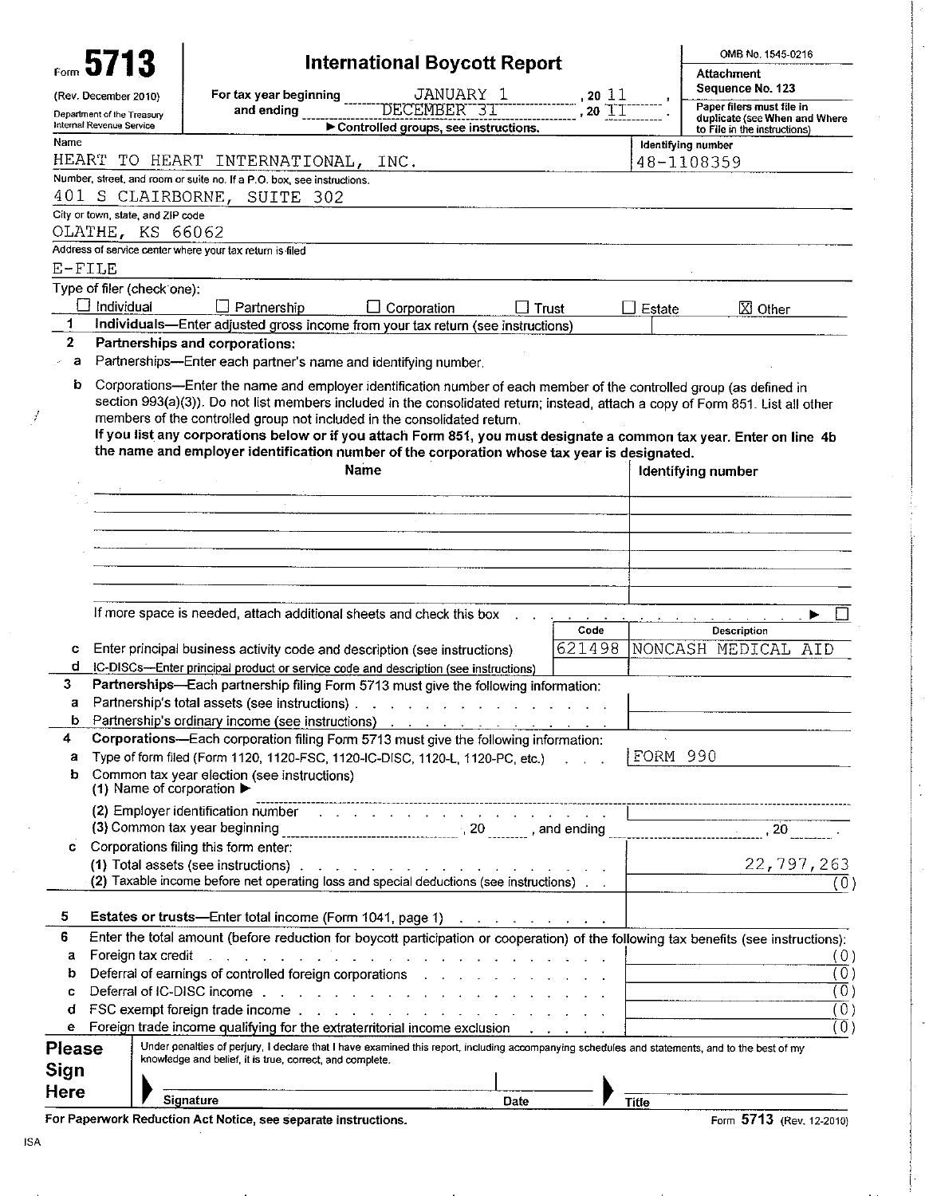Form **5713** (Rev. December 2010) Department of the Treasury Internal Revenue Service

# International Boycott Report

For tax year beginning JANUARY 1, 20 11, and ending DECEMBER 31, 20 11.

▶ Controlled groups, see instructions.

OMB No. 1545-0216

Attachment Sequence No. 123

Paper filers must file in duplicate (see When and Where to File in the instructions)

| Name | Identifying number |
|---|---|
| HEART TO HEART INTERNATIONAL, INC. | 48-1108359 |

Number, street, and room or suite no. If a P.O. box, see instructions.
401 S CLAIRBORNE, SUITE 302

City or town, state, and ZIP code
OLATHE, KS 66062

Address of service center where your tax return is filed
E-FILE

Type of filer (check one): ☐ Individual ☐ Partnership ☐ Corporation ☐ Trust ☐ Estate ☒ Other

**1** **Individuals**—Enter adjusted gross income from your tax return (see instructions)

**2** **Partnerships and corporations:**

**a** Partnerships—Enter each partner's name and identifying number.

**b** Corporations—Enter the name and employer identification number of each member of the controlled group (as defined in section 993(a)(3)). Do not list members included in the consolidated return; instead, attach a copy of Form 851. List all other members of the controlled group not included in the consolidated return.
**If you list any corporations below or if you attach Form 851, you must designate a common tax year. Enter on line 4b the name and employer identification number of the corporation whose tax year is designated.**

| Name | Identifying number |
|---|---|
| | |
| | |
| | |
| | |
| | |
| | |

If more space is needed, attach additional sheets and check this box ▶ ☐

| | | Code | Description |
|---|---|---|---|
| **c** | Enter principal business activity code and description (see instructions) | 621498 | NONCASH MEDICAL AID |
| **d** | IC-DISCs—Enter principal product or service code and description (see instructions) | | |

**3** **Partnerships**—Each partnership filing Form 5713 must give the following information:

| | | |
|---|---|---|
| **a** | Partnership's total assets (see instructions) | |
| **b** | Partnership's ordinary income (see instructions) | |

**4** **Corporations**—Each corporation filing Form 5713 must give the following information:

**a** Type of form filed (Form 1120, 1120-FSC, 1120-IC-DISC, 1120-L, 1120-PC, etc.) FORM 990

**b** Common tax year election (see instructions)
(1) Name of corporation ▶
(2) Employer identification number
(3) Common tax year beginning ________, 20 ___, and ending ________, 20 ___.

**c** Corporations filing this form enter:

| | |
|---|---|
| (1) Total assets (see instructions) | 22,797,263 |
| (2) Taxable income before net operating loss and special deductions (see instructions) | (0) |

**5** **Estates or trusts**—Enter total income (Form 1041, page 1)

**6** Enter the total amount (before reduction for boycott participation or cooperation) of the following tax benefits (see instructions):

| | | |
|---|---|---|
| **a** | Foreign tax credit | (0) |
| **b** | Deferral of earnings of controlled foreign corporations | (0) |
| **c** | Deferral of IC-DISC income | (0) |
| **d** | FSC exempt foreign trade income | (0) |
| **e** | Foreign trade income qualifying for the extraterritorial income exclusion | (0) |

**Please Sign Here**

Under penalties of perjury, I declare that I have examined this report, including accompanying schedules and statements, and to the best of my knowledge and belief, it is true, correct, and complete.

Signature ________ Date ________ Title ________

For Paperwork Reduction Act Notice, see separate instructions.

Form **5713** (Rev. 12-2010)

ISA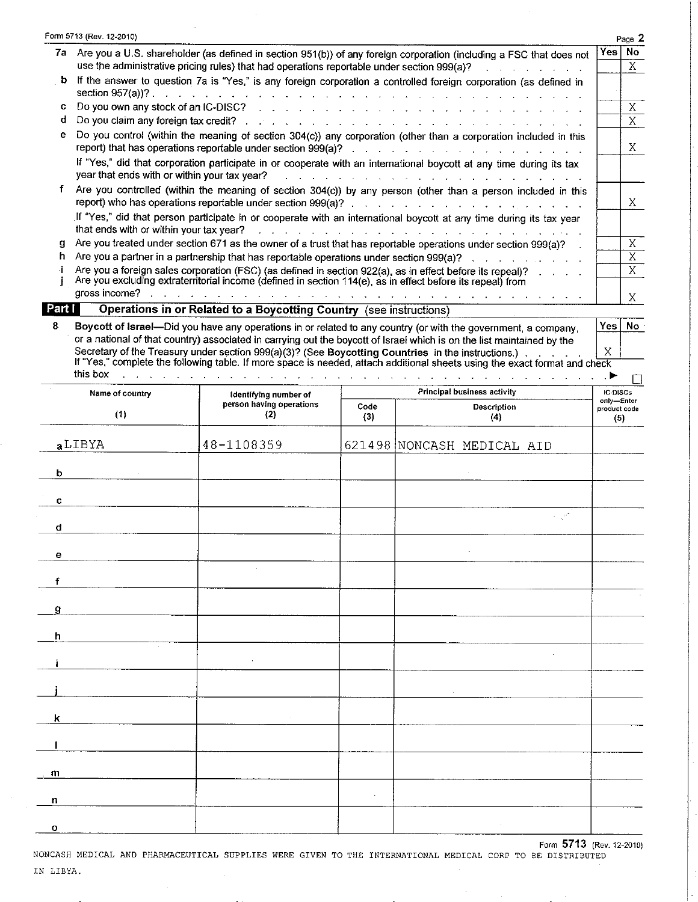Form 5713 (Rev. 12-2010) Page 2

| | | Yes | No |
|---|---|---|---|
| **7a** | Are you a U.S. shareholder (as defined in section 951(b)) of any foreign corporation (including a FSC that does not use the administrative pricing rules) that had operations reportable under section 999(a)? | | X |
| **b** | If the answer to question 7a is "Yes," is any foreign corporation a controlled foreign corporation (as defined in section 957(a))? | | |
| **c** | Do you own any stock of an IC-DISC? | | X |
| **d** | Do you claim any foreign tax credit? | | X |
| **e** | Do you control (within the meaning of section 304(c)) any corporation (other than a corporation included in this report) that has operations reportable under section 999(a)? | | X |
| | If "Yes," did that corporation participate in or cooperate with an international boycott at any time during its tax year that ends with or within your tax year? | | |
| **f** | Are you controlled (within the meaning of section 304(c)) by any person (other than a person included in this report) who has operations reportable under section 999(a)? | | X |
| | If "Yes," did that person participate in or cooperate with an international boycott at any time during its tax year that ends with or within your tax year? | | |
| **g** | Are you treated under section 671 as the owner of a trust that has reportable operations under section 999(a)? | | X |
| **h** | Are you a partner in a partnership that has reportable operations under section 999(a)? | | X |
| **i** | Are you a foreign sales corporation (FSC) (as defined in section 922(a), as in effect before its repeal)? | | X |
| **j** | Are you excluding extraterritorial income (defined in section 114(e), as in effect before its repeal) from gross income? | | X |

## Part I Operations in or Related to a Boycotting Country (see instructions)

| | | Yes | No |
|---|---|---|---|
| **8** | **Boycott of Israel**—Did you have any operations in or related to any country (or with the government, a company, or a national of that country) associated in carrying out the boycott of Israel which is on the list maintained by the Secretary of the Treasury under section 999(a)(3)? (See **Boycotting Countries** in the instructions.) | X | |

If "Yes," complete the following table. If more space is needed, attach additional sheets using the exact format and check this box ▶ ☐

| | Name of country (1) | Identifying number of person having operations (2) | Principal business activity Code (3) | Principal business activity Description (4) | IC-DISCs only—Enter product code (5) |
|---|---|---|---|---|---|
| a | LIBYA | 48-1108359 | 621498 | NONCASH MEDICAL AID | |
| b | | | | | |
| c | | | | | |
| d | | | | | |
| e | | | | | |
| f | | | | | |
| g | | | | | |
| h | | | | | |
| i | | | | | |
| j | | | | | |
| k | | | | | |
| l | | | | | |
| m | | | | | |
| n | | | | | |
| o | | | | | |

Form 5713 (Rev. 12-2010)

NONCASH MEDICAL AND PHARMACEUTICAL SUPPLIES WERE GIVEN TO THE INTERNATIONAL MEDICAL CORP TO BE DISTRIBUTED IN LIBYA.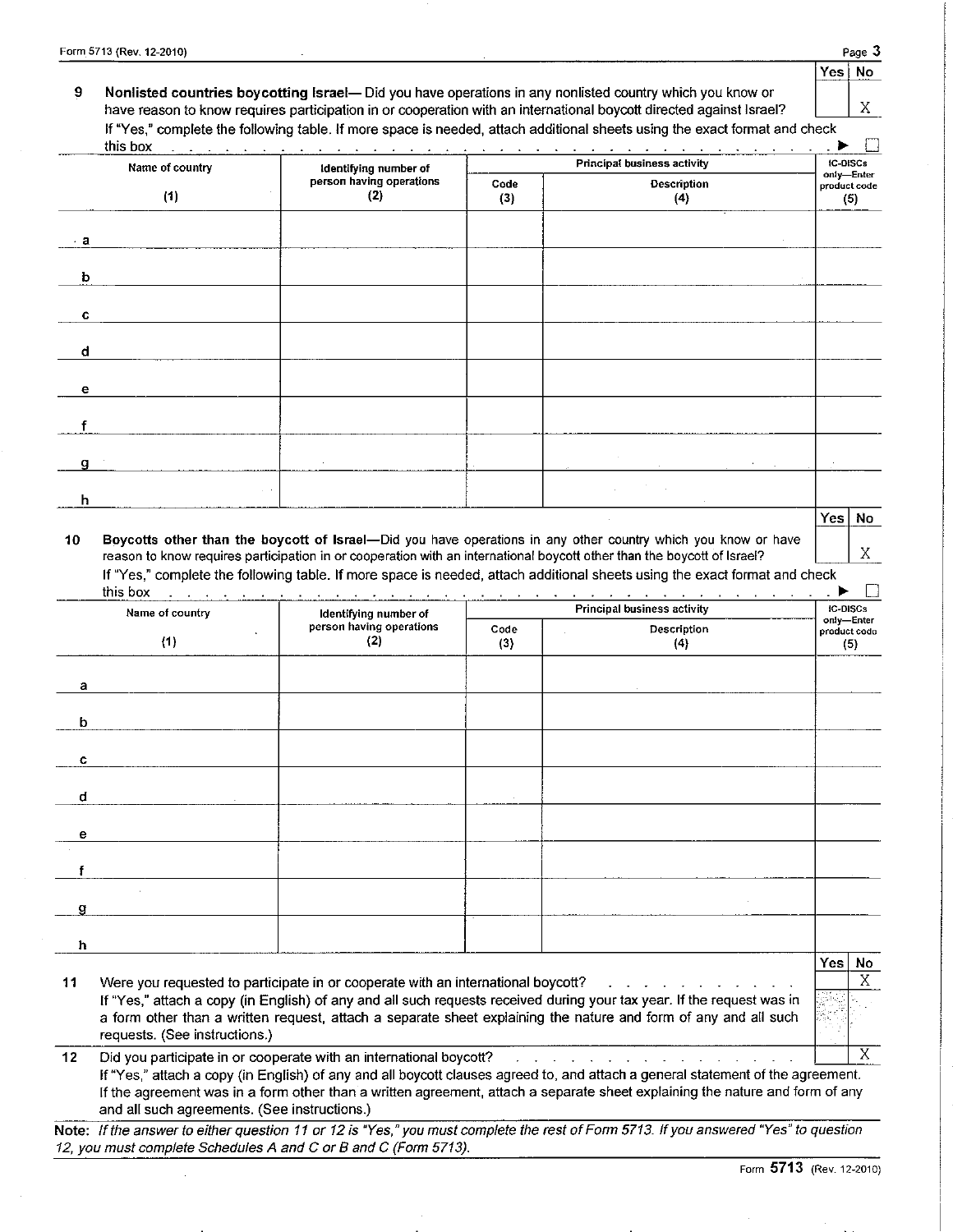| | Yes | No |
|---|---|---|
| **9 Nonlisted countries boycotting Israel—** Did you have operations in any nonlisted country which you know or have reason to know requires participation in or cooperation with an international boycott directed against Israel? | | X |

If "Yes," complete the following table. If more space is needed, attach additional sheets using the exact format and check this box ▶ ☐

| | Name of country (1) | Identifying number of person having operations (2) | Principal business activity — Code (3) | Principal business activity — Description (4) | IC-DISCs only—Enter product code (5) |
|---|---|---|---|---|---|
| a | | | | | |
| b | | | | | |
| c | | | | | |
| d | | | | | |
| e | | | | | |
| f | | | | | |
| g | | | | | |
| h | | | | | |

| | Yes | No |
|---|---|---|
| **10 Boycotts other than the boycott of Israel—** Did you have operations in any other country which you know or have reason to know requires participation in or cooperation with an international boycott other than the boycott of Israel? | | X |

If "Yes," complete the following table. If more space is needed, attach additional sheets using the exact format and check this box ▶ ☐

| | Name of country (1) | Identifying number of person having operations (2) | Principal business activity — Code (3) | Principal business activity — Description (4) | IC-DISCs only—Enter product code (5) |
|---|---|---|---|---|---|
| a | | | | | |
| b | | | | | |
| c | | | | | |
| d | | | | | |
| e | | | | | |
| f | | | | | |
| g | | | | | |
| h | | | | | |

| | Yes | No |
|---|---|---|
| **11** Were you requested to participate in or cooperate with an international boycott? | | X |
| If "Yes," attach a copy (in English) of any and all such requests received during your tax year. If the request was in a form other than a written request, attach a separate sheet explaining the nature and form of any and all such requests. (See instructions.) | | |
| **12** Did you participate in or cooperate with an international boycott? | | X |
| If "Yes," attach a copy (in English) of any and all boycott clauses agreed to, and attach a general statement of the agreement. If the agreement was in a form other than a written agreement, attach a separate sheet explaining the nature and form of any and all such agreements. (See instructions.) | | |

**Note:** *If the answer to either question 11 or 12 is "Yes," you must complete the rest of Form 5713. If you answered "Yes" to question 12, you must complete Schedules A and C or B and C (Form 5713).*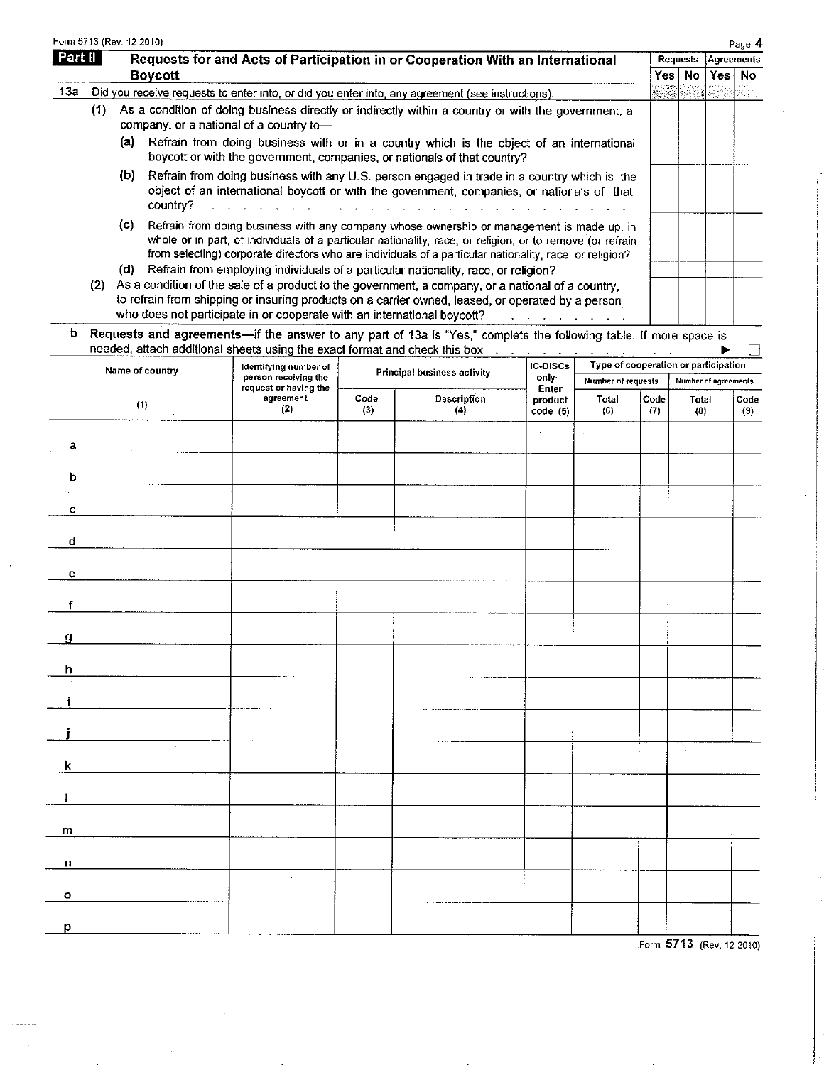## Part II Requests for and Acts of Participation in or Cooperation With an International Boycott

| | Requests Yes | Requests No | Agreements Yes | Agreements No |
|---|---|---|---|---|
| **13a** Did you receive requests to enter into, or did you enter into, any agreement (see instructions): | | | | |
| (1) As a condition of doing business directly or indirectly within a country or with the government, a company, or a national of a country to— | | | | |
| (a) Refrain from doing business with or in a country which is the object of an international boycott or with the government, companies, or nationals of that country? | | | | |
| (b) Refrain from doing business with any U.S. person engaged in trade in a country which is the object of an international boycott or with the government, companies, or nationals of that country? | | | | |
| (c) Refrain from doing business with any company whose ownership or management is made up, in whole or in part, of individuals of a particular nationality, race, or religion, or to remove (or refrain from selecting) corporate directors who are individuals of a particular nationality, race, or religion? | | | | |
| (d) Refrain from employing individuals of a particular nationality, race, or religion? | | | | |
| (2) As a condition of the sale of a product to the government, a company, or a national of a country, to refrain from shipping or insuring products on a carrier owned, leased, or operated by a person who does not participate in or cooperate with an international boycott? | | | | |

**b Requests and agreements**—if the answer to any part of 13a is "Yes," complete the following table. If more space is needed, attach additional sheets using the exact format and check this box ▶ ☐

| | Name of country (1) | Identifying number of person receiving the request or having the agreement (2) | Principal business activity: Code (3) | Principal business activity: Description (4) | IC-DISCs only—Enter product code (5) | Type of cooperation or participation — Number of requests: Total (6) | Code (7) | Number of agreements: Total (8) | Code (9) |
|---|---|---|---|---|---|---|---|---|---|
| a | | | | | | | | | |
| b | | | | | | | | | |
| c | | | | | | | | | |
| d | | | | | | | | | |
| e | | | | | | | | | |
| f | | | | | | | | | |
| g | | | | | | | | | |
| h | | | | | | | | | |
| i | | | | | | | | | |
| j | | | | | | | | | |
| k | | | | | | | | | |
| l | | | | | | | | | |
| m | | | | | | | | | |
| n | | | | | | | | | |
| o | | | | | | | | | |
| p | | | | | | | | | |

Form **5713** (Rev. 12-2010)